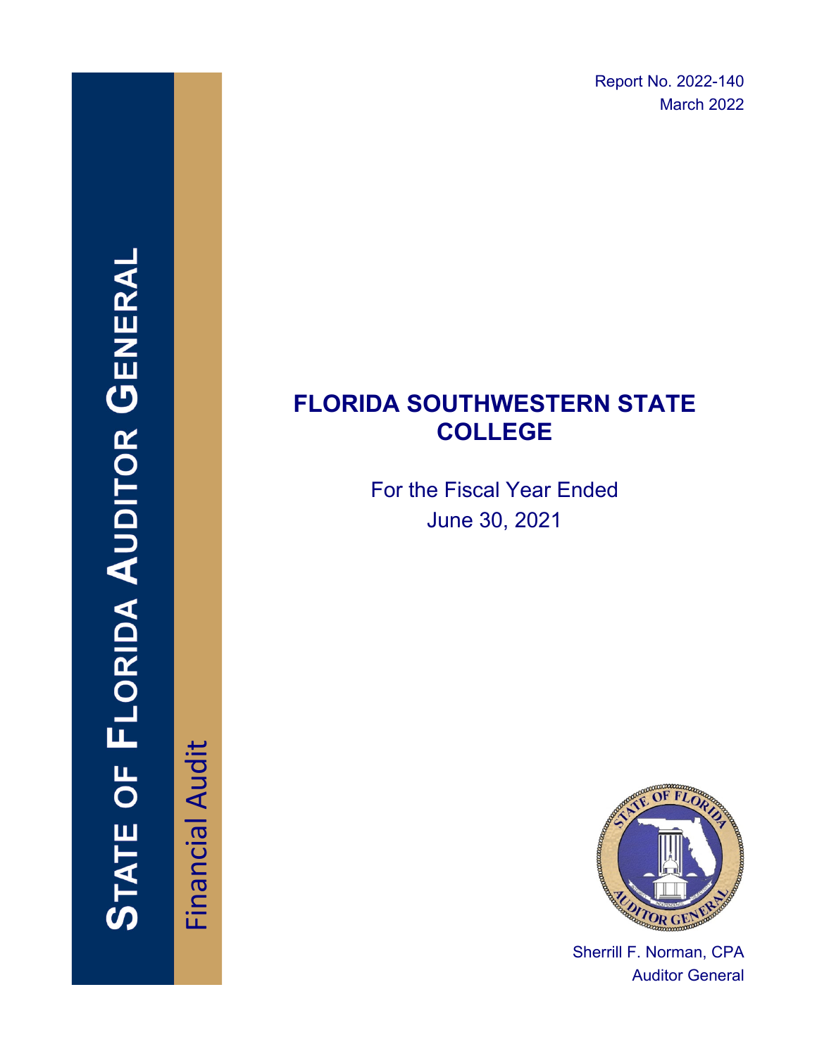Report No. 2022-140
March 2022

# STATE OF FLORIDA AUDITOR GENERAL

Financial Audit

# FLORIDA SOUTHWESTERN STATE COLLEGE

For the Fiscal Year Ended
June 30, 2021

Sherrill F. Norman, CPA
Auditor General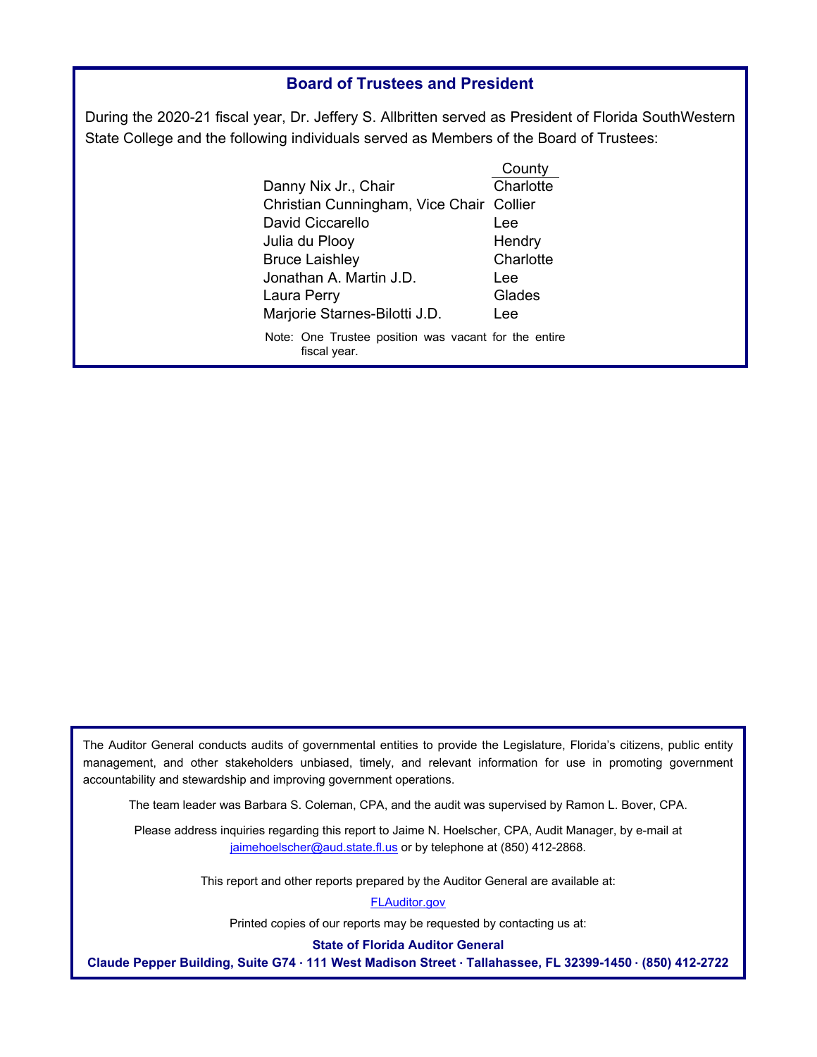## Board of Trustees and President

During the 2020-21 fiscal year, Dr. Jeffery S. Allbritten served as President of Florida SouthWestern State College and the following individuals served as Members of the Board of Trustees:

| | County |
|---|---|
| Danny Nix Jr., Chair | Charlotte |
| Christian Cunningham, Vice Chair | Collier |
| David Ciccarello | Lee |
| Julia du Plooy | Hendry |
| Bruce Laishley | Charlotte |
| Jonathan A. Martin J.D. | Lee |
| Laura Perry | Glades |
| Marjorie Starnes-Bilotti J.D. | Lee |

Note: One Trustee position was vacant for the entire fiscal year.

The Auditor General conducts audits of governmental entities to provide the Legislature, Florida's citizens, public entity management, and other stakeholders unbiased, timely, and relevant information for use in promoting government accountability and stewardship and improving government operations.

The team leader was Barbara S. Coleman, CPA, and the audit was supervised by Ramon L. Bover, CPA.

Please address inquiries regarding this report to Jaime N. Hoelscher, CPA, Audit Manager, by e-mail at jaimehoelscher@aud.state.fl.us or by telephone at (850) 412-2868.

This report and other reports prepared by the Auditor General are available at:

FLAuditor.gov

Printed copies of our reports may be requested by contacting us at:

**State of Florida Auditor General**

**Claude Pepper Building, Suite G74 · 111 West Madison Street · Tallahassee, FL 32399-1450 · (850) 412-2722**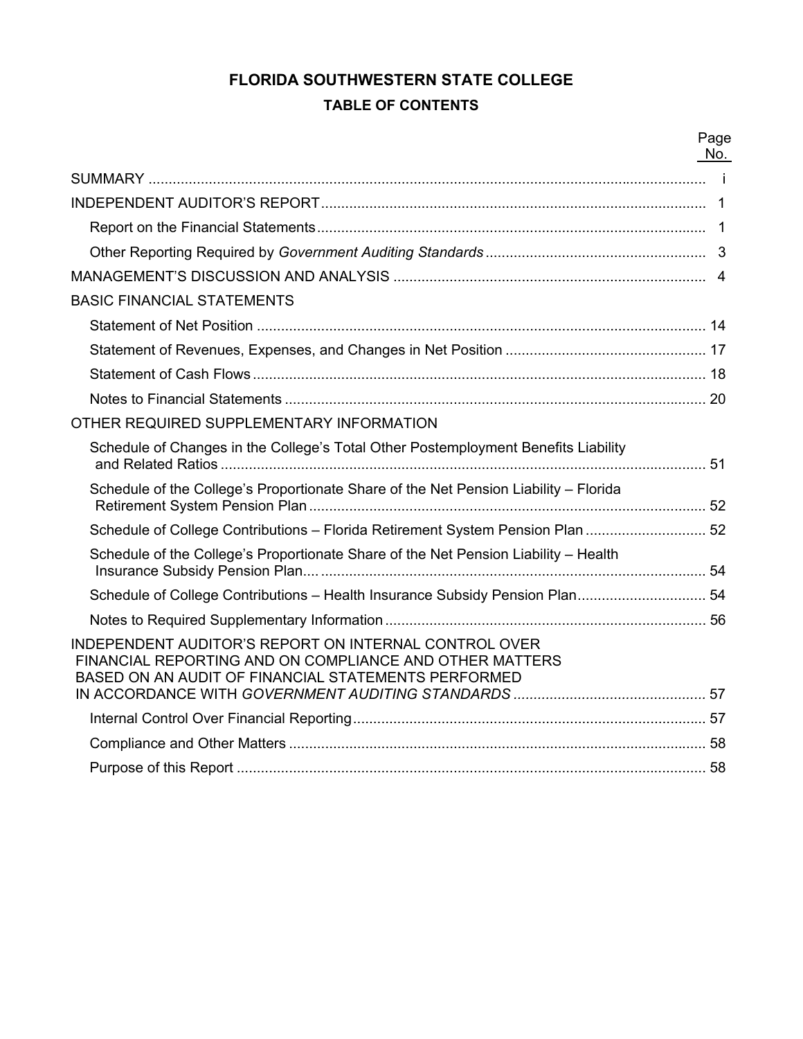# FLORIDA SOUTHWESTERN STATE COLLEGE

## TABLE OF CONTENTS

| | Page No. |
|---|---|
| SUMMARY | i |
| INDEPENDENT AUDITOR'S REPORT | 1 |
| Report on the Financial Statements | 1 |
| Other Reporting Required by *Government Auditing Standards* | 3 |
| MANAGEMENT'S DISCUSSION AND ANALYSIS | 4 |
| BASIC FINANCIAL STATEMENTS | |
| Statement of Net Position | 14 |
| Statement of Revenues, Expenses, and Changes in Net Position | 17 |
| Statement of Cash Flows | 18 |
| Notes to Financial Statements | 20 |
| OTHER REQUIRED SUPPLEMENTARY INFORMATION | |
| Schedule of Changes in the College's Total Other Postemployment Benefits Liability and Related Ratios | 51 |
| Schedule of the College's Proportionate Share of the Net Pension Liability – Florida Retirement System Pension Plan | 52 |
| Schedule of College Contributions – Florida Retirement System Pension Plan | 52 |
| Schedule of the College's Proportionate Share of the Net Pension Liability – Health Insurance Subsidy Pension Plan | 54 |
| Schedule of College Contributions – Health Insurance Subsidy Pension Plan | 54 |
| Notes to Required Supplementary Information | 56 |
| INDEPENDENT AUDITOR'S REPORT ON INTERNAL CONTROL OVER FINANCIAL REPORTING AND ON COMPLIANCE AND OTHER MATTERS BASED ON AN AUDIT OF FINANCIAL STATEMENTS PERFORMED IN ACCORDANCE WITH *GOVERNMENT AUDITING STANDARDS* | 57 |
| Internal Control Over Financial Reporting | 57 |
| Compliance and Other Matters | 58 |
| Purpose of this Report | 58 |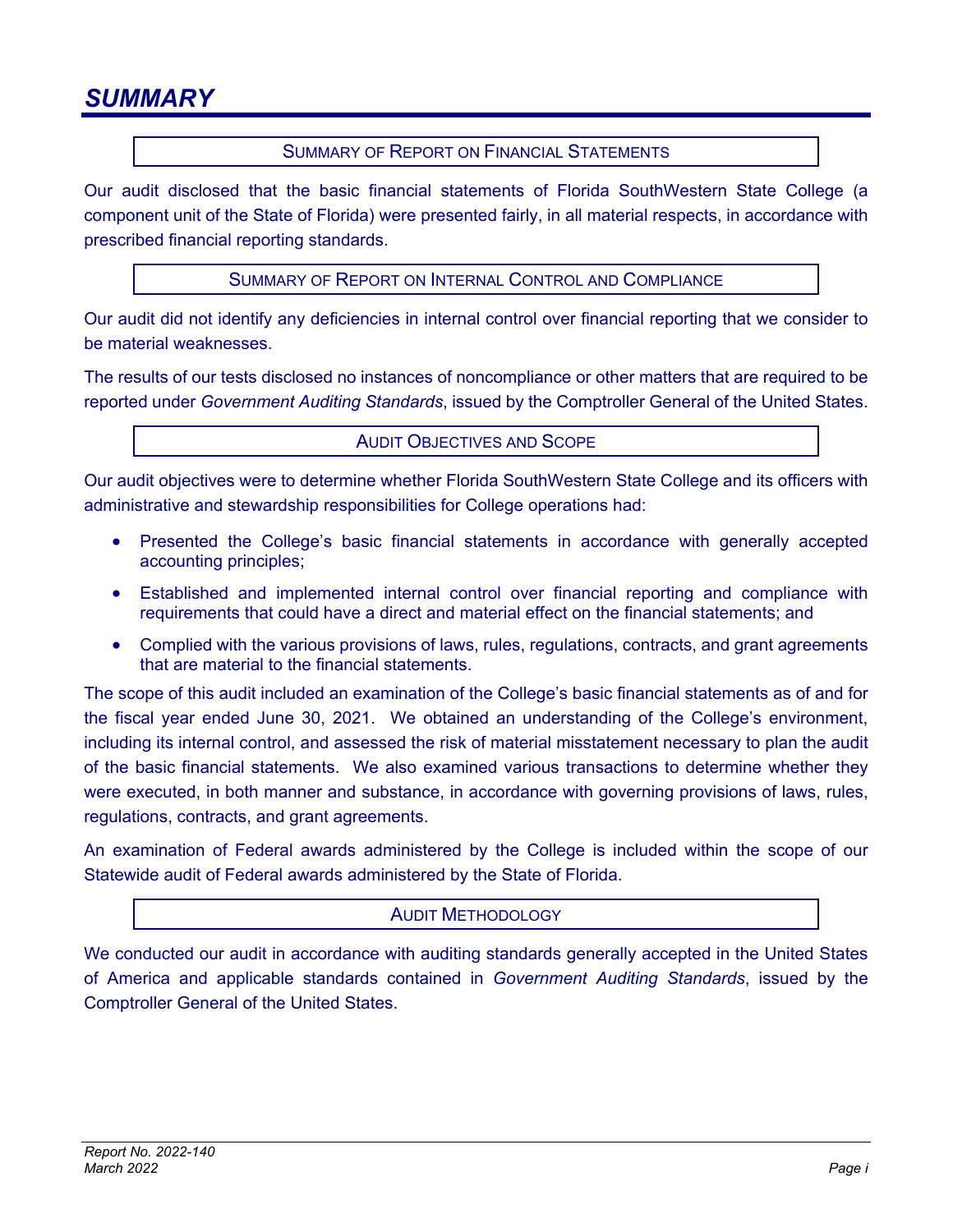# SUMMARY

### SUMMARY OF REPORT ON FINANCIAL STATEMENTS

Our audit disclosed that the basic financial statements of Florida SouthWestern State College (a component unit of the State of Florida) were presented fairly, in all material respects, in accordance with prescribed financial reporting standards.

### SUMMARY OF REPORT ON INTERNAL CONTROL AND COMPLIANCE

Our audit did not identify any deficiencies in internal control over financial reporting that we consider to be material weaknesses.

The results of our tests disclosed no instances of noncompliance or other matters that are required to be reported under *Government Auditing Standards*, issued by the Comptroller General of the United States.

### AUDIT OBJECTIVES AND SCOPE

Our audit objectives were to determine whether Florida SouthWestern State College and its officers with administrative and stewardship responsibilities for College operations had:

- Presented the College's basic financial statements in accordance with generally accepted accounting principles;
- Established and implemented internal control over financial reporting and compliance with requirements that could have a direct and material effect on the financial statements; and
- Complied with the various provisions of laws, rules, regulations, contracts, and grant agreements that are material to the financial statements.

The scope of this audit included an examination of the College's basic financial statements as of and for the fiscal year ended June 30, 2021. We obtained an understanding of the College's environment, including its internal control, and assessed the risk of material misstatement necessary to plan the audit of the basic financial statements. We also examined various transactions to determine whether they were executed, in both manner and substance, in accordance with governing provisions of laws, rules, regulations, contracts, and grant agreements.

An examination of Federal awards administered by the College is included within the scope of our Statewide audit of Federal awards administered by the State of Florida.

### AUDIT METHODOLOGY

We conducted our audit in accordance with auditing standards generally accepted in the United States of America and applicable standards contained in *Government Auditing Standards*, issued by the Comptroller General of the United States.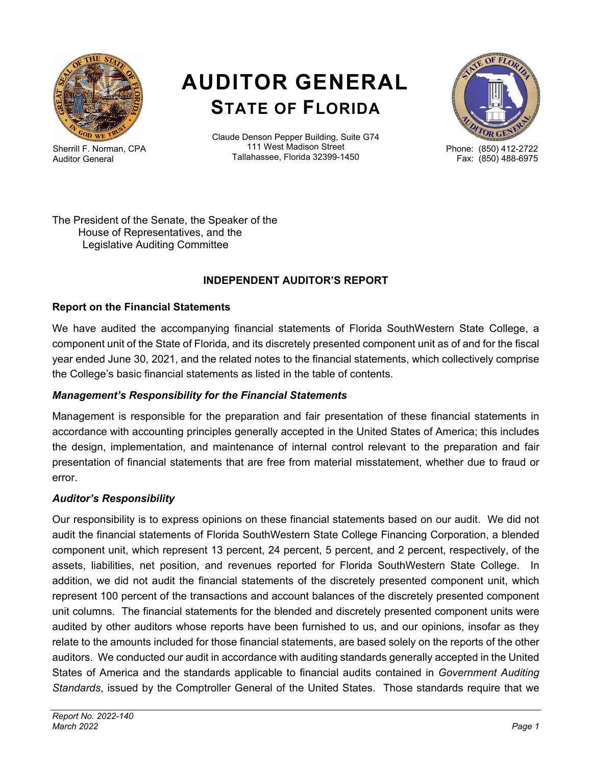# AUDITOR GENERAL
## STATE OF FLORIDA

Sherrill F. Norman, CPA
Auditor General

Claude Denson Pepper Building, Suite G74
111 West Madison Street
Tallahassee, Florida 32399-1450

Phone: (850) 412-2722
Fax: (850) 488-6975

The President of the Senate, the Speaker of the House of Representatives, and the Legislative Auditing Committee

### INDEPENDENT AUDITOR'S REPORT

**Report on the Financial Statements**

We have audited the accompanying financial statements of Florida SouthWestern State College, a component unit of the State of Florida, and its discretely presented component unit as of and for the fiscal year ended June 30, 2021, and the related notes to the financial statements, which collectively comprise the College's basic financial statements as listed in the table of contents.

***Management's Responsibility for the Financial Statements***

Management is responsible for the preparation and fair presentation of these financial statements in accordance with accounting principles generally accepted in the United States of America; this includes the design, implementation, and maintenance of internal control relevant to the preparation and fair presentation of financial statements that are free from material misstatement, whether due to fraud or error.

***Auditor's Responsibility***

Our responsibility is to express opinions on these financial statements based on our audit. We did not audit the financial statements of Florida SouthWestern State College Financing Corporation, a blended component unit, which represent 13 percent, 24 percent, 5 percent, and 2 percent, respectively, of the assets, liabilities, net position, and revenues reported for Florida SouthWestern State College. In addition, we did not audit the financial statements of the discretely presented component unit, which represent 100 percent of the transactions and account balances of the discretely presented component unit columns. The financial statements for the blended and discretely presented component units were audited by other auditors whose reports have been furnished to us, and our opinions, insofar as they relate to the amounts included for those financial statements, are based solely on the reports of the other auditors. We conducted our audit in accordance with auditing standards generally accepted in the United States of America and the standards applicable to financial audits contained in *Government Auditing Standards*, issued by the Comptroller General of the United States. Those standards require that we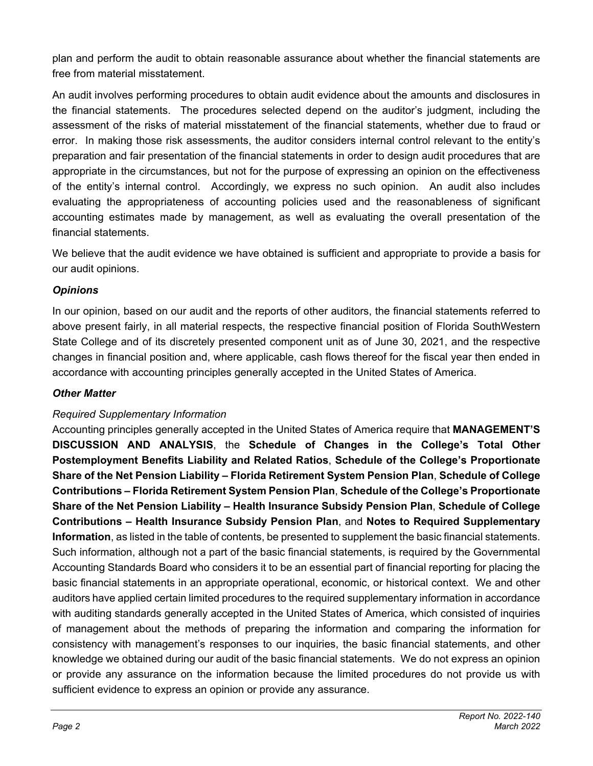plan and perform the audit to obtain reasonable assurance about whether the financial statements are free from material misstatement.

An audit involves performing procedures to obtain audit evidence about the amounts and disclosures in the financial statements. The procedures selected depend on the auditor's judgment, including the assessment of the risks of material misstatement of the financial statements, whether due to fraud or error. In making those risk assessments, the auditor considers internal control relevant to the entity's preparation and fair presentation of the financial statements in order to design audit procedures that are appropriate in the circumstances, but not for the purpose of expressing an opinion on the effectiveness of the entity's internal control. Accordingly, we express no such opinion. An audit also includes evaluating the appropriateness of accounting policies used and the reasonableness of significant accounting estimates made by management, as well as evaluating the overall presentation of the financial statements.

We believe that the audit evidence we have obtained is sufficient and appropriate to provide a basis for our audit opinions.

### *Opinions*

In our opinion, based on our audit and the reports of other auditors, the financial statements referred to above present fairly, in all material respects, the respective financial position of Florida SouthWestern State College and of its discretely presented component unit as of June 30, 2021, and the respective changes in financial position and, where applicable, cash flows thereof for the fiscal year then ended in accordance with accounting principles generally accepted in the United States of America.

### *Other Matter*

*Required Supplementary Information*

Accounting principles generally accepted in the United States of America require that **MANAGEMENT'S DISCUSSION AND ANALYSIS**, the **Schedule of Changes in the College's Total Other Postemployment Benefits Liability and Related Ratios**, **Schedule of the College's Proportionate Share of the Net Pension Liability – Florida Retirement System Pension Plan**, **Schedule of College Contributions – Florida Retirement System Pension Plan**, **Schedule of the College's Proportionate Share of the Net Pension Liability – Health Insurance Subsidy Pension Plan**, **Schedule of College Contributions – Health Insurance Subsidy Pension Plan**, and **Notes to Required Supplementary Information**, as listed in the table of contents, be presented to supplement the basic financial statements. Such information, although not a part of the basic financial statements, is required by the Governmental Accounting Standards Board who considers it to be an essential part of financial reporting for placing the basic financial statements in an appropriate operational, economic, or historical context. We and other auditors have applied certain limited procedures to the required supplementary information in accordance with auditing standards generally accepted in the United States of America, which consisted of inquiries of management about the methods of preparing the information and comparing the information for consistency with management's responses to our inquiries, the basic financial statements, and other knowledge we obtained during our audit of the basic financial statements. We do not express an opinion or provide any assurance on the information because the limited procedures do not provide us with sufficient evidence to express an opinion or provide any assurance.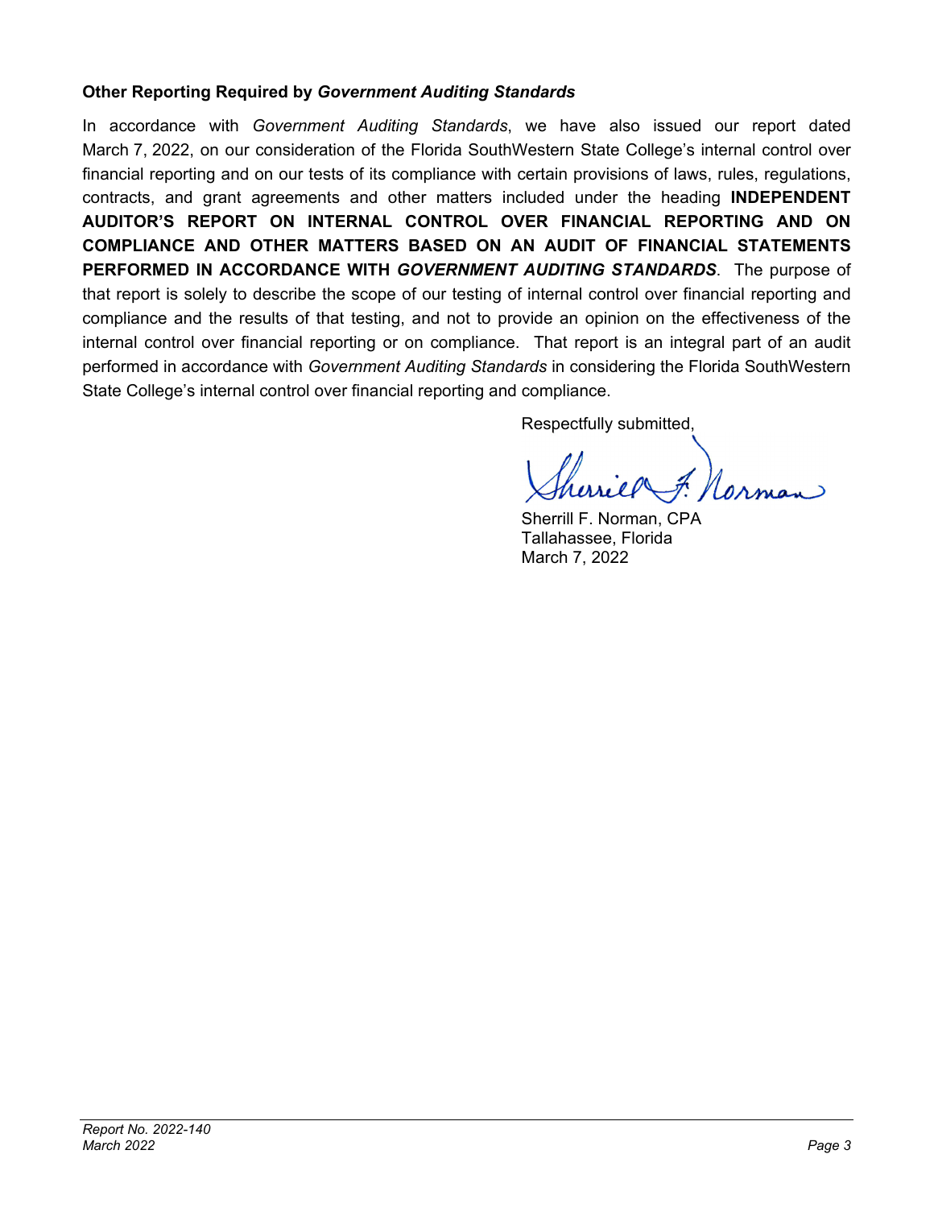## Other Reporting Required by *Government Auditing Standards*

In accordance with *Government Auditing Standards*, we have also issued our report dated March 7, 2022, on our consideration of the Florida SouthWestern State College's internal control over financial reporting and on our tests of its compliance with certain provisions of laws, rules, regulations, contracts, and grant agreements and other matters included under the heading **INDEPENDENT AUDITOR'S REPORT ON INTERNAL CONTROL OVER FINANCIAL REPORTING AND ON COMPLIANCE AND OTHER MATTERS BASED ON AN AUDIT OF FINANCIAL STATEMENTS PERFORMED IN ACCORDANCE WITH *GOVERNMENT AUDITING STANDARDS***. The purpose of that report is solely to describe the scope of our testing of internal control over financial reporting and compliance and the results of that testing, and not to provide an opinion on the effectiveness of the internal control over financial reporting or on compliance. That report is an integral part of an audit performed in accordance with *Government Auditing Standards* in considering the Florida SouthWestern State College's internal control over financial reporting and compliance.

Respectfully submitted,

Sherrill F. Norman, CPA
Tallahassee, Florida
March 7, 2022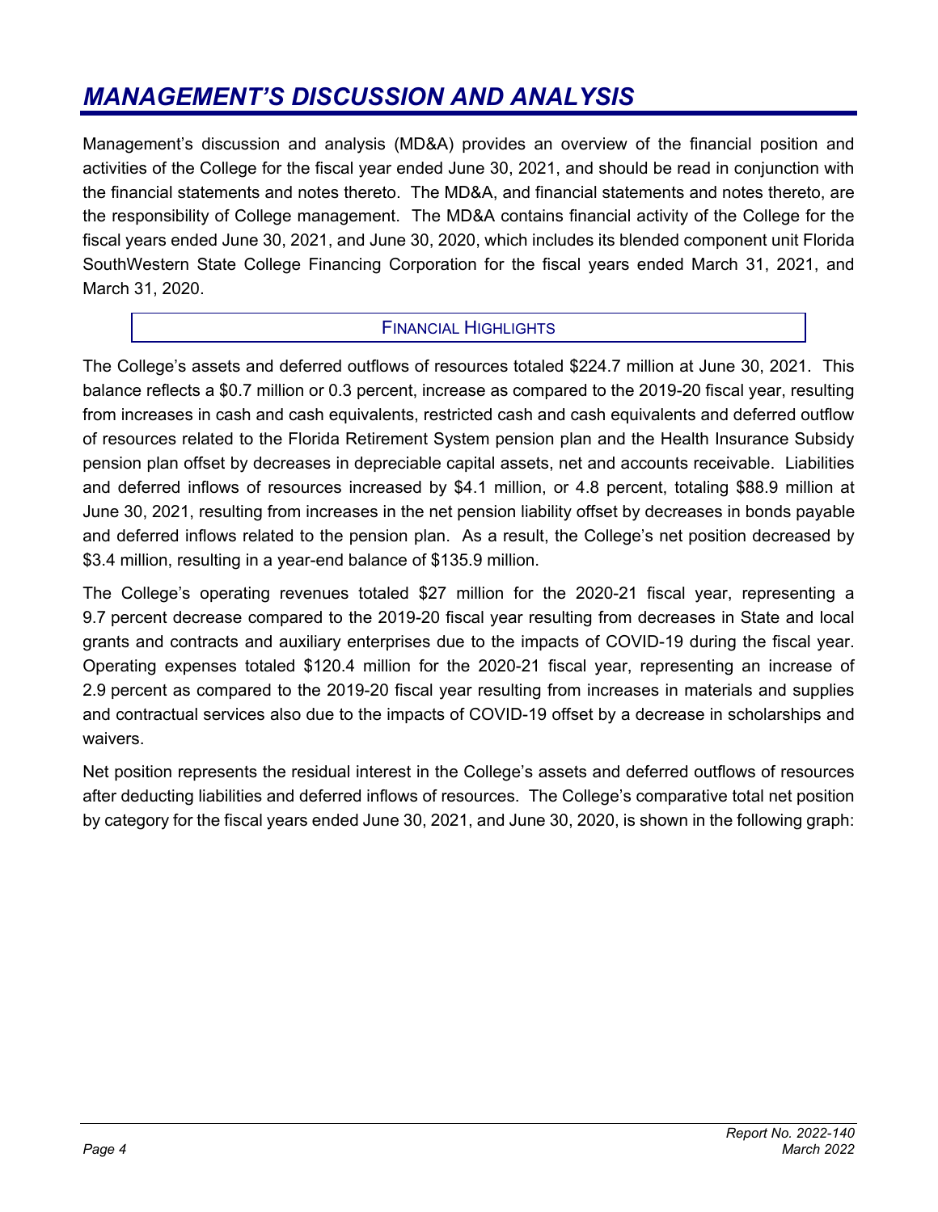# MANAGEMENT'S DISCUSSION AND ANALYSIS

Management's discussion and analysis (MD&A) provides an overview of the financial position and activities of the College for the fiscal year ended June 30, 2021, and should be read in conjunction with the financial statements and notes thereto. The MD&A, and financial statements and notes thereto, are the responsibility of College management. The MD&A contains financial activity of the College for the fiscal years ended June 30, 2021, and June 30, 2020, which includes its blended component unit Florida SouthWestern State College Financing Corporation for the fiscal years ended March 31, 2021, and March 31, 2020.

## FINANCIAL HIGHLIGHTS

The College's assets and deferred outflows of resources totaled $224.7 million at June 30, 2021. This balance reflects a $0.7 million or 0.3 percent, increase as compared to the 2019-20 fiscal year, resulting from increases in cash and cash equivalents, restricted cash and cash equivalents and deferred outflow of resources related to the Florida Retirement System pension plan and the Health Insurance Subsidy pension plan offset by decreases in depreciable capital assets, net and accounts receivable. Liabilities and deferred inflows of resources increased by $4.1 million, or 4.8 percent, totaling $88.9 million at June 30, 2021, resulting from increases in the net pension liability offset by decreases in bonds payable and deferred inflows related to the pension plan. As a result, the College's net position decreased by $3.4 million, resulting in a year-end balance of $135.9 million.

The College's operating revenues totaled $27 million for the 2020-21 fiscal year, representing a 9.7 percent decrease compared to the 2019-20 fiscal year resulting from decreases in State and local grants and contracts and auxiliary enterprises due to the impacts of COVID-19 during the fiscal year. Operating expenses totaled $120.4 million for the 2020-21 fiscal year, representing an increase of 2.9 percent as compared to the 2019-20 fiscal year resulting from increases in materials and supplies and contractual services also due to the impacts of COVID-19 offset by a decrease in scholarships and waivers.

Net position represents the residual interest in the College's assets and deferred outflows of resources after deducting liabilities and deferred inflows of resources. The College's comparative total net position by category for the fiscal years ended June 30, 2021, and June 30, 2020, is shown in the following graph: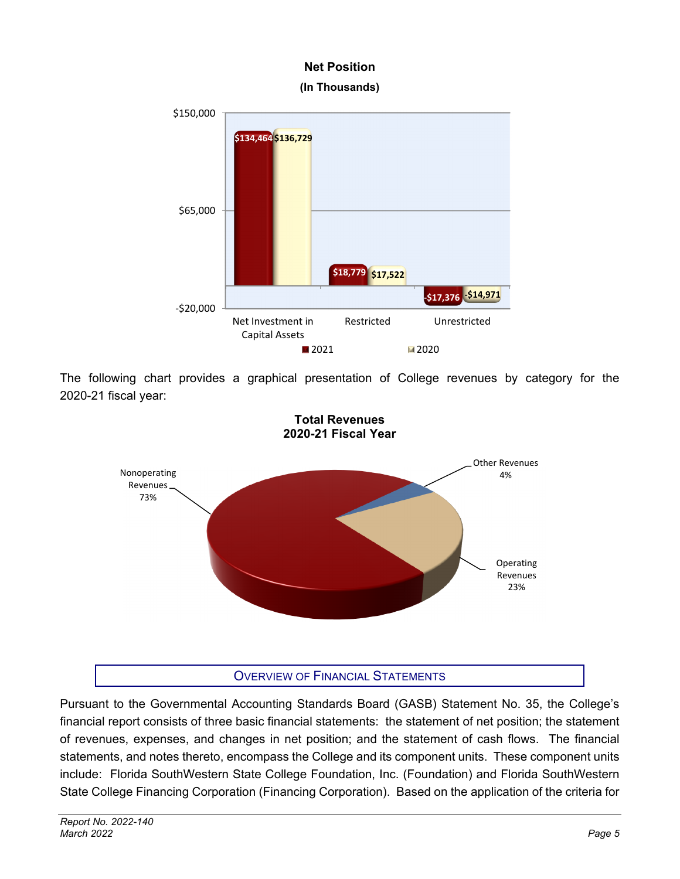**Net Position**
**(In Thousands)**

| | 2021 | 2020 |
|---|---|---|
| Net Investment in Capital Assets | $134,464 | $136,729 |
| Restricted | $18,779 | $17,522 |
| Unrestricted | -$17,376 | -$14,971 |

The following chart provides a graphical presentation of College revenues by category for the 2020-21 fiscal year:

**Total Revenues**
**2020-21 Fiscal Year**

| Category | Percentage |
|---|---|
| Nonoperating Revenues | 73% |
| Operating Revenues | 23% |
| Other Revenues | 4% |

## Overview of Financial Statements

Pursuant to the Governmental Accounting Standards Board (GASB) Statement No. 35, the College's financial report consists of three basic financial statements: the statement of net position; the statement of revenues, expenses, and changes in net position; and the statement of cash flows. The financial statements, and notes thereto, encompass the College and its component units. These component units include: Florida SouthWestern State College Foundation, Inc. (Foundation) and Florida SouthWestern State College Financing Corporation (Financing Corporation). Based on the application of the criteria for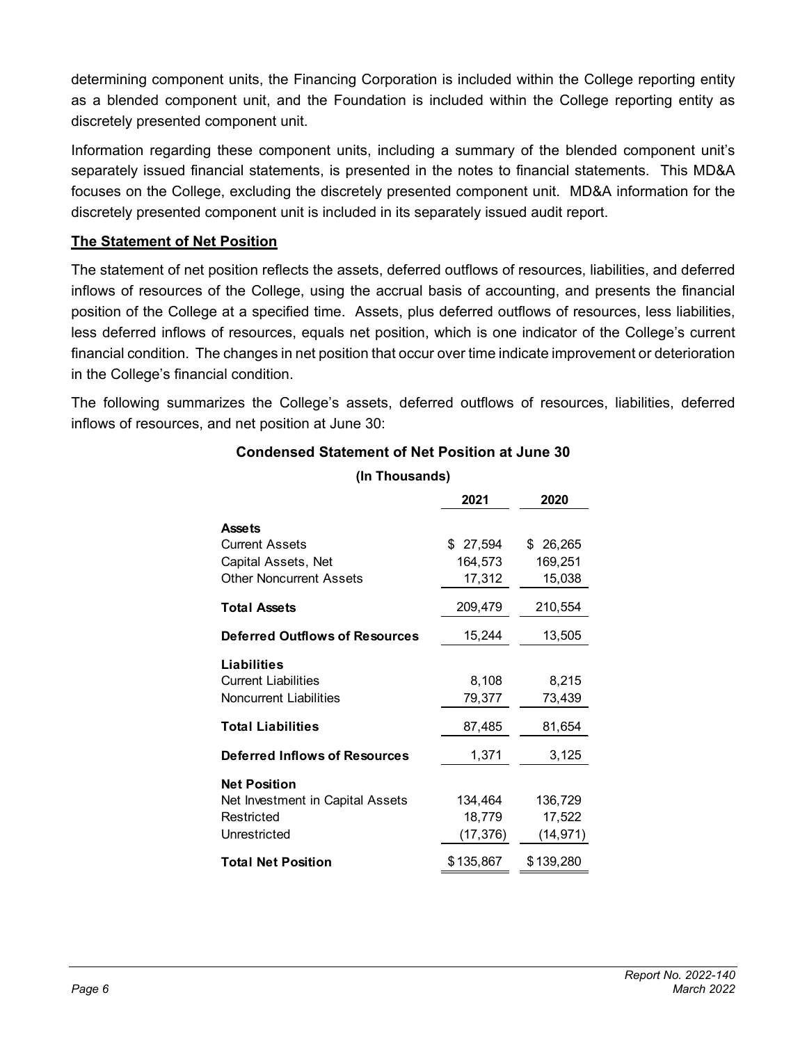determining component units, the Financing Corporation is included within the College reporting entity as a blended component unit, and the Foundation is included within the College reporting entity as discretely presented component unit.

Information regarding these component units, including a summary of the blended component unit's separately issued financial statements, is presented in the notes to financial statements. This MD&A focuses on the College, excluding the discretely presented component unit. MD&A information for the discretely presented component unit is included in its separately issued audit report.

## The Statement of Net Position

The statement of net position reflects the assets, deferred outflows of resources, liabilities, and deferred inflows of resources of the College, using the accrual basis of accounting, and presents the financial position of the College at a specified time. Assets, plus deferred outflows of resources, less liabilities, less deferred inflows of resources, equals net position, which is one indicator of the College's current financial condition. The changes in net position that occur over time indicate improvement or deterioration in the College's financial condition.

The following summarizes the College's assets, deferred outflows of resources, liabilities, deferred inflows of resources, and net position at June 30:

**Condensed Statement of Net Position at June 30**

**(In Thousands)**

| | 2021 | 2020 |
|---|---|---|
| **Assets** | | |
| Current Assets | $ 27,594 | $ 26,265 |
| Capital Assets, Net | 164,573 | 169,251 |
| Other Noncurrent Assets | 17,312 | 15,038 |
| **Total Assets** | 209,479 | 210,554 |
| **Deferred Outflows of Resources** | 15,244 | 13,505 |
| **Liabilities** | | |
| Current Liabilities | 8,108 | 8,215 |
| Noncurrent Liabilities | 79,377 | 73,439 |
| **Total Liabilities** | 87,485 | 81,654 |
| **Deferred Inflows of Resources** | 1,371 | 3,125 |
| **Net Position** | | |
| Net Investment in Capital Assets | 134,464 | 136,729 |
| Restricted | 18,779 | 17,522 |
| Unrestricted | (17,376) | (14,971) |
| **Total Net Position** | $ 135,867 | $ 139,280 |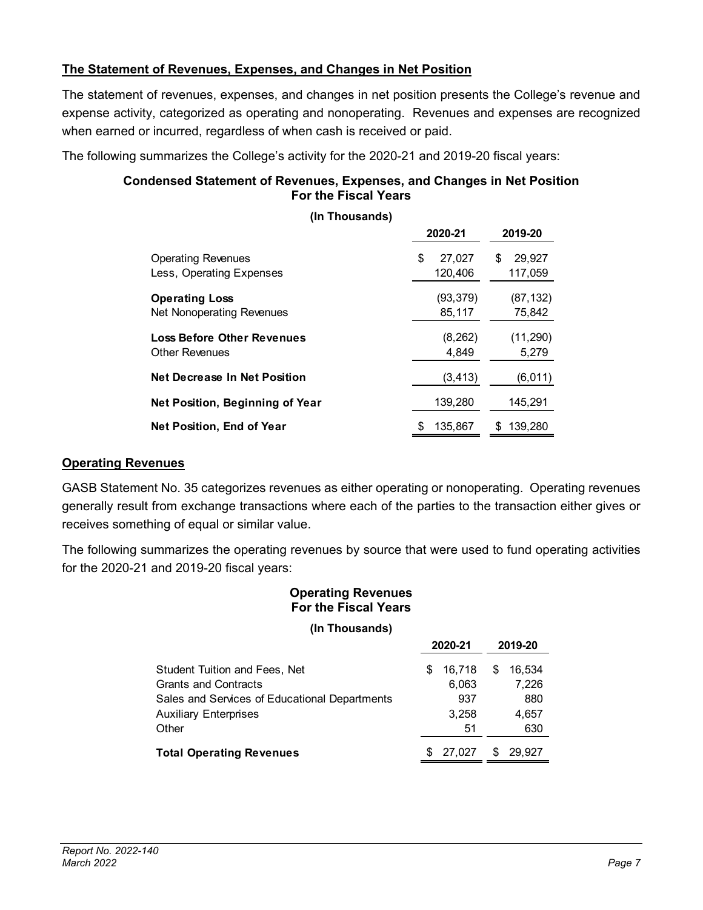## The Statement of Revenues, Expenses, and Changes in Net Position

The statement of revenues, expenses, and changes in net position presents the College's revenue and expense activity, categorized as operating and nonoperating. Revenues and expenses are recognized when earned or incurred, regardless of when cash is received or paid.

The following summarizes the College's activity for the 2020-21 and 2019-20 fiscal years:

**Condensed Statement of Revenues, Expenses, and Changes in Net Position For the Fiscal Years**

**(In Thousands)**

| | 2020-21 | 2019-20 |
|---|---|---|
| Operating Revenues | $ 27,027 | $ 29,927 |
| Less, Operating Expenses | 120,406 | 117,059 |
| **Operating Loss** | (93,379) | (87,132) |
| Net Nonoperating Revenues | 85,117 | 75,842 |
| **Loss Before Other Revenues** | (8,262) | (11,290) |
| Other Revenues | 4,849 | 5,279 |
| **Net Decrease In Net Position** | (3,413) | (6,011) |
| **Net Position, Beginning of Year** | 139,280 | 145,291 |
| **Net Position, End of Year** | $ 135,867 | $ 139,280 |

## Operating Revenues

GASB Statement No. 35 categorizes revenues as either operating or nonoperating. Operating revenues generally result from exchange transactions where each of the parties to the transaction either gives or receives something of equal or similar value.

The following summarizes the operating revenues by source that were used to fund operating activities for the 2020-21 and 2019-20 fiscal years:

**Operating Revenues For the Fiscal Years**

**(In Thousands)**

| | 2020-21 | 2019-20 |
|---|---|---|
| Student Tuition and Fees, Net | $ 16,718 | $ 16,534 |
| Grants and Contracts | 6,063 | 7,226 |
| Sales and Services of Educational Departments | 937 | 880 |
| Auxiliary Enterprises | 3,258 | 4,657 |
| Other | 51 | 630 |
| **Total Operating Revenues** | $ 27,027 | $ 29,927 |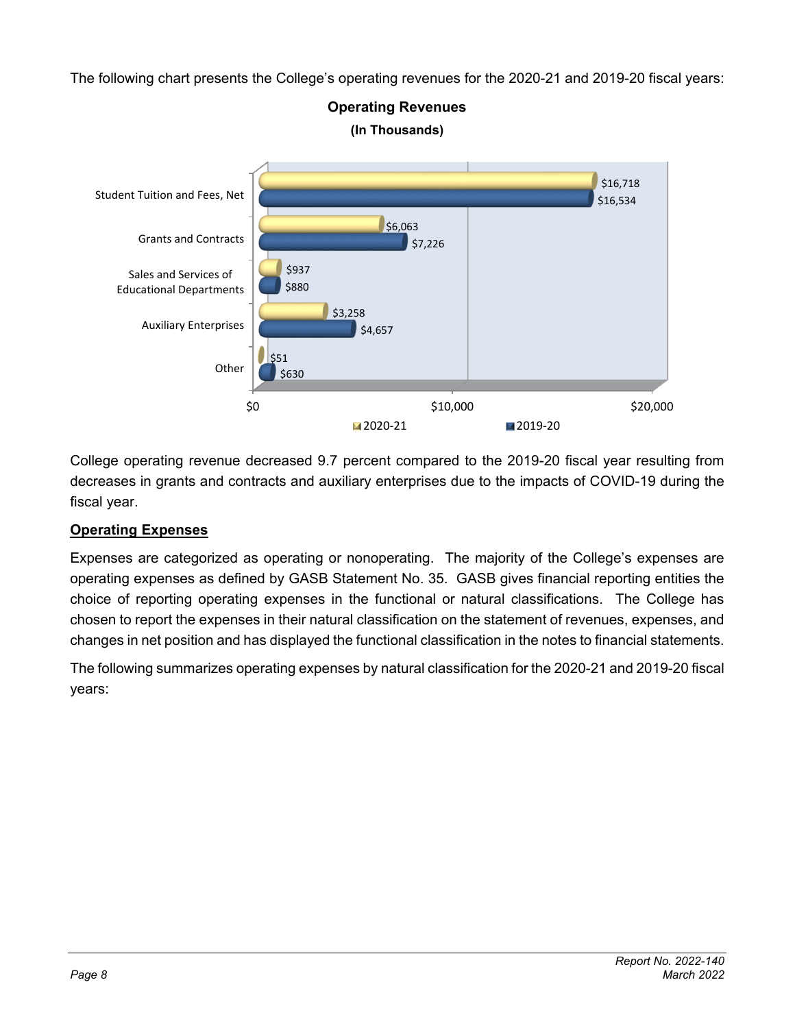The following chart presents the College's operating revenues for the 2020-21 and 2019-20 fiscal years:

**Operating Revenues**
**(In Thousands)**

| | 2020-21 | 2019-20 |
|---|---|---|
| Student Tuition and Fees, Net | $16,718 | $16,534 |
| Grants and Contracts | $6,063 | $7,226 |
| Sales and Services of Educational Departments | $937 | $880 |
| Auxiliary Enterprises | $3,258 | $4,657 |
| Other | $51 | $630 |

College operating revenue decreased 9.7 percent compared to the 2019-20 fiscal year resulting from decreases in grants and contracts and auxiliary enterprises due to the impacts of COVID-19 during the fiscal year.

## Operating Expenses

Expenses are categorized as operating or nonoperating. The majority of the College's expenses are operating expenses as defined by GASB Statement No. 35. GASB gives financial reporting entities the choice of reporting operating expenses in the functional or natural classifications. The College has chosen to report the expenses in their natural classification on the statement of revenues, expenses, and changes in net position and has displayed the functional classification in the notes to financial statements.

The following summarizes operating expenses by natural classification for the 2020-21 and 2019-20 fiscal years: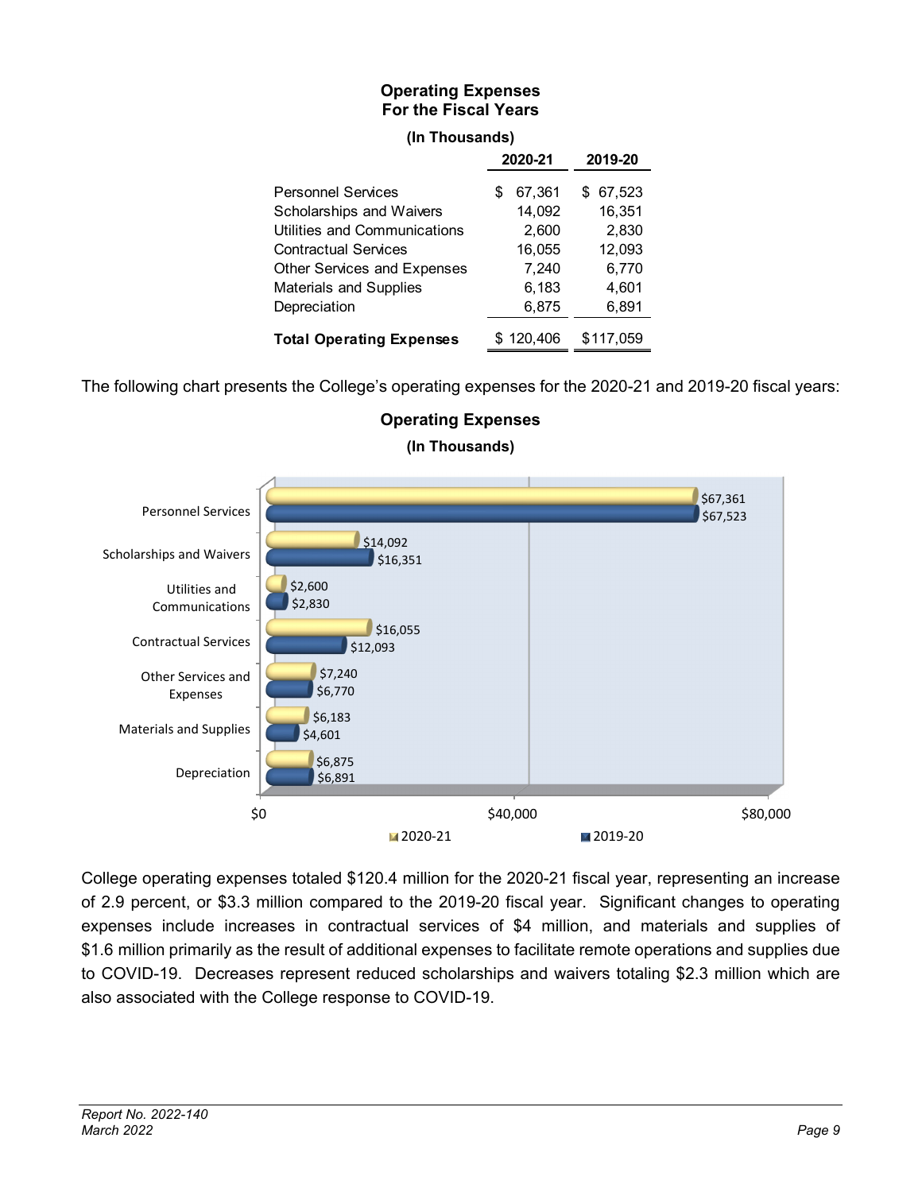**Operating Expenses**
**For the Fiscal Years**

**(In Thousands)**

| | 2020-21 | 2019-20 |
|---|---|---|
| Personnel Services | $ 67,361 | $ 67,523 |
| Scholarships and Waivers | 14,092 | 16,351 |
| Utilities and Communications | 2,600 | 2,830 |
| Contractual Services | 16,055 | 12,093 |
| Other Services and Expenses | 7,240 | 6,770 |
| Materials and Supplies | 6,183 | 4,601 |
| Depreciation | 6,875 | 6,891 |
| **Total Operating Expenses** | $ 120,406 | $117,059 |

The following chart presents the College's operating expenses for the 2020-21 and 2019-20 fiscal years:

**Operating Expenses**

**(In Thousands)**

| | 2020-21 | 2019-20 |
|---|---|---|
| Personnel Services | $67,361 | $67,523 |
| Scholarships and Waivers | $14,092 | $16,351 |
| Utilities and Communications | $2,600 | $2,830 |
| Contractual Services | $16,055 | $12,093 |
| Other Services and Expenses | $7,240 | $6,770 |
| Materials and Supplies | $6,183 | $4,601 |
| Depreciation | $6,875 | $6,891 |

College operating expenses totaled $120.4 million for the 2020-21 fiscal year, representing an increase of 2.9 percent, or $3.3 million compared to the 2019-20 fiscal year. Significant changes to operating expenses include increases in contractual services of $4 million, and materials and supplies of $1.6 million primarily as the result of additional expenses to facilitate remote operations and supplies due to COVID-19. Decreases represent reduced scholarships and waivers totaling $2.3 million which are also associated with the College response to COVID-19.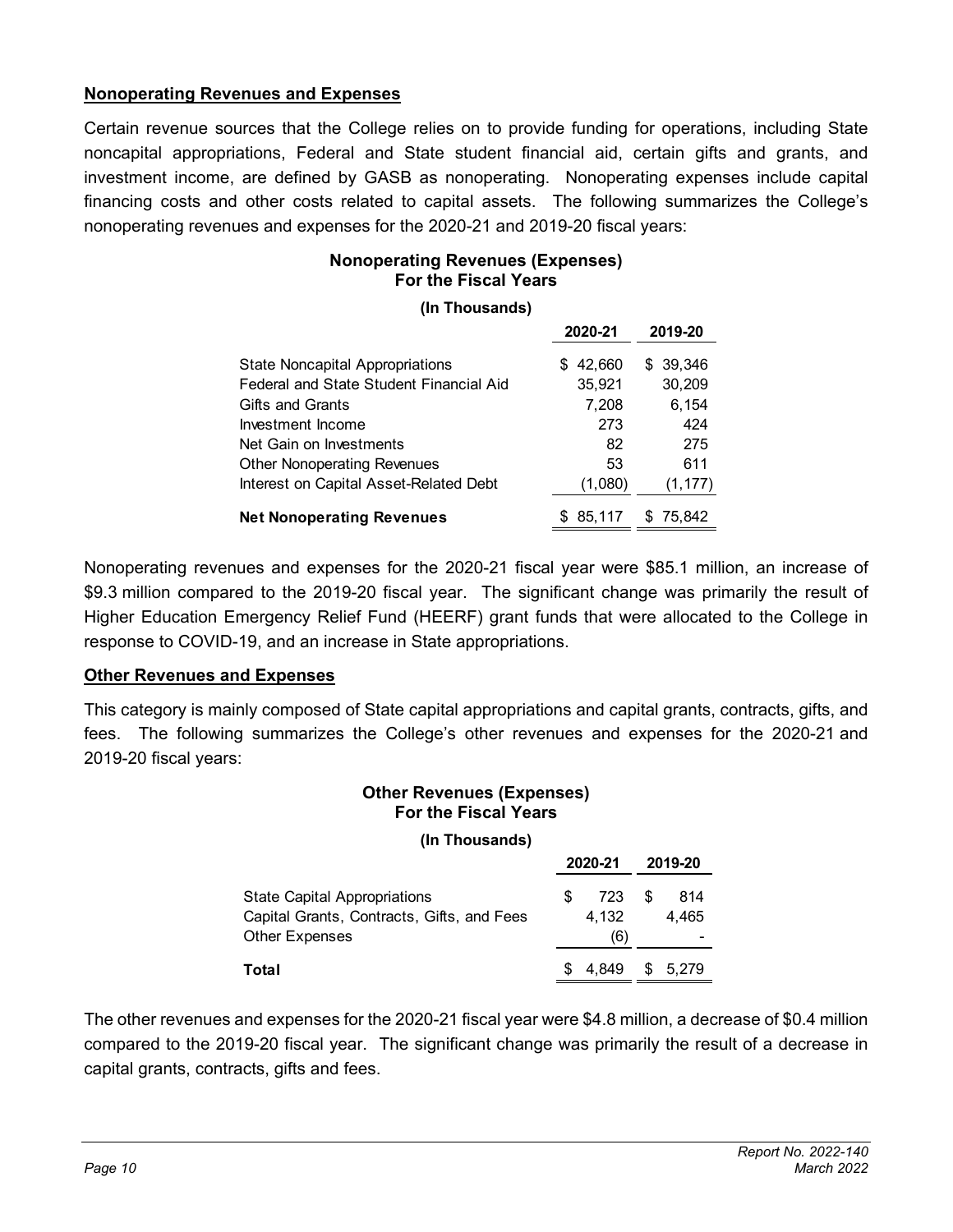**Nonoperating Revenues and Expenses**

Certain revenue sources that the College relies on to provide funding for operations, including State noncapital appropriations, Federal and State student financial aid, certain gifts and grants, and investment income, are defined by GASB as nonoperating. Nonoperating expenses include capital financing costs and other costs related to capital assets. The following summarizes the College's nonoperating revenues and expenses for the 2020-21 and 2019-20 fiscal years:

**Nonoperating Revenues (Expenses)**
**For the Fiscal Years**
**(In Thousands)**

| | 2020-21 | 2019-20 |
|---|---|---|
| State Noncapital Appropriations | $ 42,660 | $ 39,346 |
| Federal and State Student Financial Aid | 35,921 | 30,209 |
| Gifts and Grants | 7,208 | 6,154 |
| Investment Income | 273 | 424 |
| Net Gain on Investments | 82 | 275 |
| Other Nonoperating Revenues | 53 | 611 |
| Interest on Capital Asset-Related Debt | (1,080) | (1,177) |
| **Net Nonoperating Revenues** | $ 85,117 | $ 75,842 |

Nonoperating revenues and expenses for the 2020-21 fiscal year were $85.1 million, an increase of $9.3 million compared to the 2019-20 fiscal year. The significant change was primarily the result of Higher Education Emergency Relief Fund (HEERF) grant funds that were allocated to the College in response to COVID-19, and an increase in State appropriations.

**Other Revenues and Expenses**

This category is mainly composed of State capital appropriations and capital grants, contracts, gifts, and fees. The following summarizes the College's other revenues and expenses for the 2020-21 and 2019-20 fiscal years:

**Other Revenues (Expenses)**
**For the Fiscal Years**
**(In Thousands)**

| | 2020-21 | 2019-20 |
|---|---|---|
| State Capital Appropriations | $ 723 | $ 814 |
| Capital Grants, Contracts, Gifts, and Fees | 4,132 | 4,465 |
| Other Expenses | (6) | - |
| **Total** | $ 4,849 | $ 5,279 |

The other revenues and expenses for the 2020-21 fiscal year were $4.8 million, a decrease of $0.4 million compared to the 2019-20 fiscal year. The significant change was primarily the result of a decrease in capital grants, contracts, gifts and fees.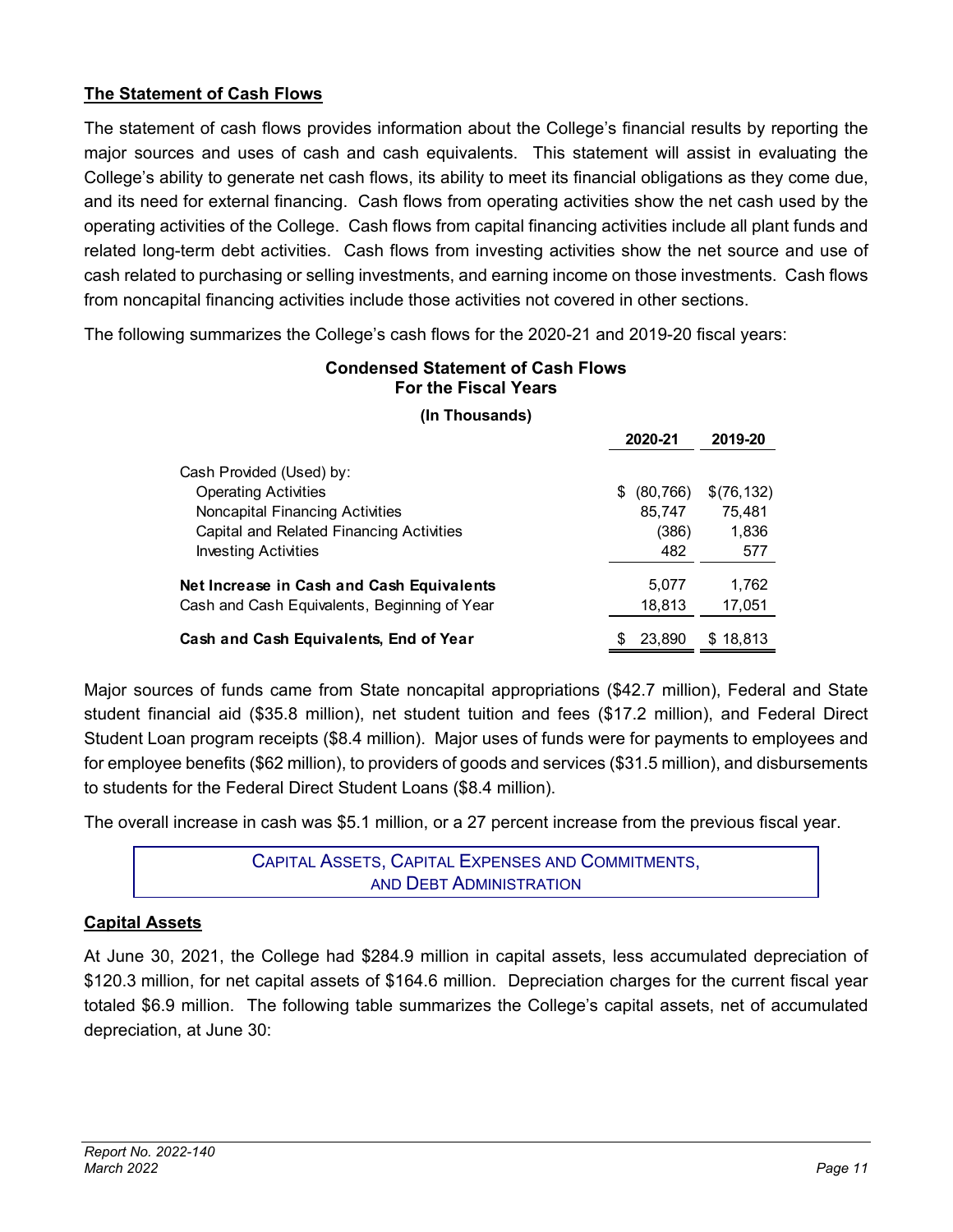## The Statement of Cash Flows

The statement of cash flows provides information about the College's financial results by reporting the major sources and uses of cash and cash equivalents. This statement will assist in evaluating the College's ability to generate net cash flows, its ability to meet its financial obligations as they come due, and its need for external financing. Cash flows from operating activities show the net cash used by the operating activities of the College. Cash flows from capital financing activities include all plant funds and related long-term debt activities. Cash flows from investing activities show the net source and use of cash related to purchasing or selling investments, and earning income on those investments. Cash flows from noncapital financing activities include those activities not covered in other sections.

The following summarizes the College's cash flows for the 2020-21 and 2019-20 fiscal years:

**Condensed Statement of Cash Flows**
**For the Fiscal Years**
**(In Thousands)**

| | 2020-21 | 2019-20 |
|---|---|---|
| Cash Provided (Used) by: | | |
| Operating Activities | $ (80,766) | $(76,132) |
| Noncapital Financing Activities | 85,747 | 75,481 |
| Capital and Related Financing Activities | (386) | 1,836 |
| Investing Activities | 482 | 577 |
| **Net Increase in Cash and Cash Equivalents** | 5,077 | 1,762 |
| Cash and Cash Equivalents, Beginning of Year | 18,813 | 17,051 |
| **Cash and Cash Equivalents, End of Year** | $ 23,890 | $ 18,813 |

Major sources of funds came from State noncapital appropriations ($42.7 million), Federal and State student financial aid ($35.8 million), net student tuition and fees ($17.2 million), and Federal Direct Student Loan program receipts ($8.4 million). Major uses of funds were for payments to employees and for employee benefits ($62 million), to providers of goods and services ($31.5 million), and disbursements to students for the Federal Direct Student Loans ($8.4 million).

The overall increase in cash was $5.1 million, or a 27 percent increase from the previous fiscal year.

## Capital Assets, Capital Expenses and Commitments, and Debt Administration

### Capital Assets

At June 30, 2021, the College had $284.9 million in capital assets, less accumulated depreciation of $120.3 million, for net capital assets of $164.6 million. Depreciation charges for the current fiscal year totaled $6.9 million. The following table summarizes the College's capital assets, net of accumulated depreciation, at June 30: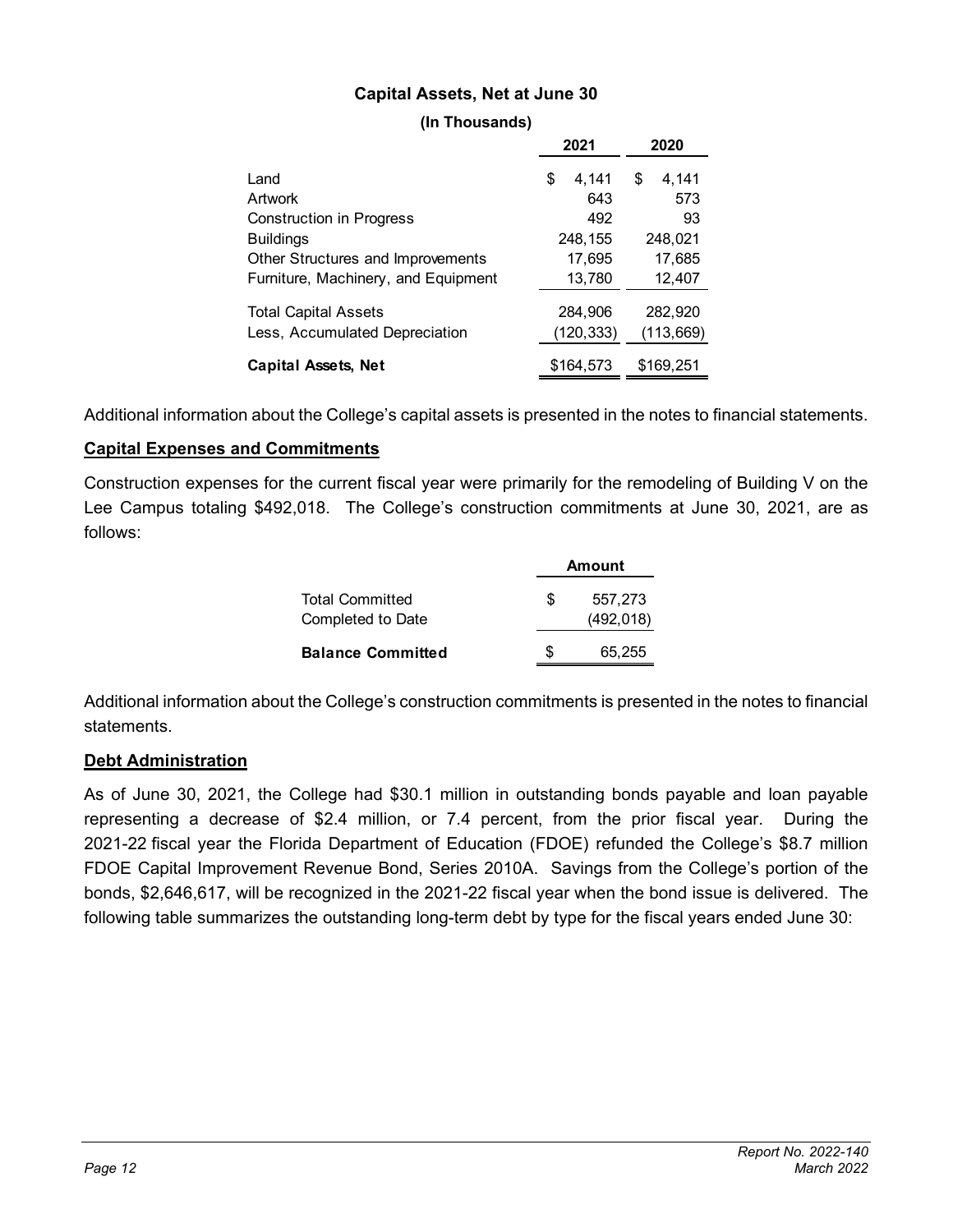**Capital Assets, Net at June 30**

**(In Thousands)**

| | 2021 | 2020 |
|---|---|---|
| Land | $ 4,141 | $ 4,141 |
| Artwork | 643 | 573 |
| Construction in Progress | 492 | 93 |
| Buildings | 248,155 | 248,021 |
| Other Structures and Improvements | 17,695 | 17,685 |
| Furniture, Machinery, and Equipment | 13,780 | 12,407 |
| Total Capital Assets | 284,906 | 282,920 |
| Less, Accumulated Depreciation | (120,333) | (113,669) |
| **Capital Assets, Net** | $164,573 | $169,251 |

Additional information about the College's capital assets is presented in the notes to financial statements.

## Capital Expenses and Commitments

Construction expenses for the current fiscal year were primarily for the remodeling of Building V on the Lee Campus totaling $492,018. The College's construction commitments at June 30, 2021, are as follows:

| | Amount |
|---|---|
| Total Committed | $ 557,273 |
| Completed to Date | (492,018) |
| **Balance Committed** | $ 65,255 |

Additional information about the College's construction commitments is presented in the notes to financial statements.

## Debt Administration

As of June 30, 2021, the College had $30.1 million in outstanding bonds payable and loan payable representing a decrease of $2.4 million, or 7.4 percent, from the prior fiscal year. During the 2021-22 fiscal year the Florida Department of Education (FDOE) refunded the College's $8.7 million FDOE Capital Improvement Revenue Bond, Series 2010A. Savings from the College's portion of the bonds, $2,646,617, will be recognized in the 2021-22 fiscal year when the bond issue is delivered. The following table summarizes the outstanding long-term debt by type for the fiscal years ended June 30: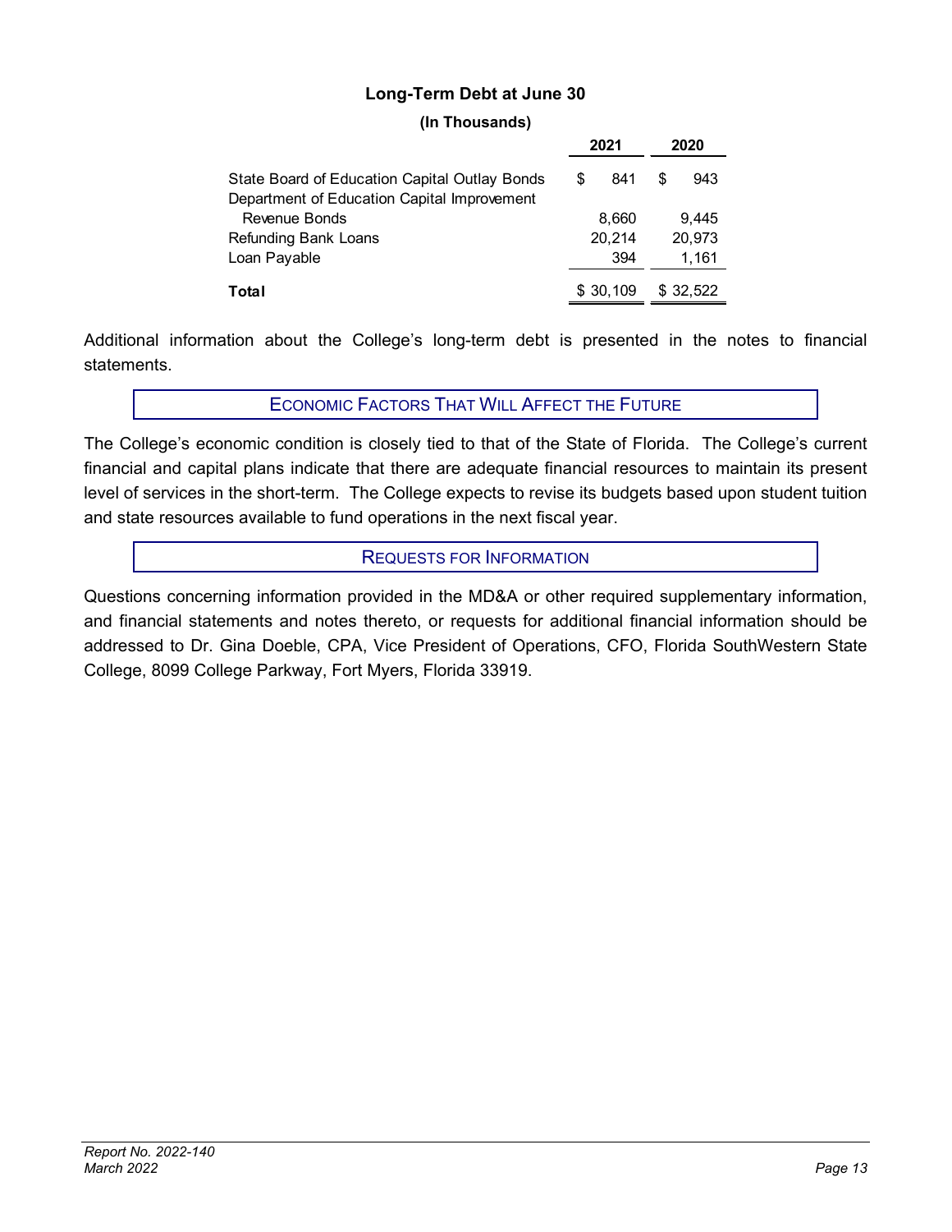### Long-Term Debt at June 30

**(In Thousands)**

| | 2021 | 2020 |
|---|---|---|
| State Board of Education Capital Outlay Bonds | $ 841 | $ 943 |
| Department of Education Capital Improvement Revenue Bonds | 8,660 | 9,445 |
| Refunding Bank Loans | 20,214 | 20,973 |
| Loan Payable | 394 | 1,161 |
| **Total** | $ 30,109 | $ 32,522 |

Additional information about the College's long-term debt is presented in the notes to financial statements.

## ECONOMIC FACTORS THAT WILL AFFECT THE FUTURE

The College's economic condition is closely tied to that of the State of Florida. The College's current financial and capital plans indicate that there are adequate financial resources to maintain its present level of services in the short-term. The College expects to revise its budgets based upon student tuition and state resources available to fund operations in the next fiscal year.

## REQUESTS FOR INFORMATION

Questions concerning information provided in the MD&A or other required supplementary information, and financial statements and notes thereto, or requests for additional financial information should be addressed to Dr. Gina Doeble, CPA, Vice President of Operations, CFO, Florida SouthWestern State College, 8099 College Parkway, Fort Myers, Florida 33919.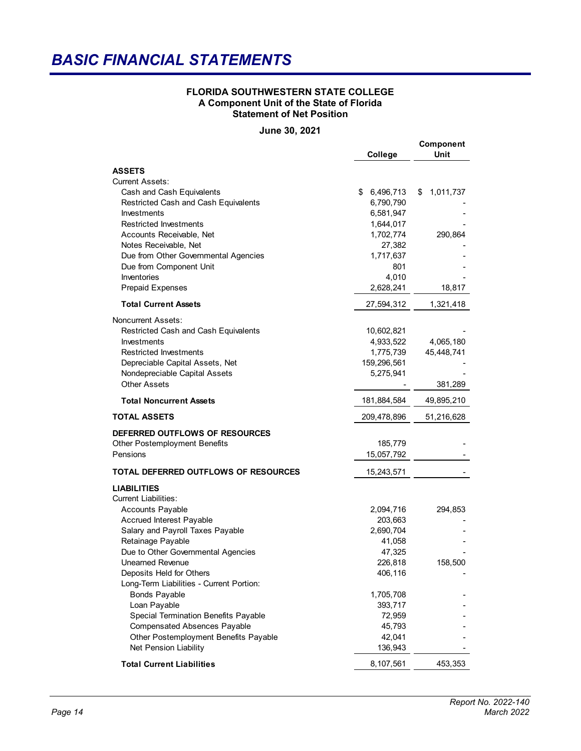# BASIC FINANCIAL STATEMENTS

**FLORIDA SOUTHWESTERN STATE COLLEGE**
**A Component Unit of the State of Florida**
**Statement of Net Position**

**June 30, 2021**

| | College | Component Unit |
|---|---|---|
| **ASSETS** | | |
| Current Assets: | | |
| Cash and Cash Equivalents | $ 6,496,713 | $ 1,011,737 |
| Restricted Cash and Cash Equivalents | 6,790,790 | - |
| Investments | 6,581,947 | - |
| Restricted Investments | 1,644,017 | - |
| Accounts Receivable, Net | 1,702,774 | 290,864 |
| Notes Receivable, Net | 27,382 | - |
| Due from Other Governmental Agencies | 1,717,637 | - |
| Due from Component Unit | 801 | - |
| Inventories | 4,010 | - |
| Prepaid Expenses | 2,628,241 | 18,817 |
| **Total Current Assets** | 27,594,312 | 1,321,418 |
| Noncurrent Assets: | | |
| Restricted Cash and Cash Equivalents | 10,602,821 | - |
| Investments | 4,933,522 | 4,065,180 |
| Restricted Investments | 1,775,739 | 45,448,741 |
| Depreciable Capital Assets, Net | 159,296,561 | - |
| Nondepreciable Capital Assets | 5,275,941 | - |
| Other Assets | - | 381,289 |
| **Total Noncurrent Assets** | 181,884,584 | 49,895,210 |
| **TOTAL ASSETS** | 209,478,896 | 51,216,628 |
| **DEFERRED OUTFLOWS OF RESOURCES** | | |
| Other Postemployment Benefits | 185,779 | - |
| Pensions | 15,057,792 | - |
| **TOTAL DEFERRED OUTFLOWS OF RESOURCES** | 15,243,571 | - |
| **LIABILITIES** | | |
| Current Liabilities: | | |
| Accounts Payable | 2,094,716 | 294,853 |
| Accrued Interest Payable | 203,663 | - |
| Salary and Payroll Taxes Payable | 2,690,704 | - |
| Retainage Payable | 41,058 | - |
| Due to Other Governmental Agencies | 47,325 | - |
| Unearned Revenue | 226,818 | 158,500 |
| Deposits Held for Others | 406,116 | - |
| Long-Term Liabilities - Current Portion: | | |
| Bonds Payable | 1,705,708 | - |
| Loan Payable | 393,717 | - |
| Special Termination Benefits Payable | 72,959 | - |
| Compensated Absences Payable | 45,793 | - |
| Other Postemployment Benefits Payable | 42,041 | - |
| Net Pension Liability | 136,943 | - |
| **Total Current Liabilities** | 8,107,561 | 453,353 |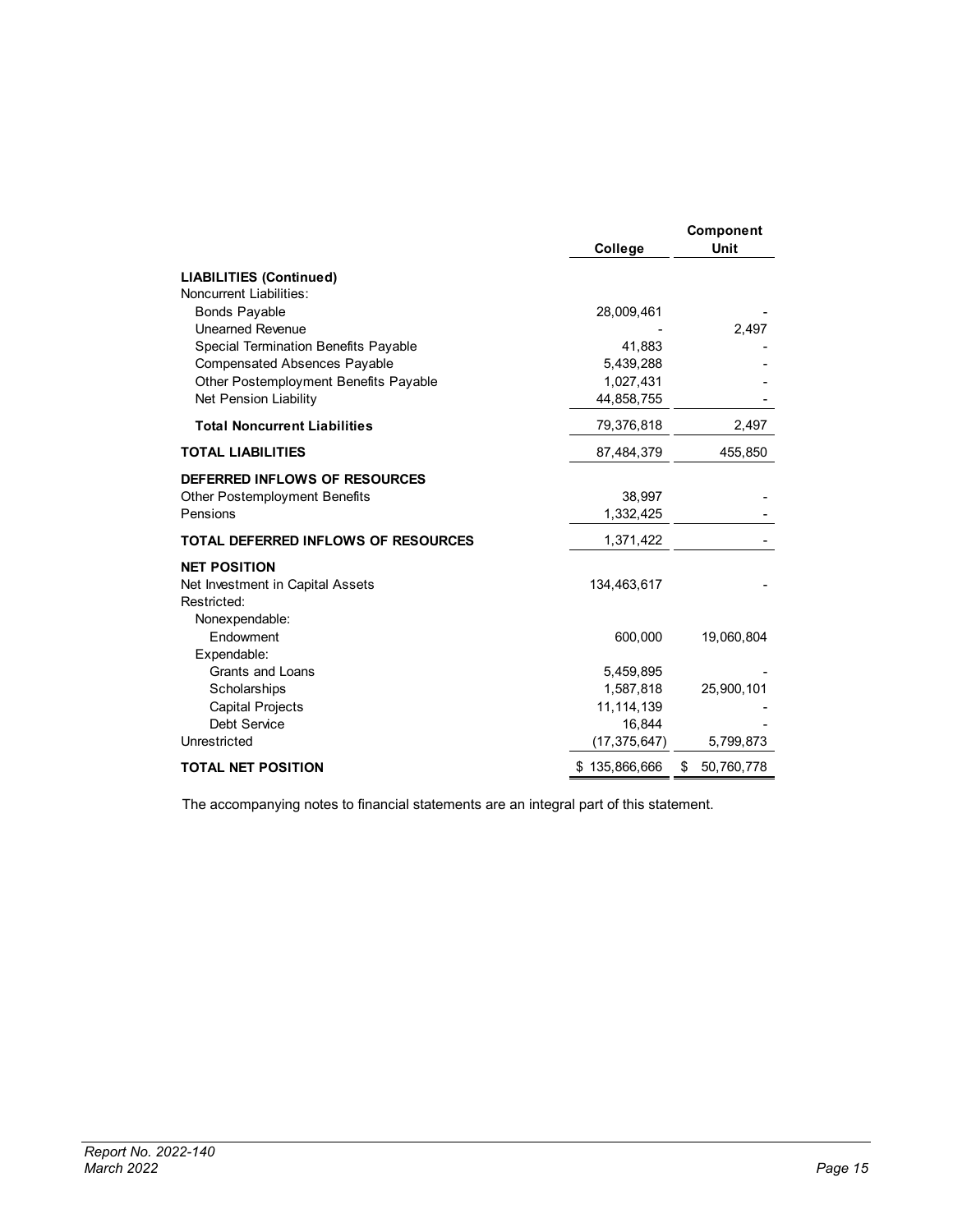| | College | Component Unit |
|---|---|---|
| **LIABILITIES (Continued)** | | |
| Noncurrent Liabilities: | | |
| Bonds Payable | 28,009,461 | - |
| Unearned Revenue | - | 2,497 |
| Special Termination Benefits Payable | 41,883 | - |
| Compensated Absences Payable | 5,439,288 | - |
| Other Postemployment Benefits Payable | 1,027,431 | - |
| Net Pension Liability | 44,858,755 | - |
| **Total Noncurrent Liabilities** | 79,376,818 | 2,497 |
| **TOTAL LIABILITIES** | 87,484,379 | 455,850 |
| **DEFERRED INFLOWS OF RESOURCES** | | |
| Other Postemployment Benefits | 38,997 | - |
| Pensions | 1,332,425 | - |
| **TOTAL DEFERRED INFLOWS OF RESOURCES** | 1,371,422 | - |
| **NET POSITION** | | |
| Net Investment in Capital Assets | 134,463,617 | - |
| Restricted: | | |
| Nonexpendable: | | |
| Endowment | 600,000 | 19,060,804 |
| Expendable: | | |
| Grants and Loans | 5,459,895 | - |
| Scholarships | 1,587,818 | 25,900,101 |
| Capital Projects | 11,114,139 | - |
| Debt Service | 16,844 | - |
| Unrestricted | (17,375,647) | 5,799,873 |
| **TOTAL NET POSITION** | $ 135,866,666 | $ 50,760,778 |

The accompanying notes to financial statements are an integral part of this statement.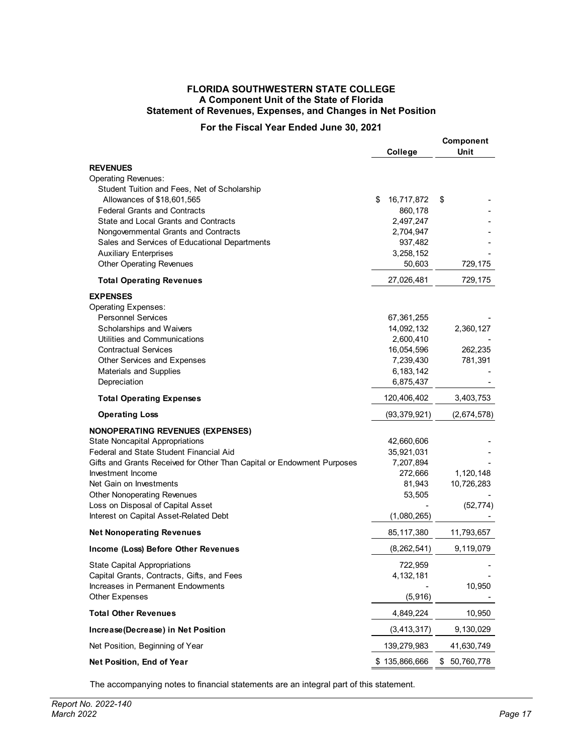**FLORIDA SOUTHWESTERN STATE COLLEGE**
**A Component Unit of the State of Florida**
**Statement of Revenues, Expenses, and Changes in Net Position**

**For the Fiscal Year Ended June 30, 2021**

| | College | Component Unit |
|---|---|---|
| **REVENUES** | | |
| Operating Revenues: | | |
| Student Tuition and Fees, Net of Scholarship Allowances of $18,601,565 | $ 16,717,872 | $ - |
| Federal Grants and Contracts | 860,178 | - |
| State and Local Grants and Contracts | 2,497,247 | - |
| Nongovernmental Grants and Contracts | 2,704,947 | - |
| Sales and Services of Educational Departments | 937,482 | - |
| Auxiliary Enterprises | 3,258,152 | - |
| Other Operating Revenues | 50,603 | 729,175 |
| **Total Operating Revenues** | 27,026,481 | 729,175 |
| **EXPENSES** | | |
| Operating Expenses: | | |
| Personnel Services | 67,361,255 | - |
| Scholarships and Waivers | 14,092,132 | 2,360,127 |
| Utilities and Communications | 2,600,410 | - |
| Contractual Services | 16,054,596 | 262,235 |
| Other Services and Expenses | 7,239,430 | 781,391 |
| Materials and Supplies | 6,183,142 | - |
| Depreciation | 6,875,437 | - |
| **Total Operating Expenses** | 120,406,402 | 3,403,753 |
| **Operating Loss** | (93,379,921) | (2,674,578) |
| **NONOPERATING REVENUES (EXPENSES)** | | |
| State Noncapital Appropriations | 42,660,606 | - |
| Federal and State Student Financial Aid | 35,921,031 | - |
| Gifts and Grants Received for Other Than Capital or Endowment Purposes | 7,207,894 | - |
| Investment Income | 272,666 | 1,120,148 |
| Net Gain on Investments | 81,943 | 10,726,283 |
| Other Nonoperating Revenues | 53,505 | - |
| Loss on Disposal of Capital Asset | - | (52,774) |
| Interest on Capital Asset-Related Debt | (1,080,265) | - |
| **Net Nonoperating Revenues** | 85,117,380 | 11,793,657 |
| **Income (Loss) Before Other Revenues** | (8,262,541) | 9,119,079 |
| State Capital Appropriations | 722,959 | - |
| Capital Grants, Contracts, Gifts, and Fees | 4,132,181 | - |
| Increases in Permanent Endowments | - | 10,950 |
| Other Expenses | (5,916) | - |
| **Total Other Revenues** | 4,849,224 | 10,950 |
| **Increase(Decrease) in Net Position** | (3,413,317) | 9,130,029 |
| Net Position, Beginning of Year | 139,279,983 | 41,630,749 |
| **Net Position, End of Year** | $ 135,866,666 | $ 50,760,778 |

The accompanying notes to financial statements are an integral part of this statement.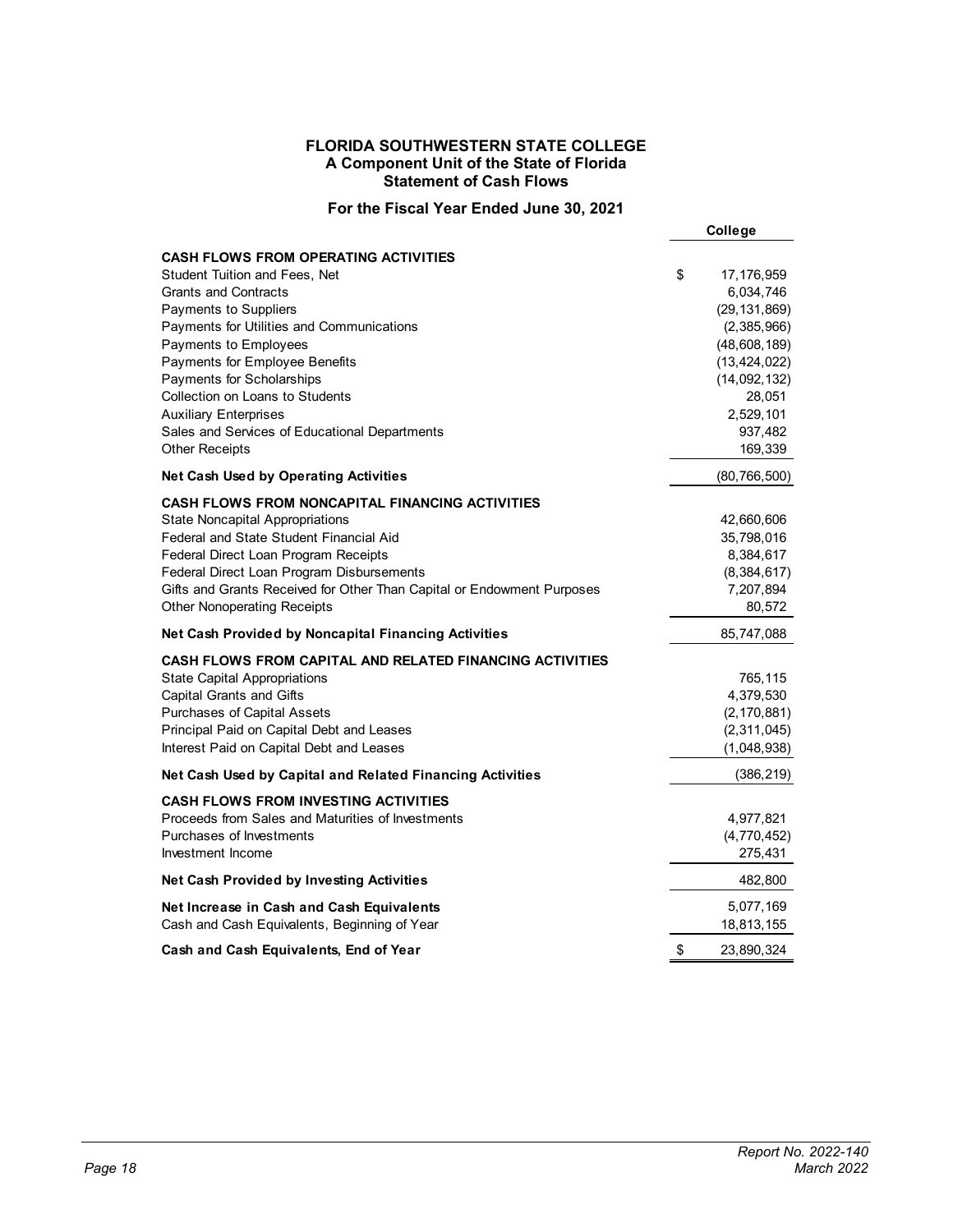# FLORIDA SOUTHWESTERN STATE COLLEGE
## A Component Unit of the State of Florida
## Statement of Cash Flows

### For the Fiscal Year Ended June 30, 2021

| | College |
|---|---|
| **CASH FLOWS FROM OPERATING ACTIVITIES** | |
| Student Tuition and Fees, Net | $ 17,176,959 |
| Grants and Contracts | 6,034,746 |
| Payments to Suppliers | (29,131,869) |
| Payments for Utilities and Communications | (2,385,966) |
| Payments to Employees | (48,608,189) |
| Payments for Employee Benefits | (13,424,022) |
| Payments for Scholarships | (14,092,132) |
| Collection on Loans to Students | 28,051 |
| Auxiliary Enterprises | 2,529,101 |
| Sales and Services of Educational Departments | 937,482 |
| Other Receipts | 169,339 |
| **Net Cash Used by Operating Activities** | (80,766,500) |
| **CASH FLOWS FROM NONCAPITAL FINANCING ACTIVITIES** | |
| State Noncapital Appropriations | 42,660,606 |
| Federal and State Student Financial Aid | 35,798,016 |
| Federal Direct Loan Program Receipts | 8,384,617 |
| Federal Direct Loan Program Disbursements | (8,384,617) |
| Gifts and Grants Received for Other Than Capital or Endowment Purposes | 7,207,894 |
| Other Nonoperating Receipts | 80,572 |
| **Net Cash Provided by Noncapital Financing Activities** | 85,747,088 |
| **CASH FLOWS FROM CAPITAL AND RELATED FINANCING ACTIVITIES** | |
| State Capital Appropriations | 765,115 |
| Capital Grants and Gifts | 4,379,530 |
| Purchases of Capital Assets | (2,170,881) |
| Principal Paid on Capital Debt and Leases | (2,311,045) |
| Interest Paid on Capital Debt and Leases | (1,048,938) |
| **Net Cash Used by Capital and Related Financing Activities** | (386,219) |
| **CASH FLOWS FROM INVESTING ACTIVITIES** | |
| Proceeds from Sales and Maturities of Investments | 4,977,821 |
| Purchases of Investments | (4,770,452) |
| Investment Income | 275,431 |
| **Net Cash Provided by Investing Activities** | 482,800 |
| **Net Increase in Cash and Cash Equivalents** | 5,077,169 |
| Cash and Cash Equivalents, Beginning of Year | 18,813,155 |
| **Cash and Cash Equivalents, End of Year** | $ 23,890,324 |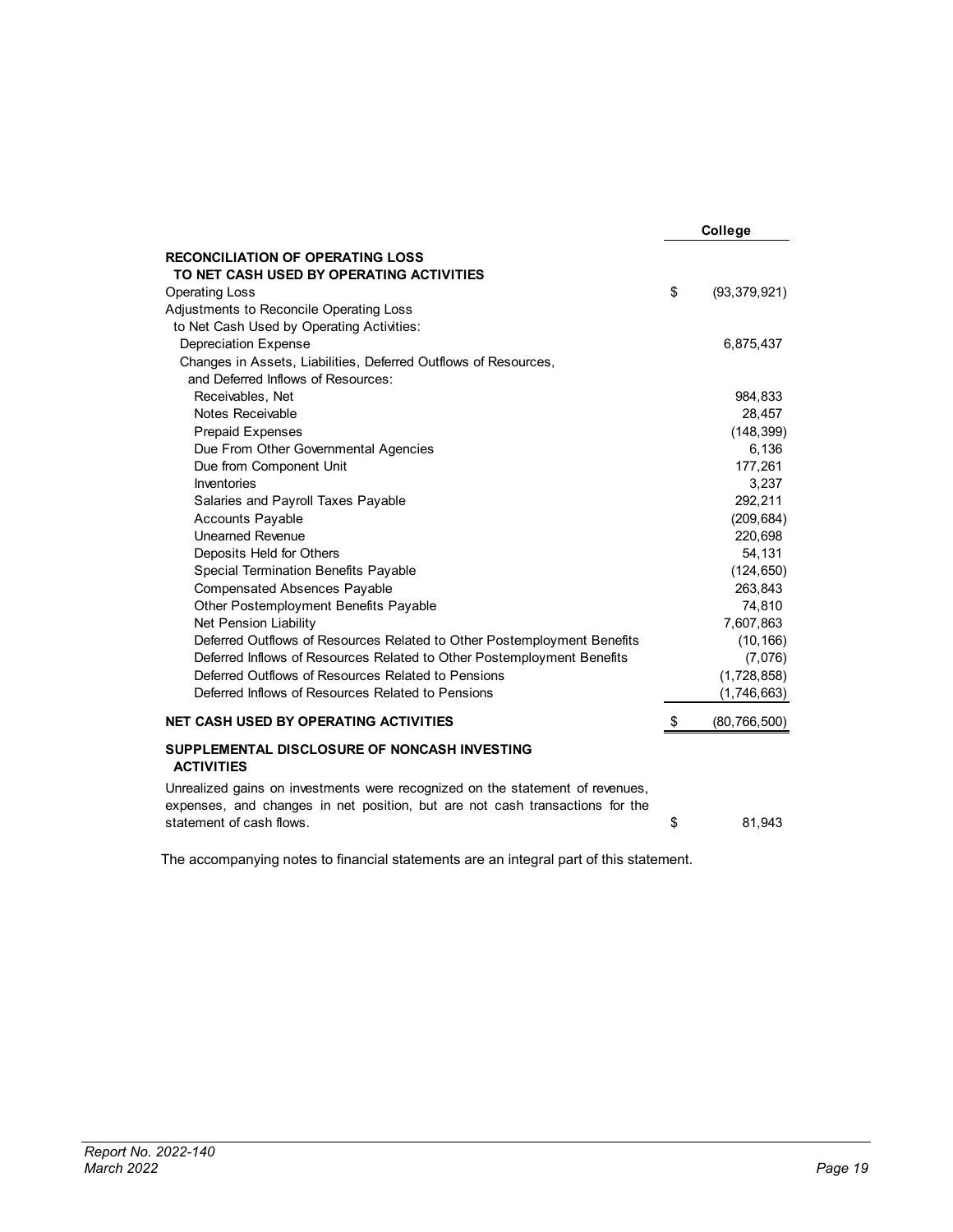| | College |
|---|---|
| **RECONCILIATION OF OPERATING LOSS TO NET CASH USED BY OPERATING ACTIVITIES** | |
| Operating Loss | $ (93,379,921) |
| Adjustments to Reconcile Operating Loss to Net Cash Used by Operating Activities: | |
| Depreciation Expense | 6,875,437 |
| Changes in Assets, Liabilities, Deferred Outflows of Resources, and Deferred Inflows of Resources: | |
| Receivables, Net | 984,833 |
| Notes Receivable | 28,457 |
| Prepaid Expenses | (148,399) |
| Due From Other Governmental Agencies | 6,136 |
| Due from Component Unit | 177,261 |
| Inventories | 3,237 |
| Salaries and Payroll Taxes Payable | 292,211 |
| Accounts Payable | (209,684) |
| Unearned Revenue | 220,698 |
| Deposits Held for Others | 54,131 |
| Special Termination Benefits Payable | (124,650) |
| Compensated Absences Payable | 263,843 |
| Other Postemployment Benefits Payable | 74,810 |
| Net Pension Liability | 7,607,863 |
| Deferred Outflows of Resources Related to Other Postemployment Benefits | (10,166) |
| Deferred Inflows of Resources Related to Other Postemployment Benefits | (7,076) |
| Deferred Outflows of Resources Related to Pensions | (1,728,858) |
| Deferred Inflows of Resources Related to Pensions | (1,746,663) |
| **NET CASH USED BY OPERATING ACTIVITIES** | $ (80,766,500) |
| **SUPPLEMENTAL DISCLOSURE OF NONCASH INVESTING ACTIVITIES** | |
| Unrealized gains on investments were recognized on the statement of revenues, expenses, and changes in net position, but are not cash transactions for the statement of cash flows. | $ 81,943 |

The accompanying notes to financial statements are an integral part of this statement.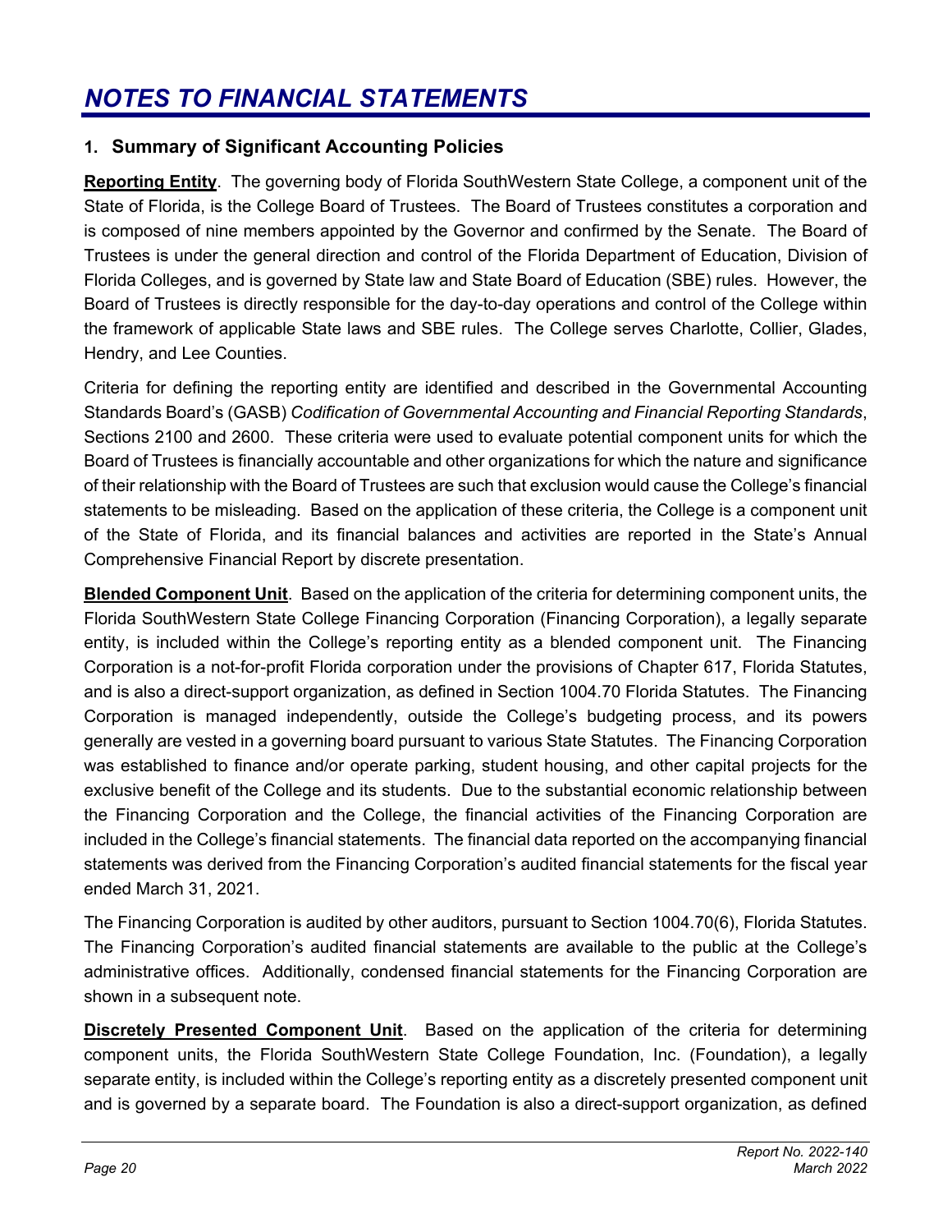# *NOTES TO FINANCIAL STATEMENTS*

## 1. Summary of Significant Accounting Policies

**Reporting Entity**. The governing body of Florida SouthWestern State College, a component unit of the State of Florida, is the College Board of Trustees. The Board of Trustees constitutes a corporation and is composed of nine members appointed by the Governor and confirmed by the Senate. The Board of Trustees is under the general direction and control of the Florida Department of Education, Division of Florida Colleges, and is governed by State law and State Board of Education (SBE) rules. However, the Board of Trustees is directly responsible for the day-to-day operations and control of the College within the framework of applicable State laws and SBE rules. The College serves Charlotte, Collier, Glades, Hendry, and Lee Counties.

Criteria for defining the reporting entity are identified and described in the Governmental Accounting Standards Board's (GASB) *Codification of Governmental Accounting and Financial Reporting Standards*, Sections 2100 and 2600. These criteria were used to evaluate potential component units for which the Board of Trustees is financially accountable and other organizations for which the nature and significance of their relationship with the Board of Trustees are such that exclusion would cause the College's financial statements to be misleading. Based on the application of these criteria, the College is a component unit of the State of Florida, and its financial balances and activities are reported in the State's Annual Comprehensive Financial Report by discrete presentation.

**Blended Component Unit**. Based on the application of the criteria for determining component units, the Florida SouthWestern State College Financing Corporation (Financing Corporation), a legally separate entity, is included within the College's reporting entity as a blended component unit. The Financing Corporation is a not-for-profit Florida corporation under the provisions of Chapter 617, Florida Statutes, and is also a direct-support organization, as defined in Section 1004.70 Florida Statutes. The Financing Corporation is managed independently, outside the College's budgeting process, and its powers generally are vested in a governing board pursuant to various State Statutes. The Financing Corporation was established to finance and/or operate parking, student housing, and other capital projects for the exclusive benefit of the College and its students. Due to the substantial economic relationship between the Financing Corporation and the College, the financial activities of the Financing Corporation are included in the College's financial statements. The financial data reported on the accompanying financial statements was derived from the Financing Corporation's audited financial statements for the fiscal year ended March 31, 2021.

The Financing Corporation is audited by other auditors, pursuant to Section 1004.70(6), Florida Statutes. The Financing Corporation's audited financial statements are available to the public at the College's administrative offices. Additionally, condensed financial statements for the Financing Corporation are shown in a subsequent note.

**Discretely Presented Component Unit**. Based on the application of the criteria for determining component units, the Florida SouthWestern State College Foundation, Inc. (Foundation), a legally separate entity, is included within the College's reporting entity as a discretely presented component unit and is governed by a separate board. The Foundation is also a direct-support organization, as defined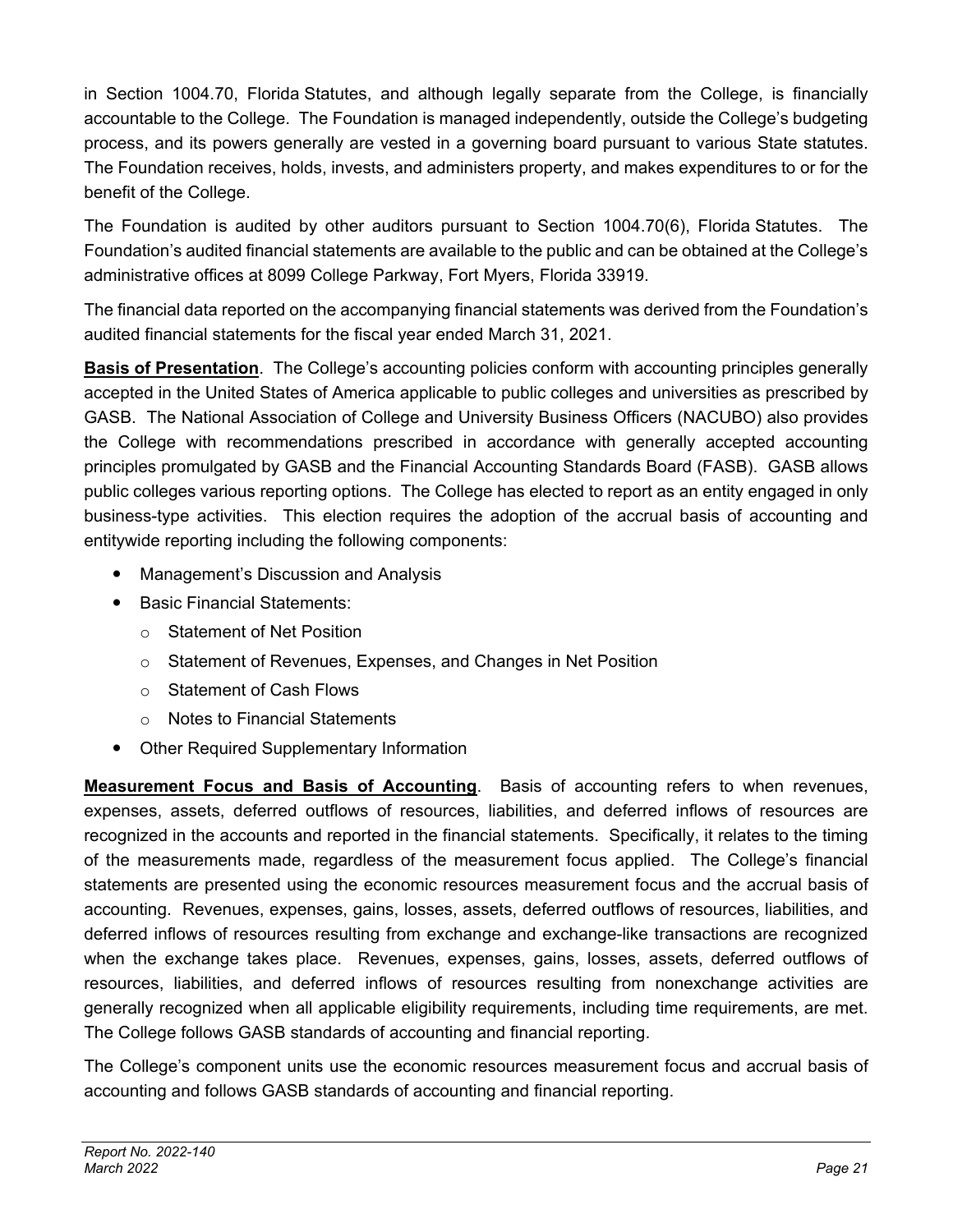in Section 1004.70, Florida Statutes, and although legally separate from the College, is financially accountable to the College. The Foundation is managed independently, outside the College's budgeting process, and its powers generally are vested in a governing board pursuant to various State statutes. The Foundation receives, holds, invests, and administers property, and makes expenditures to or for the benefit of the College.

The Foundation is audited by other auditors pursuant to Section 1004.70(6), Florida Statutes. The Foundation's audited financial statements are available to the public and can be obtained at the College's administrative offices at 8099 College Parkway, Fort Myers, Florida 33919.

The financial data reported on the accompanying financial statements was derived from the Foundation's audited financial statements for the fiscal year ended March 31, 2021.

**Basis of Presentation**. The College's accounting policies conform with accounting principles generally accepted in the United States of America applicable to public colleges and universities as prescribed by GASB. The National Association of College and University Business Officers (NACUBO) also provides the College with recommendations prescribed in accordance with generally accepted accounting principles promulgated by GASB and the Financial Accounting Standards Board (FASB). GASB allows public colleges various reporting options. The College has elected to report as an entity engaged in only business-type activities. This election requires the adoption of the accrual basis of accounting and entitywide reporting including the following components:

- Management's Discussion and Analysis
- Basic Financial Statements:
  - Statement of Net Position
  - Statement of Revenues, Expenses, and Changes in Net Position
  - Statement of Cash Flows
  - Notes to Financial Statements
- Other Required Supplementary Information

**Measurement Focus and Basis of Accounting**. Basis of accounting refers to when revenues, expenses, assets, deferred outflows of resources, liabilities, and deferred inflows of resources are recognized in the accounts and reported in the financial statements. Specifically, it relates to the timing of the measurements made, regardless of the measurement focus applied. The College's financial statements are presented using the economic resources measurement focus and the accrual basis of accounting. Revenues, expenses, gains, losses, assets, deferred outflows of resources, liabilities, and deferred inflows of resources resulting from exchange and exchange-like transactions are recognized when the exchange takes place. Revenues, expenses, gains, losses, assets, deferred outflows of resources, liabilities, and deferred inflows of resources resulting from nonexchange activities are generally recognized when all applicable eligibility requirements, including time requirements, are met. The College follows GASB standards of accounting and financial reporting.

The College's component units use the economic resources measurement focus and accrual basis of accounting and follows GASB standards of accounting and financial reporting.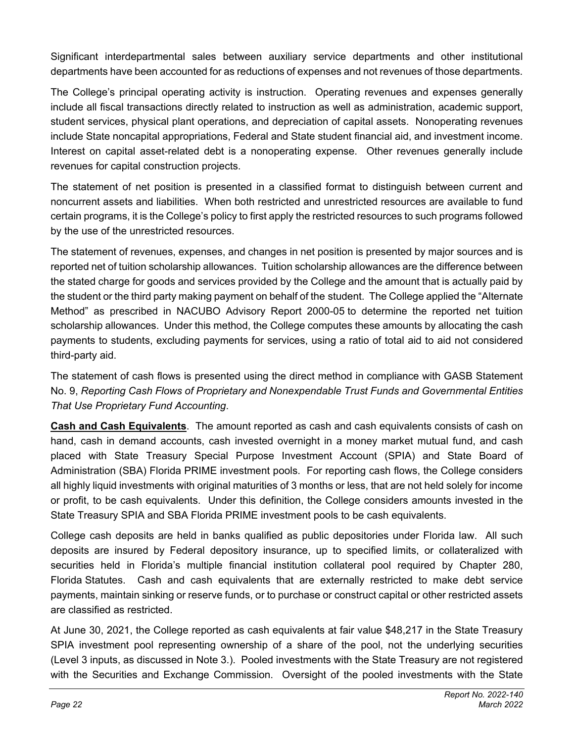Significant interdepartmental sales between auxiliary service departments and other institutional departments have been accounted for as reductions of expenses and not revenues of those departments.

The College's principal operating activity is instruction. Operating revenues and expenses generally include all fiscal transactions directly related to instruction as well as administration, academic support, student services, physical plant operations, and depreciation of capital assets. Nonoperating revenues include State noncapital appropriations, Federal and State student financial aid, and investment income. Interest on capital asset-related debt is a nonoperating expense. Other revenues generally include revenues for capital construction projects.

The statement of net position is presented in a classified format to distinguish between current and noncurrent assets and liabilities. When both restricted and unrestricted resources are available to fund certain programs, it is the College's policy to first apply the restricted resources to such programs followed by the use of the unrestricted resources.

The statement of revenues, expenses, and changes in net position is presented by major sources and is reported net of tuition scholarship allowances. Tuition scholarship allowances are the difference between the stated charge for goods and services provided by the College and the amount that is actually paid by the student or the third party making payment on behalf of the student. The College applied the "Alternate Method" as prescribed in NACUBO Advisory Report 2000-05 to determine the reported net tuition scholarship allowances. Under this method, the College computes these amounts by allocating the cash payments to students, excluding payments for services, using a ratio of total aid to aid not considered third-party aid.

The statement of cash flows is presented using the direct method in compliance with GASB Statement No. 9, *Reporting Cash Flows of Proprietary and Nonexpendable Trust Funds and Governmental Entities That Use Proprietary Fund Accounting*.

**Cash and Cash Equivalents**. The amount reported as cash and cash equivalents consists of cash on hand, cash in demand accounts, cash invested overnight in a money market mutual fund, and cash placed with State Treasury Special Purpose Investment Account (SPIA) and State Board of Administration (SBA) Florida PRIME investment pools. For reporting cash flows, the College considers all highly liquid investments with original maturities of 3 months or less, that are not held solely for income or profit, to be cash equivalents. Under this definition, the College considers amounts invested in the State Treasury SPIA and SBA Florida PRIME investment pools to be cash equivalents.

College cash deposits are held in banks qualified as public depositories under Florida law. All such deposits are insured by Federal depository insurance, up to specified limits, or collateralized with securities held in Florida's multiple financial institution collateral pool required by Chapter 280, Florida Statutes. Cash and cash equivalents that are externally restricted to make debt service payments, maintain sinking or reserve funds, or to purchase or construct capital or other restricted assets are classified as restricted.

At June 30, 2021, the College reported as cash equivalents at fair value $48,217 in the State Treasury SPIA investment pool representing ownership of a share of the pool, not the underlying securities (Level 3 inputs, as discussed in Note 3.). Pooled investments with the State Treasury are not registered with the Securities and Exchange Commission. Oversight of the pooled investments with the State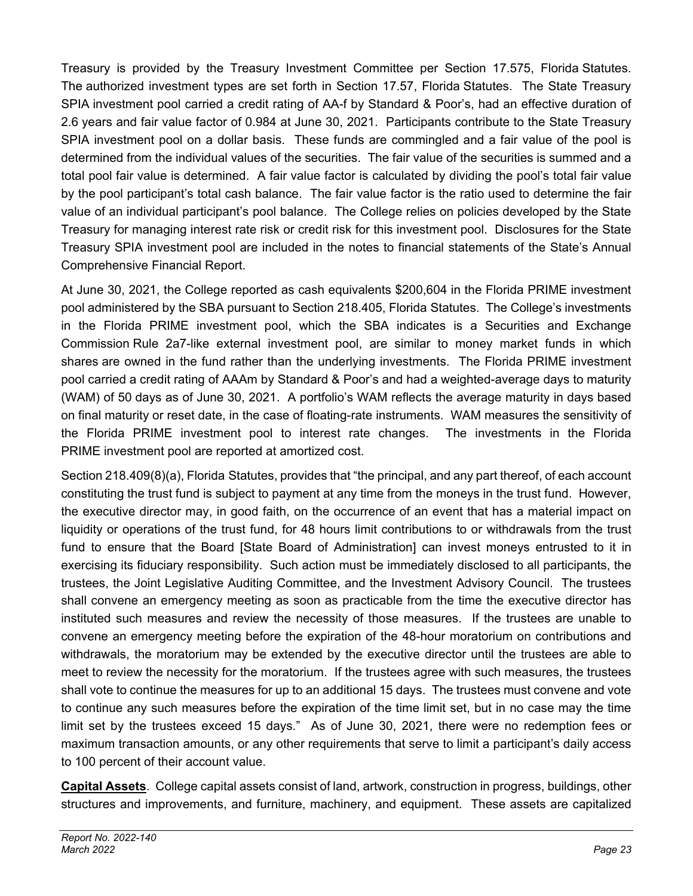Treasury is provided by the Treasury Investment Committee per Section 17.575, Florida Statutes. The authorized investment types are set forth in Section 17.57, Florida Statutes. The State Treasury SPIA investment pool carried a credit rating of AA-f by Standard & Poor's, had an effective duration of 2.6 years and fair value factor of 0.984 at June 30, 2021. Participants contribute to the State Treasury SPIA investment pool on a dollar basis. These funds are commingled and a fair value of the pool is determined from the individual values of the securities. The fair value of the securities is summed and a total pool fair value is determined. A fair value factor is calculated by dividing the pool's total fair value by the pool participant's total cash balance. The fair value factor is the ratio used to determine the fair value of an individual participant's pool balance. The College relies on policies developed by the State Treasury for managing interest rate risk or credit risk for this investment pool. Disclosures for the State Treasury SPIA investment pool are included in the notes to financial statements of the State's Annual Comprehensive Financial Report.

At June 30, 2021, the College reported as cash equivalents $200,604 in the Florida PRIME investment pool administered by the SBA pursuant to Section 218.405, Florida Statutes. The College's investments in the Florida PRIME investment pool, which the SBA indicates is a Securities and Exchange Commission Rule 2a7-like external investment pool, are similar to money market funds in which shares are owned in the fund rather than the underlying investments. The Florida PRIME investment pool carried a credit rating of AAAm by Standard & Poor's and had a weighted-average days to maturity (WAM) of 50 days as of June 30, 2021. A portfolio's WAM reflects the average maturity in days based on final maturity or reset date, in the case of floating-rate instruments. WAM measures the sensitivity of the Florida PRIME investment pool to interest rate changes. The investments in the Florida PRIME investment pool are reported at amortized cost.

Section 218.409(8)(a), Florida Statutes, provides that "the principal, and any part thereof, of each account constituting the trust fund is subject to payment at any time from the moneys in the trust fund. However, the executive director may, in good faith, on the occurrence of an event that has a material impact on liquidity or operations of the trust fund, for 48 hours limit contributions to or withdrawals from the trust fund to ensure that the Board [State Board of Administration] can invest moneys entrusted to it in exercising its fiduciary responsibility. Such action must be immediately disclosed to all participants, the trustees, the Joint Legislative Auditing Committee, and the Investment Advisory Council. The trustees shall convene an emergency meeting as soon as practicable from the time the executive director has instituted such measures and review the necessity of those measures. If the trustees are unable to convene an emergency meeting before the expiration of the 48-hour moratorium on contributions and withdrawals, the moratorium may be extended by the executive director until the trustees are able to meet to review the necessity for the moratorium. If the trustees agree with such measures, the trustees shall vote to continue the measures for up to an additional 15 days. The trustees must convene and vote to continue any such measures before the expiration of the time limit set, but in no case may the time limit set by the trustees exceed 15 days." As of June 30, 2021, there were no redemption fees or maximum transaction amounts, or any other requirements that serve to limit a participant's daily access to 100 percent of their account value.

**Capital Assets**. College capital assets consist of land, artwork, construction in progress, buildings, other structures and improvements, and furniture, machinery, and equipment. These assets are capitalized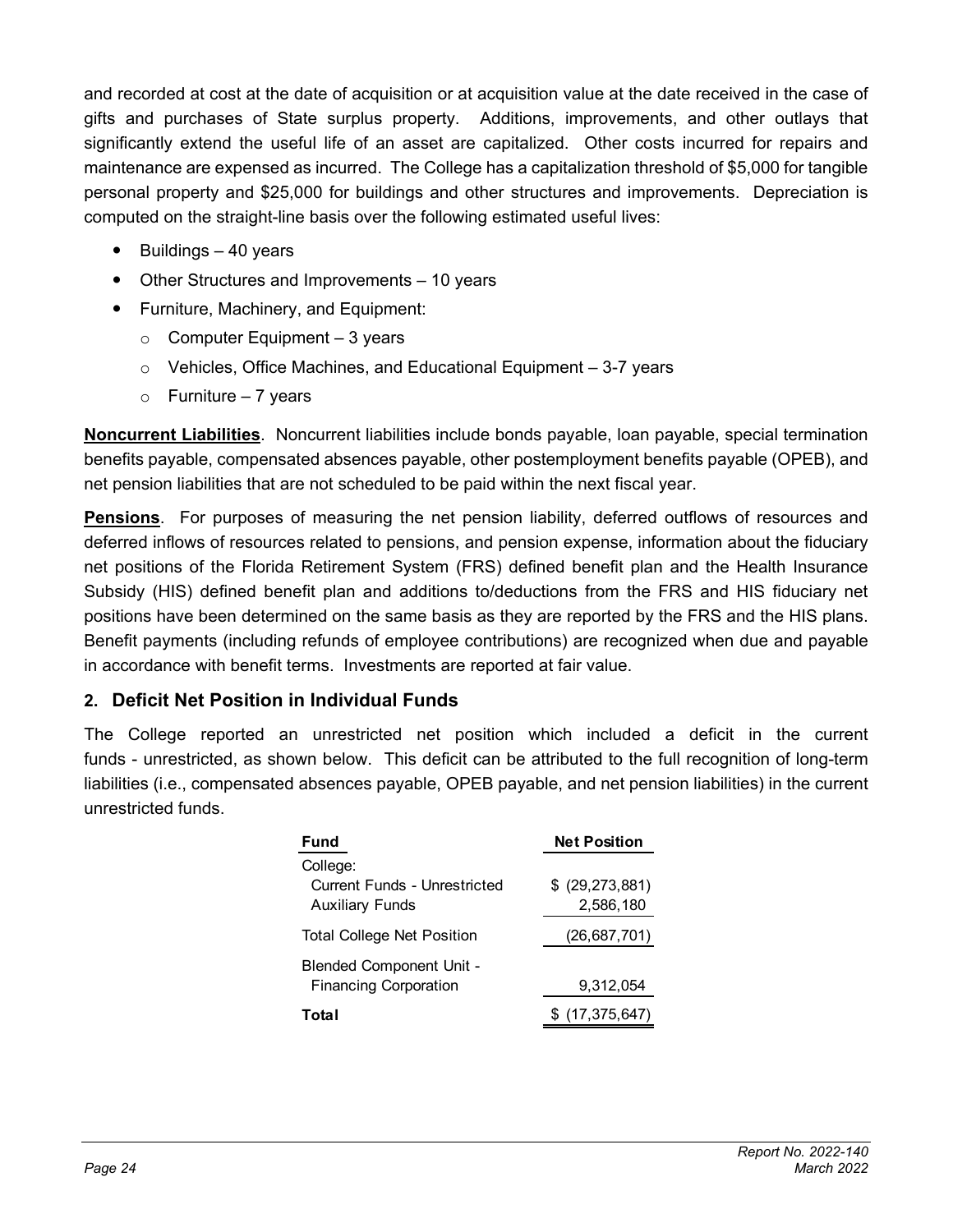and recorded at cost at the date of acquisition or at acquisition value at the date received in the case of gifts and purchases of State surplus property. Additions, improvements, and other outlays that significantly extend the useful life of an asset are capitalized. Other costs incurred for repairs and maintenance are expensed as incurred. The College has a capitalization threshold of $5,000 for tangible personal property and $25,000 for buildings and other structures and improvements. Depreciation is computed on the straight-line basis over the following estimated useful lives:

- Buildings – 40 years
- Other Structures and Improvements – 10 years
- Furniture, Machinery, and Equipment:
  - Computer Equipment – 3 years
  - Vehicles, Office Machines, and Educational Equipment – 3-7 years
  - Furniture – 7 years

**Noncurrent Liabilities**. Noncurrent liabilities include bonds payable, loan payable, special termination benefits payable, compensated absences payable, other postemployment benefits payable (OPEB), and net pension liabilities that are not scheduled to be paid within the next fiscal year.

**Pensions**. For purposes of measuring the net pension liability, deferred outflows of resources and deferred inflows of resources related to pensions, and pension expense, information about the fiduciary net positions of the Florida Retirement System (FRS) defined benefit plan and the Health Insurance Subsidy (HIS) defined benefit plan and additions to/deductions from the FRS and HIS fiduciary net positions have been determined on the same basis as they are reported by the FRS and the HIS plans. Benefit payments (including refunds of employee contributions) are recognized when due and payable in accordance with benefit terms. Investments are reported at fair value.

## 2. Deficit Net Position in Individual Funds

The College reported an unrestricted net position which included a deficit in the current funds - unrestricted, as shown below. This deficit can be attributed to the full recognition of long-term liabilities (i.e., compensated absences payable, OPEB payable, and net pension liabilities) in the current unrestricted funds.

| Fund | Net Position |
|---|---|
| College: | |
| Current Funds - Unrestricted | $ (29,273,881) |
| Auxiliary Funds | 2,586,180 |
| Total College Net Position | (26,687,701) |
| Blended Component Unit - Financing Corporation | 9,312,054 |
| **Total** | $ (17,375,647) |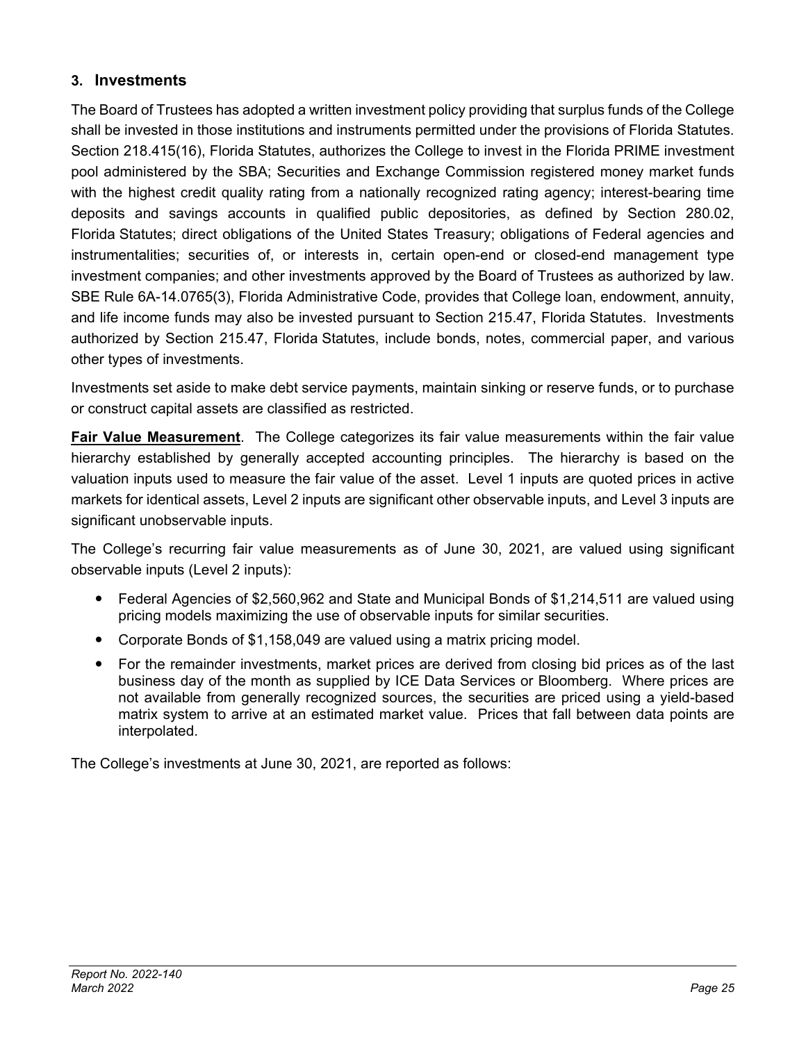## 3. Investments

The Board of Trustees has adopted a written investment policy providing that surplus funds of the College shall be invested in those institutions and instruments permitted under the provisions of Florida Statutes. Section 218.415(16), Florida Statutes, authorizes the College to invest in the Florida PRIME investment pool administered by the SBA; Securities and Exchange Commission registered money market funds with the highest credit quality rating from a nationally recognized rating agency; interest-bearing time deposits and savings accounts in qualified public depositories, as defined by Section 280.02, Florida Statutes; direct obligations of the United States Treasury; obligations of Federal agencies and instrumentalities; securities of, or interests in, certain open-end or closed-end management type investment companies; and other investments approved by the Board of Trustees as authorized by law. SBE Rule 6A-14.0765(3), Florida Administrative Code, provides that College loan, endowment, annuity, and life income funds may also be invested pursuant to Section 215.47, Florida Statutes. Investments authorized by Section 215.47, Florida Statutes, include bonds, notes, commercial paper, and various other types of investments.

Investments set aside to make debt service payments, maintain sinking or reserve funds, or to purchase or construct capital assets are classified as restricted.

**Fair Value Measurement**. The College categorizes its fair value measurements within the fair value hierarchy established by generally accepted accounting principles. The hierarchy is based on the valuation inputs used to measure the fair value of the asset. Level 1 inputs are quoted prices in active markets for identical assets, Level 2 inputs are significant other observable inputs, and Level 3 inputs are significant unobservable inputs.

The College's recurring fair value measurements as of June 30, 2021, are valued using significant observable inputs (Level 2 inputs):

- Federal Agencies of $2,560,962 and State and Municipal Bonds of $1,214,511 are valued using pricing models maximizing the use of observable inputs for similar securities.
- Corporate Bonds of $1,158,049 are valued using a matrix pricing model.
- For the remainder investments, market prices are derived from closing bid prices as of the last business day of the month as supplied by ICE Data Services or Bloomberg. Where prices are not available from generally recognized sources, the securities are priced using a yield-based matrix system to arrive at an estimated market value. Prices that fall between data points are interpolated.

The College's investments at June 30, 2021, are reported as follows: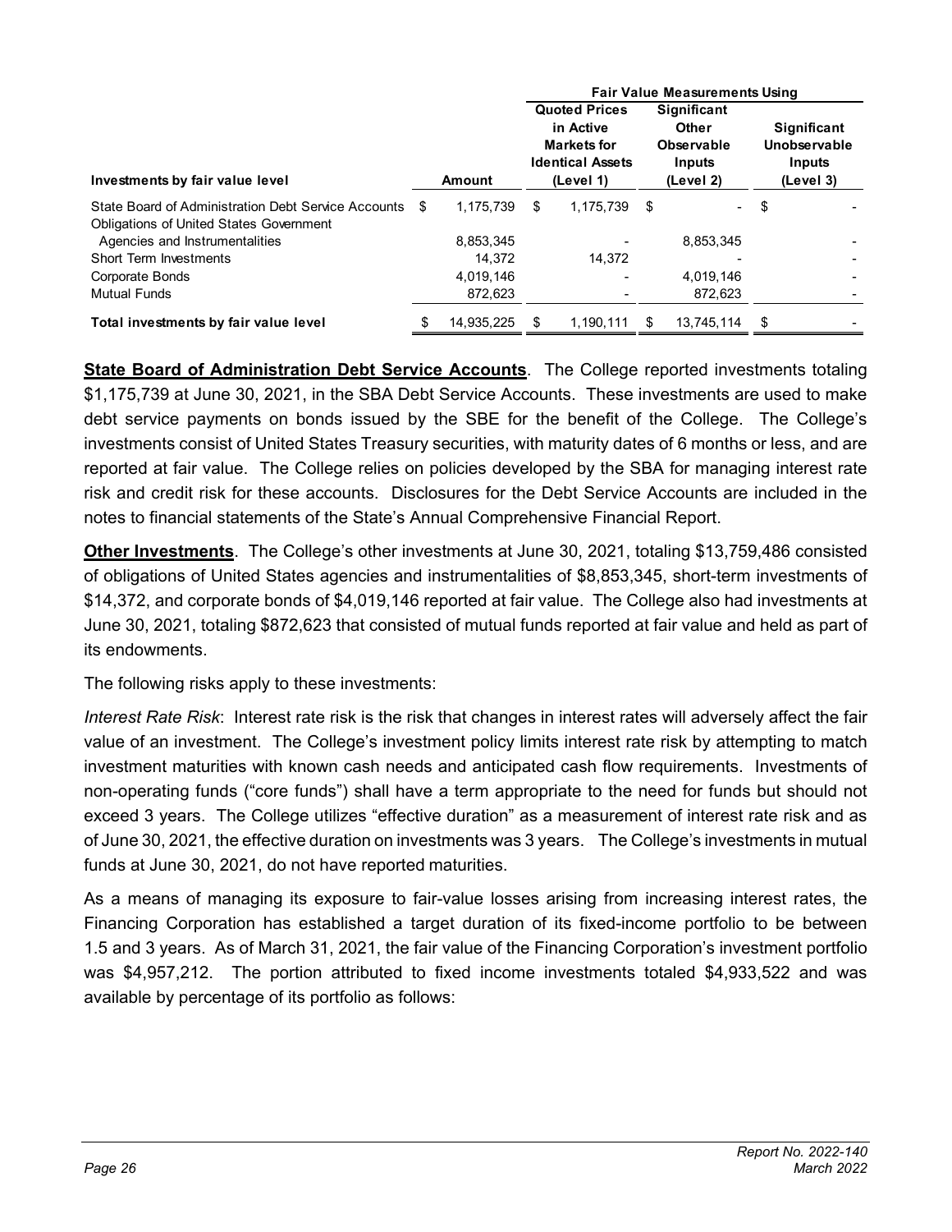| Investments by fair value level | Amount | Fair Value Measurements Using | | |
|---|---|---|---|---|
| | | Quoted Prices in Active Markets for Identical Assets (Level 1) | Significant Other Observable Inputs (Level 2) | Significant Unobservable Inputs (Level 3) |
| State Board of Administration Debt Service Accounts | $ 1,175,739 | $ 1,175,739 | $ - | $ - |
| Obligations of United States Government Agencies and Instrumentalities | 8,853,345 | - | 8,853,345 | - |
| Short Term Investments | 14,372 | 14,372 | - | - |
| Corporate Bonds | 4,019,146 | - | 4,019,146 | - |
| Mutual Funds | 872,623 | - | 872,623 | - |
| **Total investments by fair value level** | $ 14,935,225 | $ 1,190,111 | $ 13,745,114 | $ - |

**State Board of Administration Debt Service Accounts**. The College reported investments totaling $1,175,739 at June 30, 2021, in the SBA Debt Service Accounts. These investments are used to make debt service payments on bonds issued by the SBE for the benefit of the College. The College's investments consist of United States Treasury securities, with maturity dates of 6 months or less, and are reported at fair value. The College relies on policies developed by the SBA for managing interest rate risk and credit risk for these accounts. Disclosures for the Debt Service Accounts are included in the notes to financial statements of the State's Annual Comprehensive Financial Report.

**Other Investments**. The College's other investments at June 30, 2021, totaling $13,759,486 consisted of obligations of United States agencies and instrumentalities of $8,853,345, short-term investments of $14,372, and corporate bonds of $4,019,146 reported at fair value. The College also had investments at June 30, 2021, totaling $872,623 that consisted of mutual funds reported at fair value and held as part of its endowments.

The following risks apply to these investments:

*Interest Rate Risk*: Interest rate risk is the risk that changes in interest rates will adversely affect the fair value of an investment. The College's investment policy limits interest rate risk by attempting to match investment maturities with known cash needs and anticipated cash flow requirements. Investments of non-operating funds ("core funds") shall have a term appropriate to the need for funds but should not exceed 3 years. The College utilizes "effective duration" as a measurement of interest rate risk and as of June 30, 2021, the effective duration on investments was 3 years. The College's investments in mutual funds at June 30, 2021, do not have reported maturities.

As a means of managing its exposure to fair-value losses arising from increasing interest rates, the Financing Corporation has established a target duration of its fixed-income portfolio to be between 1.5 and 3 years. As of March 31, 2021, the fair value of the Financing Corporation's investment portfolio was $4,957,212. The portion attributed to fixed income investments totaled $4,933,522 and was available by percentage of its portfolio as follows: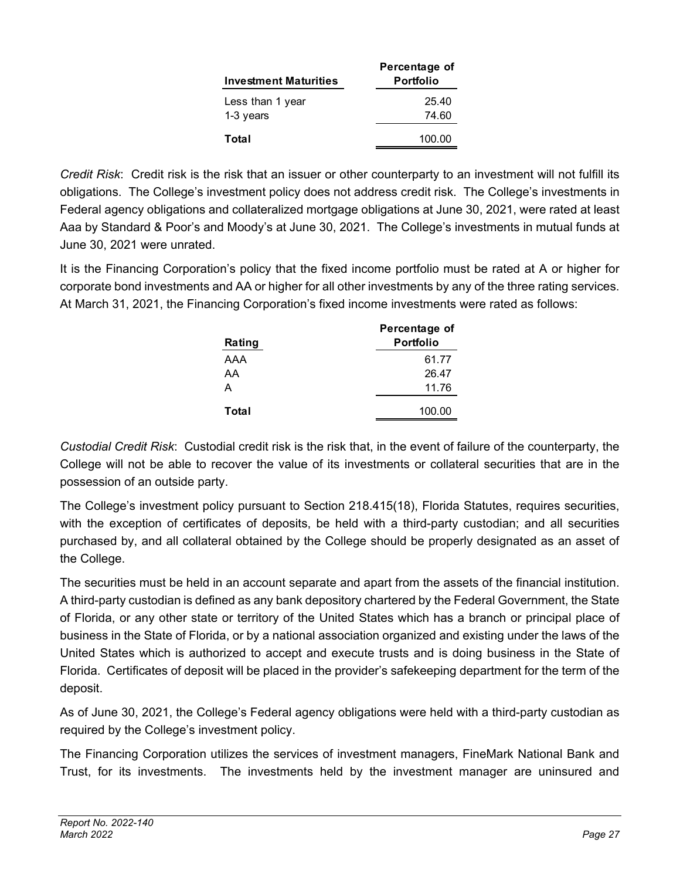| Investment Maturities | Percentage of Portfolio |
| --- | --- |
| Less than 1 year | 25.40 |
| 1-3 years | 74.60 |
| **Total** | 100.00 |

*Credit Risk*: Credit risk is the risk that an issuer or other counterparty to an investment will not fulfill its obligations. The College's investment policy does not address credit risk. The College's investments in Federal agency obligations and collateralized mortgage obligations at June 30, 2021, were rated at least Aaa by Standard & Poor's and Moody's at June 30, 2021. The College's investments in mutual funds at June 30, 2021 were unrated.

It is the Financing Corporation's policy that the fixed income portfolio must be rated at A or higher for corporate bond investments and AA or higher for all other investments by any of the three rating services. At March 31, 2021, the Financing Corporation's fixed income investments were rated as follows:

| Rating | Percentage of Portfolio |
| --- | --- |
| AAA | 61.77 |
| AA | 26.47 |
| A | 11.76 |
| **Total** | 100.00 |

*Custodial Credit Risk*: Custodial credit risk is the risk that, in the event of failure of the counterparty, the College will not be able to recover the value of its investments or collateral securities that are in the possession of an outside party.

The College's investment policy pursuant to Section 218.415(18), Florida Statutes, requires securities, with the exception of certificates of deposits, be held with a third-party custodian; and all securities purchased by, and all collateral obtained by the College should be properly designated as an asset of the College.

The securities must be held in an account separate and apart from the assets of the financial institution. A third-party custodian is defined as any bank depository chartered by the Federal Government, the State of Florida, or any other state or territory of the United States which has a branch or principal place of business in the State of Florida, or by a national association organized and existing under the laws of the United States which is authorized to accept and execute trusts and is doing business in the State of Florida. Certificates of deposit will be placed in the provider's safekeeping department for the term of the deposit.

As of June 30, 2021, the College's Federal agency obligations were held with a third-party custodian as required by the College's investment policy.

The Financing Corporation utilizes the services of investment managers, FineMark National Bank and Trust, for its investments. The investments held by the investment manager are uninsured and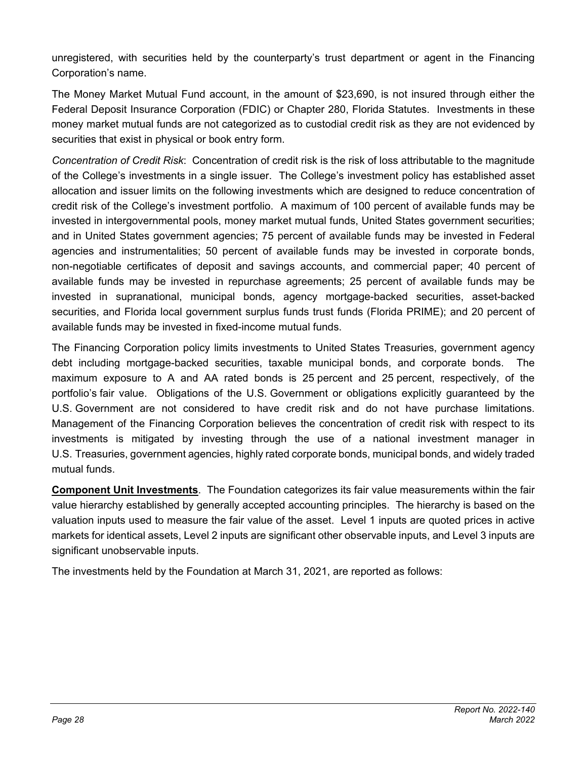unregistered, with securities held by the counterparty's trust department or agent in the Financing Corporation's name.

The Money Market Mutual Fund account, in the amount of $23,690, is not insured through either the Federal Deposit Insurance Corporation (FDIC) or Chapter 280, Florida Statutes. Investments in these money market mutual funds are not categorized as to custodial credit risk as they are not evidenced by securities that exist in physical or book entry form.

*Concentration of Credit Risk*: Concentration of credit risk is the risk of loss attributable to the magnitude of the College's investments in a single issuer. The College's investment policy has established asset allocation and issuer limits on the following investments which are designed to reduce concentration of credit risk of the College's investment portfolio. A maximum of 100 percent of available funds may be invested in intergovernmental pools, money market mutual funds, United States government securities; and in United States government agencies; 75 percent of available funds may be invested in Federal agencies and instrumentalities; 50 percent of available funds may be invested in corporate bonds, non-negotiable certificates of deposit and savings accounts, and commercial paper; 40 percent of available funds may be invested in repurchase agreements; 25 percent of available funds may be invested in supranational, municipal bonds, agency mortgage-backed securities, asset-backed securities, and Florida local government surplus funds trust funds (Florida PRIME); and 20 percent of available funds may be invested in fixed-income mutual funds.

The Financing Corporation policy limits investments to United States Treasuries, government agency debt including mortgage-backed securities, taxable municipal bonds, and corporate bonds. The maximum exposure to A and AA rated bonds is 25 percent and 25 percent, respectively, of the portfolio's fair value. Obligations of the U.S. Government or obligations explicitly guaranteed by the U.S. Government are not considered to have credit risk and do not have purchase limitations. Management of the Financing Corporation believes the concentration of credit risk with respect to its investments is mitigated by investing through the use of a national investment manager in U.S. Treasuries, government agencies, highly rated corporate bonds, municipal bonds, and widely traded mutual funds.

**Component Unit Investments**. The Foundation categorizes its fair value measurements within the fair value hierarchy established by generally accepted accounting principles. The hierarchy is based on the valuation inputs used to measure the fair value of the asset. Level 1 inputs are quoted prices in active markets for identical assets, Level 2 inputs are significant other observable inputs, and Level 3 inputs are significant unobservable inputs.

The investments held by the Foundation at March 31, 2021, are reported as follows: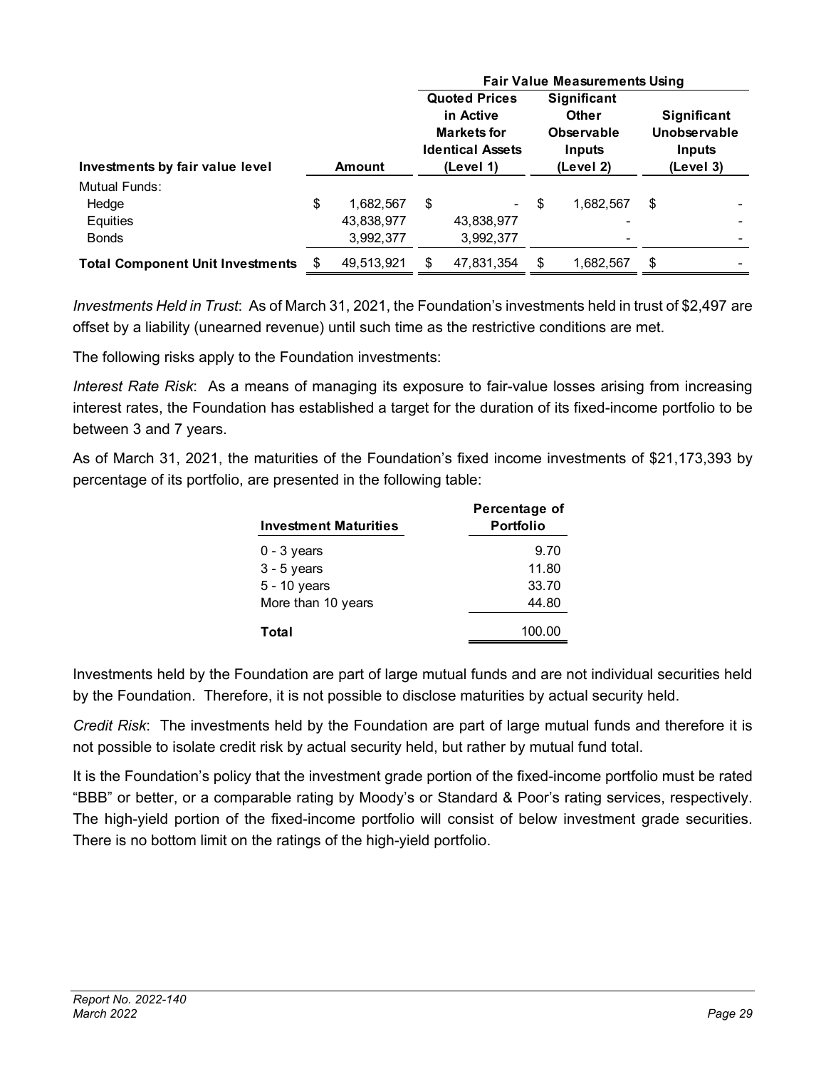| Investments by fair value level | Amount | Fair Value Measurements Using | | |
|---|---|---|---|---|
| | | Quoted Prices in Active Markets for Identical Assets (Level 1) | Significant Other Observable Inputs (Level 2) | Significant Unobservable Inputs (Level 3) |
| Mutual Funds: | | | | |
| Hedge | $ 1,682,567 | $ - | $ 1,682,567 | $ - |
| Equities | 43,838,977 | 43,838,977 | - | - |
| Bonds | 3,992,377 | 3,992,377 | - | - |
| **Total Component Unit Investments** | $ 49,513,921 | $ 47,831,354 | $ 1,682,567 | $ - |

*Investments Held in Trust*: As of March 31, 2021, the Foundation's investments held in trust of $2,497 are offset by a liability (unearned revenue) until such time as the restrictive conditions are met.

The following risks apply to the Foundation investments:

*Interest Rate Risk*: As a means of managing its exposure to fair-value losses arising from increasing interest rates, the Foundation has established a target for the duration of its fixed-income portfolio to be between 3 and 7 years.

As of March 31, 2021, the maturities of the Foundation's fixed income investments of $21,173,393 by percentage of its portfolio, are presented in the following table:

| Investment Maturities | Percentage of Portfolio |
|---|---|
| 0 - 3 years | 9.70 |
| 3 - 5 years | 11.80 |
| 5 - 10 years | 33.70 |
| More than 10 years | 44.80 |
| **Total** | 100.00 |

Investments held by the Foundation are part of large mutual funds and are not individual securities held by the Foundation. Therefore, it is not possible to disclose maturities by actual security held.

*Credit Risk*: The investments held by the Foundation are part of large mutual funds and therefore it is not possible to isolate credit risk by actual security held, but rather by mutual fund total.

It is the Foundation's policy that the investment grade portion of the fixed-income portfolio must be rated "BBB" or better, or a comparable rating by Moody's or Standard & Poor's rating services, respectively. The high-yield portion of the fixed-income portfolio will consist of below investment grade securities. There is no bottom limit on the ratings of the high-yield portfolio.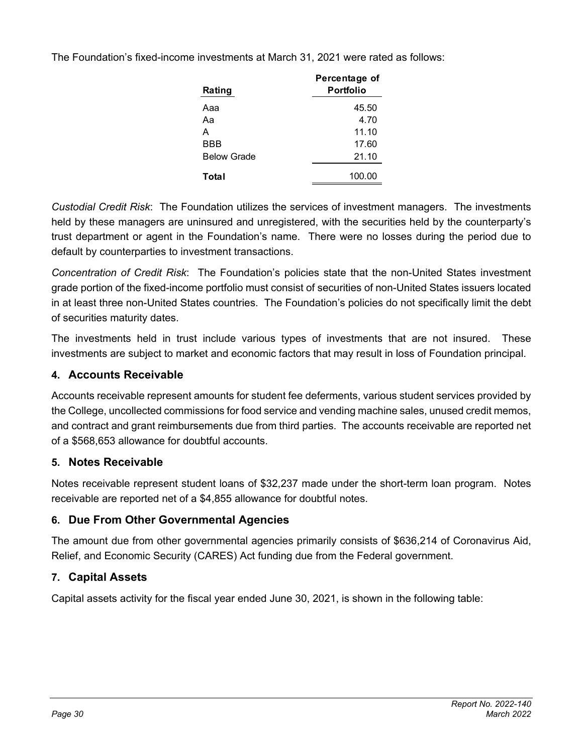The Foundation's fixed-income investments at March 31, 2021 were rated as follows:

| Rating | Percentage of Portfolio |
|---|---|
| Aaa | 45.50 |
| Aa | 4.70 |
| A | 11.10 |
| BBB | 17.60 |
| Below Grade | 21.10 |
| **Total** | 100.00 |

*Custodial Credit Risk*: The Foundation utilizes the services of investment managers. The investments held by these managers are uninsured and unregistered, with the securities held by the counterparty's trust department or agent in the Foundation's name. There were no losses during the period due to default by counterparties to investment transactions.

*Concentration of Credit Risk*: The Foundation's policies state that the non-United States investment grade portion of the fixed-income portfolio must consist of securities of non-United States issuers located in at least three non-United States countries. The Foundation's policies do not specifically limit the debt of securities maturity dates.

The investments held in trust include various types of investments that are not insured. These investments are subject to market and economic factors that may result in loss of Foundation principal.

## 4. Accounts Receivable

Accounts receivable represent amounts for student fee deferments, various student services provided by the College, uncollected commissions for food service and vending machine sales, unused credit memos, and contract and grant reimbursements due from third parties. The accounts receivable are reported net of a $568,653 allowance for doubtful accounts.

## 5. Notes Receivable

Notes receivable represent student loans of $32,237 made under the short-term loan program. Notes receivable are reported net of a $4,855 allowance for doubtful notes.

## 6. Due From Other Governmental Agencies

The amount due from other governmental agencies primarily consists of $636,214 of Coronavirus Aid, Relief, and Economic Security (CARES) Act funding due from the Federal government.

## 7. Capital Assets

Capital assets activity for the fiscal year ended June 30, 2021, is shown in the following table: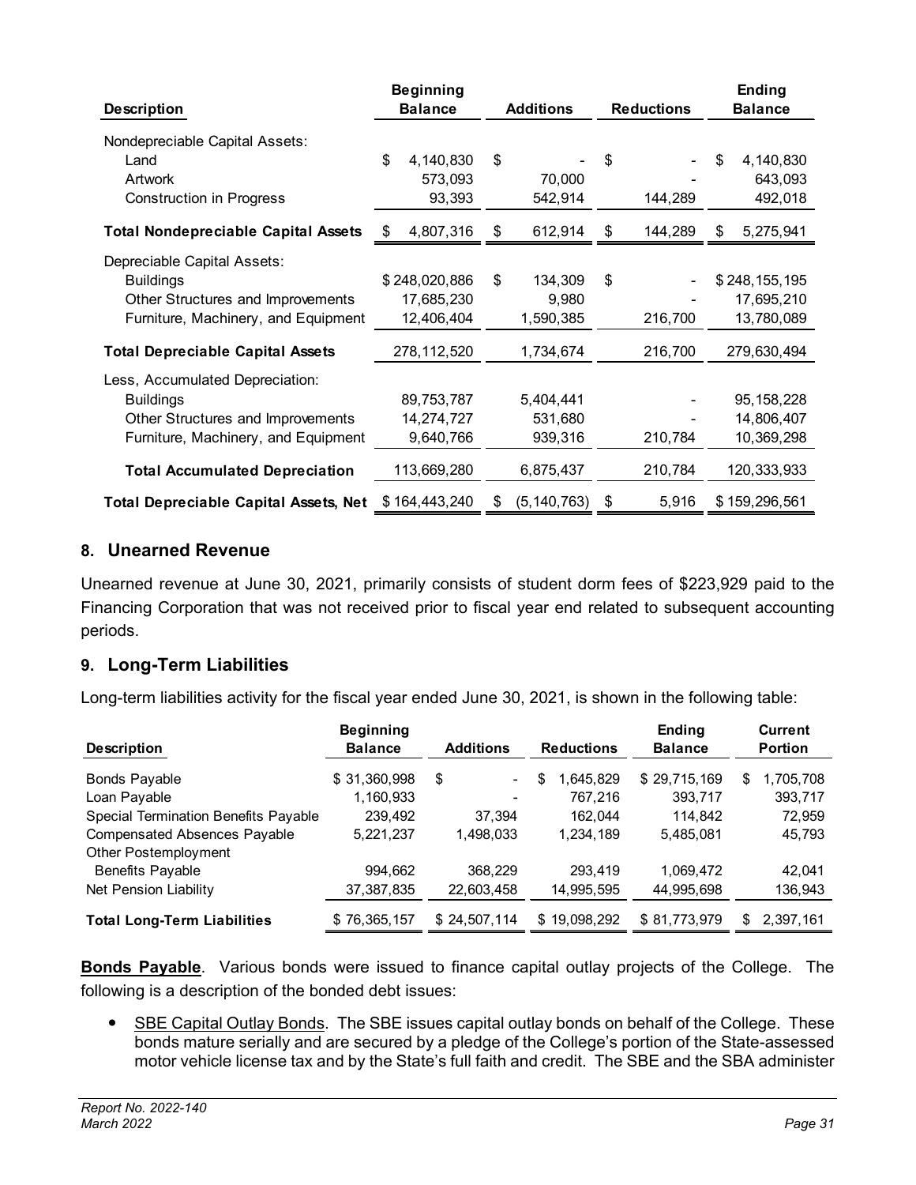| Description | Beginning Balance | Additions | Reductions | Ending Balance |
|---|---|---|---|---|
| Nondepreciable Capital Assets: | | | | |
| Land | $ 4,140,830 | $ - | $ - | $ 4,140,830 |
| Artwork | 573,093 | 70,000 | - | 643,093 |
| Construction in Progress | 93,393 | 542,914 | 144,289 | 492,018 |
| **Total Nondepreciable Capital Assets** | $ 4,807,316 | $ 612,914 | $ 144,289 | $ 5,275,941 |
| Depreciable Capital Assets: | | | | |
| Buildings | $ 248,020,886 | $ 134,309 | $ - | $ 248,155,195 |
| Other Structures and Improvements | 17,685,230 | 9,980 | - | 17,695,210 |
| Furniture, Machinery, and Equipment | 12,406,404 | 1,590,385 | 216,700 | 13,780,089 |
| **Total Depreciable Capital Assets** | 278,112,520 | 1,734,674 | 216,700 | 279,630,494 |
| Less, Accumulated Depreciation: | | | | |
| Buildings | 89,753,787 | 5,404,441 | - | 95,158,228 |
| Other Structures and Improvements | 14,274,727 | 531,680 | - | 14,806,407 |
| Furniture, Machinery, and Equipment | 9,640,766 | 939,316 | 210,784 | 10,369,298 |
| **Total Accumulated Depreciation** | 113,669,280 | 6,875,437 | 210,784 | 120,333,933 |
| **Total Depreciable Capital Assets, Net** | $ 164,443,240 | $ (5,140,763) | $ 5,916 | $ 159,296,561 |

## 8. Unearned Revenue

Unearned revenue at June 30, 2021, primarily consists of student dorm fees of $223,929 paid to the Financing Corporation that was not received prior to fiscal year end related to subsequent accounting periods.

## 9. Long-Term Liabilities

Long-term liabilities activity for the fiscal year ended June 30, 2021, is shown in the following table:

| Description | Beginning Balance | Additions | Reductions | Ending Balance | Current Portion |
|---|---|---|---|---|---|
| Bonds Payable | $ 31,360,998 | $ - | $ 1,645,829 | $ 29,715,169 | $ 1,705,708 |
| Loan Payable | 1,160,933 | - | 767,216 | 393,717 | 393,717 |
| Special Termination Benefits Payable | 239,492 | 37,394 | 162,044 | 114,842 | 72,959 |
| Compensated Absences Payable | 5,221,237 | 1,498,033 | 1,234,189 | 5,485,081 | 45,793 |
| Other Postemployment Benefits Payable | 994,662 | 368,229 | 293,419 | 1,069,472 | 42,041 |
| Net Pension Liability | 37,387,835 | 22,603,458 | 14,995,595 | 44,995,698 | 136,943 |
| **Total Long-Term Liabilities** | $ 76,365,157 | $ 24,507,114 | $ 19,098,292 | $ 81,773,979 | $ 2,397,161 |

**Bonds Payable**. Various bonds were issued to finance capital outlay projects of the College. The following is a description of the bonded debt issues:

- SBE Capital Outlay Bonds. The SBE issues capital outlay bonds on behalf of the College. These bonds mature serially and are secured by a pledge of the College's portion of the State-assessed motor vehicle license tax and by the State's full faith and credit. The SBE and the SBA administer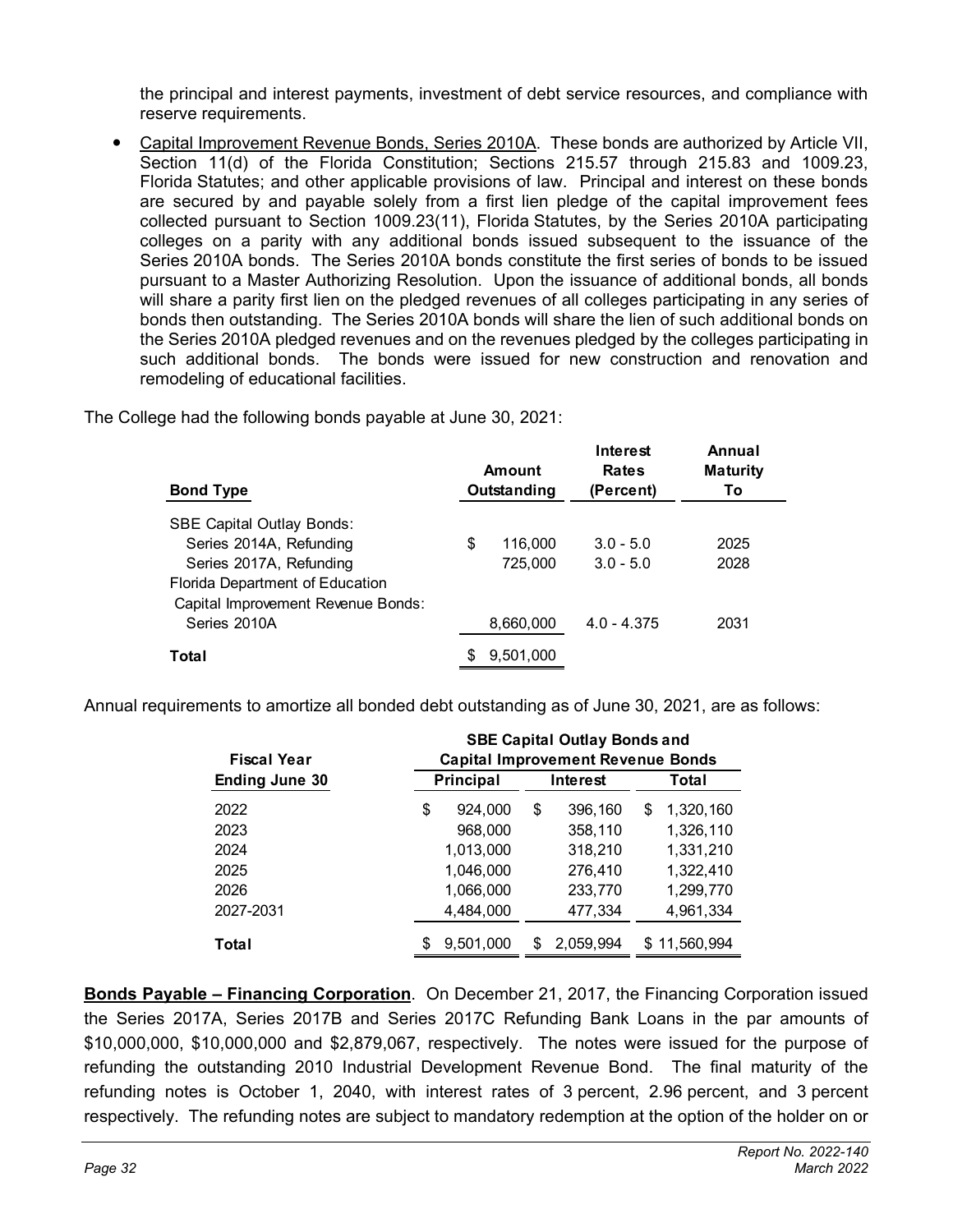the principal and interest payments, investment of debt service resources, and compliance with reserve requirements.

- Capital Improvement Revenue Bonds, Series 2010A. These bonds are authorized by Article VII, Section 11(d) of the Florida Constitution; Sections 215.57 through 215.83 and 1009.23, Florida Statutes; and other applicable provisions of law. Principal and interest on these bonds are secured by and payable solely from a first lien pledge of the capital improvement fees collected pursuant to Section 1009.23(11), Florida Statutes, by the Series 2010A participating colleges on a parity with any additional bonds issued subsequent to the issuance of the Series 2010A bonds. The Series 2010A bonds constitute the first series of bonds to be issued pursuant to a Master Authorizing Resolution. Upon the issuance of additional bonds, all bonds will share a parity first lien on the pledged revenues of all colleges participating in any series of bonds then outstanding. The Series 2010A bonds will share the lien of such additional bonds on the Series 2010A pledged revenues and on the revenues pledged by the colleges participating in such additional bonds. The bonds were issued for new construction and renovation and remodeling of educational facilities.

The College had the following bonds payable at June 30, 2021:

| Bond Type | Amount Outstanding | Interest Rates (Percent) | Annual Maturity To |
|---|---|---|---|
| SBE Capital Outlay Bonds: | | | |
| Series 2014A, Refunding | $ 116,000 | 3.0 - 5.0 | 2025 |
| Series 2017A, Refunding | 725,000 | 3.0 - 5.0 | 2028 |
| Florida Department of Education Capital Improvement Revenue Bonds: | | | |
| Series 2010A | 8,660,000 | 4.0 - 4.375 | 2031 |
| **Total** | $ 9,501,000 | | |

Annual requirements to amortize all bonded debt outstanding as of June 30, 2021, are as follows:

| Fiscal Year Ending June 30 | SBE Capital Outlay Bonds and Capital Improvement Revenue Bonds | | |
|---|---|---|---|
| | Principal | Interest | Total |
| 2022 | $ 924,000 | $ 396,160 | $ 1,320,160 |
| 2023 | 968,000 | 358,110 | 1,326,110 |
| 2024 | 1,013,000 | 318,210 | 1,331,210 |
| 2025 | 1,046,000 | 276,410 | 1,322,410 |
| 2026 | 1,066,000 | 233,770 | 1,299,770 |
| 2027-2031 | 4,484,000 | 477,334 | 4,961,334 |
| **Total** | $ 9,501,000 | $ 2,059,994 | $ 11,560,994 |

**Bonds Payable – Financing Corporation**. On December 21, 2017, the Financing Corporation issued the Series 2017A, Series 2017B and Series 2017C Refunding Bank Loans in the par amounts of $10,000,000, $10,000,000 and $2,879,067, respectively. The notes were issued for the purpose of refunding the outstanding 2010 Industrial Development Revenue Bond. The final maturity of the refunding notes is October 1, 2040, with interest rates of 3 percent, 2.96 percent, and 3 percent respectively. The refunding notes are subject to mandatory redemption at the option of the holder on or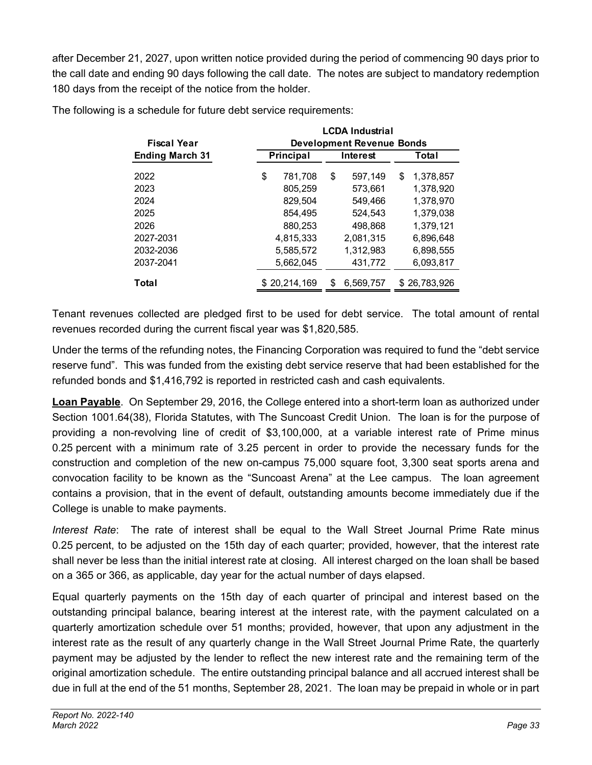after December 21, 2027, upon written notice provided during the period of commencing 90 days prior to the call date and ending 90 days following the call date. The notes are subject to mandatory redemption 180 days from the receipt of the notice from the holder.

The following is a schedule for future debt service requirements:

| Fiscal Year | LCDA Industrial Development Revenue Bonds | | |
|---|---|---|---|
| Ending March 31 | Principal | Interest | Total |
| 2022 | $ 781,708 | $ 597,149 | $ 1,378,857 |
| 2023 | 805,259 | 573,661 | 1,378,920 |
| 2024 | 829,504 | 549,466 | 1,378,970 |
| 2025 | 854,495 | 524,543 | 1,379,038 |
| 2026 | 880,253 | 498,868 | 1,379,121 |
| 2027-2031 | 4,815,333 | 2,081,315 | 6,896,648 |
| 2032-2036 | 5,585,572 | 1,312,983 | 6,898,555 |
| 2037-2041 | 5,662,045 | 431,772 | 6,093,817 |
| **Total** | $ 20,214,169 | $ 6,569,757 | $ 26,783,926 |

Tenant revenues collected are pledged first to be used for debt service. The total amount of rental revenues recorded during the current fiscal year was $1,820,585.

Under the terms of the refunding notes, the Financing Corporation was required to fund the "debt service reserve fund". This was funded from the existing debt service reserve that had been established for the refunded bonds and $1,416,792 is reported in restricted cash and cash equivalents.

**Loan Payable**. On September 29, 2016, the College entered into a short-term loan as authorized under Section 1001.64(38), Florida Statutes, with The Suncoast Credit Union. The loan is for the purpose of providing a non-revolving line of credit of $3,100,000, at a variable interest rate of Prime minus 0.25 percent with a minimum rate of 3.25 percent in order to provide the necessary funds for the construction and completion of the new on-campus 75,000 square foot, 3,300 seat sports arena and convocation facility to be known as the "Suncoast Arena" at the Lee campus. The loan agreement contains a provision, that in the event of default, outstanding amounts become immediately due if the College is unable to make payments.

*Interest Rate*: The rate of interest shall be equal to the Wall Street Journal Prime Rate minus 0.25 percent, to be adjusted on the 15th day of each quarter; provided, however, that the interest rate shall never be less than the initial interest rate at closing. All interest charged on the loan shall be based on a 365 or 366, as applicable, day year for the actual number of days elapsed.

Equal quarterly payments on the 15th day of each quarter of principal and interest based on the outstanding principal balance, bearing interest at the interest rate, with the payment calculated on a quarterly amortization schedule over 51 months; provided, however, that upon any adjustment in the interest rate as the result of any quarterly change in the Wall Street Journal Prime Rate, the quarterly payment may be adjusted by the lender to reflect the new interest rate and the remaining term of the original amortization schedule. The entire outstanding principal balance and all accrued interest shall be due in full at the end of the 51 months, September 28, 2021. The loan may be prepaid in whole or in part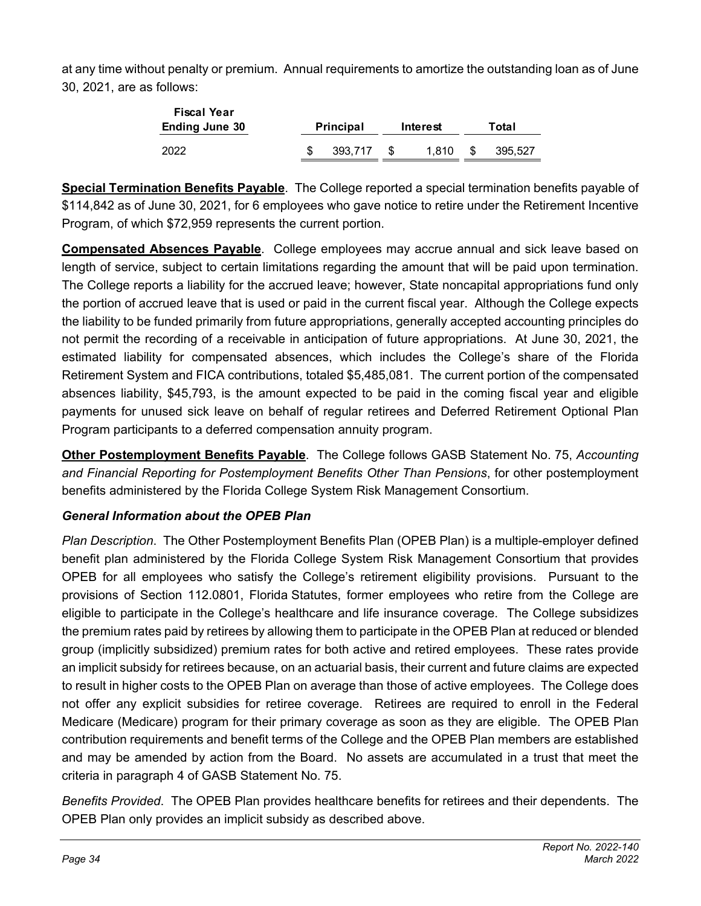at any time without penalty or premium. Annual requirements to amortize the outstanding loan as of June 30, 2021, are as follows:

| Fiscal Year Ending June 30 | Principal | Interest | Total |
|---|---|---|---|
| 2022 | $ 393,717 | $ 1,810 | $ 395,527 |

**Special Termination Benefits Payable**. The College reported a special termination benefits payable of $114,842 as of June 30, 2021, for 6 employees who gave notice to retire under the Retirement Incentive Program, of which $72,959 represents the current portion.

**Compensated Absences Payable**. College employees may accrue annual and sick leave based on length of service, subject to certain limitations regarding the amount that will be paid upon termination. The College reports a liability for the accrued leave; however, State noncapital appropriations fund only the portion of accrued leave that is used or paid in the current fiscal year. Although the College expects the liability to be funded primarily from future appropriations, generally accepted accounting principles do not permit the recording of a receivable in anticipation of future appropriations. At June 30, 2021, the estimated liability for compensated absences, which includes the College's share of the Florida Retirement System and FICA contributions, totaled $5,485,081. The current portion of the compensated absences liability, $45,793, is the amount expected to be paid in the coming fiscal year and eligible payments for unused sick leave on behalf of regular retirees and Deferred Retirement Optional Plan Program participants to a deferred compensation annuity program.

**Other Postemployment Benefits Payable**. The College follows GASB Statement No. 75, *Accounting and Financial Reporting for Postemployment Benefits Other Than Pensions*, for other postemployment benefits administered by the Florida College System Risk Management Consortium.

### *General Information about the OPEB Plan*

*Plan Description*. The Other Postemployment Benefits Plan (OPEB Plan) is a multiple-employer defined benefit plan administered by the Florida College System Risk Management Consortium that provides OPEB for all employees who satisfy the College's retirement eligibility provisions. Pursuant to the provisions of Section 112.0801, Florida Statutes, former employees who retire from the College are eligible to participate in the College's healthcare and life insurance coverage. The College subsidizes the premium rates paid by retirees by allowing them to participate in the OPEB Plan at reduced or blended group (implicitly subsidized) premium rates for both active and retired employees. These rates provide an implicit subsidy for retirees because, on an actuarial basis, their current and future claims are expected to result in higher costs to the OPEB Plan on average than those of active employees. The College does not offer any explicit subsidies for retiree coverage. Retirees are required to enroll in the Federal Medicare (Medicare) program for their primary coverage as soon as they are eligible. The OPEB Plan contribution requirements and benefit terms of the College and the OPEB Plan members are established and may be amended by action from the Board. No assets are accumulated in a trust that meet the criteria in paragraph 4 of GASB Statement No. 75.

*Benefits Provided*. The OPEB Plan provides healthcare benefits for retirees and their dependents. The OPEB Plan only provides an implicit subsidy as described above.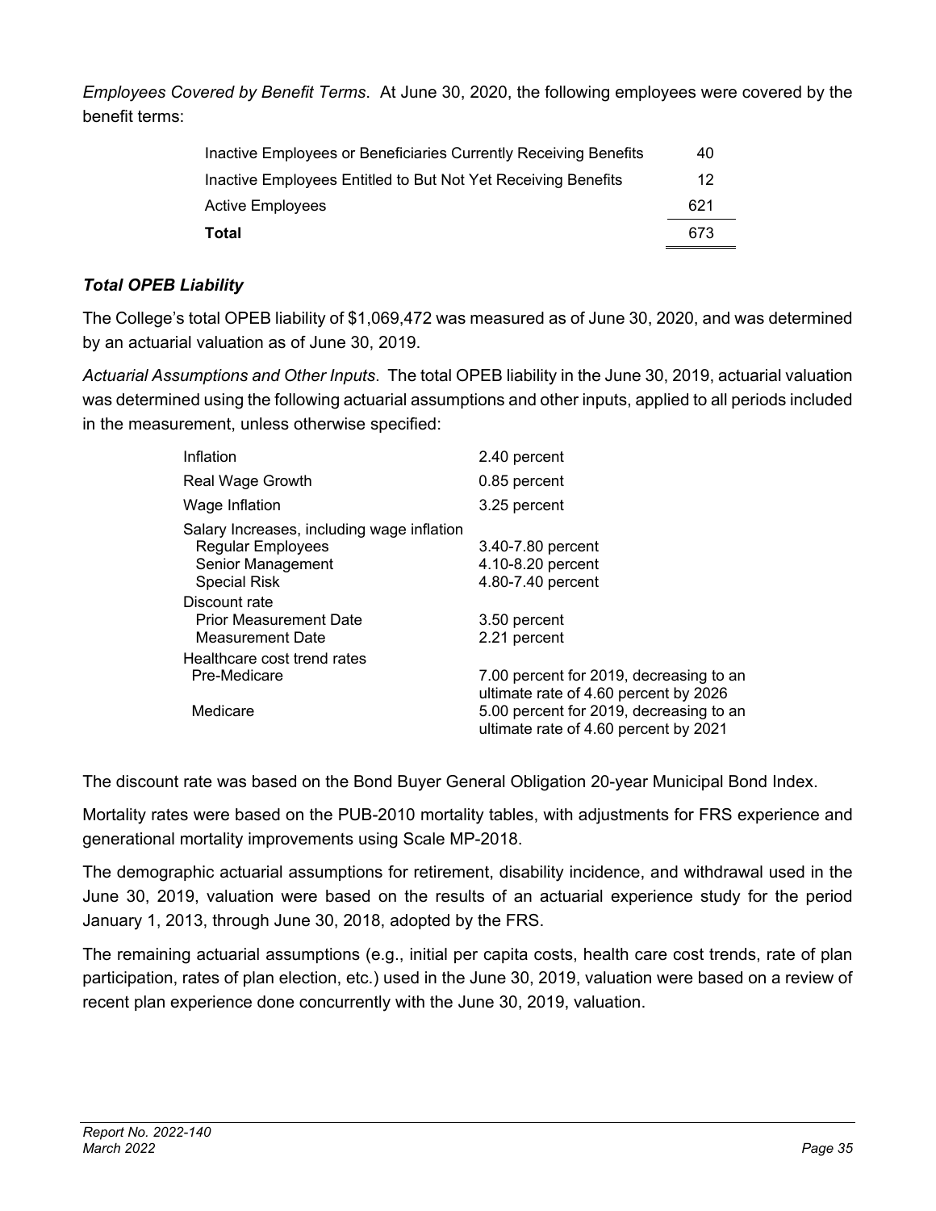*Employees Covered by Benefit Terms*. At June 30, 2020, the following employees were covered by the benefit terms:

| | |
|---|---|
| Inactive Employees or Beneficiaries Currently Receiving Benefits | 40 |
| Inactive Employees Entitled to But Not Yet Receiving Benefits | 12 |
| Active Employees | 621 |
| **Total** | 673 |

### *Total OPEB Liability*

The College's total OPEB liability of $1,069,472 was measured as of June 30, 2020, and was determined by an actuarial valuation as of June 30, 2019.

*Actuarial Assumptions and Other Inputs*. The total OPEB liability in the June 30, 2019, actuarial valuation was determined using the following actuarial assumptions and other inputs, applied to all periods included in the measurement, unless otherwise specified:

| | |
|---|---|
| Inflation | 2.40 percent |
| Real Wage Growth | 0.85 percent |
| Wage Inflation | 3.25 percent |
| Salary Increases, including wage inflation | |
| Regular Employees | 3.40-7.80 percent |
| Senior Management | 4.10-8.20 percent |
| Special Risk | 4.80-7.40 percent |
| Discount rate | |
| Prior Measurement Date | 3.50 percent |
| Measurement Date | 2.21 percent |
| Healthcare cost trend rates | |
| Pre-Medicare | 7.00 percent for 2019, decreasing to an ultimate rate of 4.60 percent by 2026 |
| Medicare | 5.00 percent for 2019, decreasing to an ultimate rate of 4.60 percent by 2021 |

The discount rate was based on the Bond Buyer General Obligation 20-year Municipal Bond Index.

Mortality rates were based on the PUB-2010 mortality tables, with adjustments for FRS experience and generational mortality improvements using Scale MP-2018.

The demographic actuarial assumptions for retirement, disability incidence, and withdrawal used in the June 30, 2019, valuation were based on the results of an actuarial experience study for the period January 1, 2013, through June 30, 2018, adopted by the FRS.

The remaining actuarial assumptions (e.g., initial per capita costs, health care cost trends, rate of plan participation, rates of plan election, etc.) used in the June 30, 2019, valuation were based on a review of recent plan experience done concurrently with the June 30, 2019, valuation.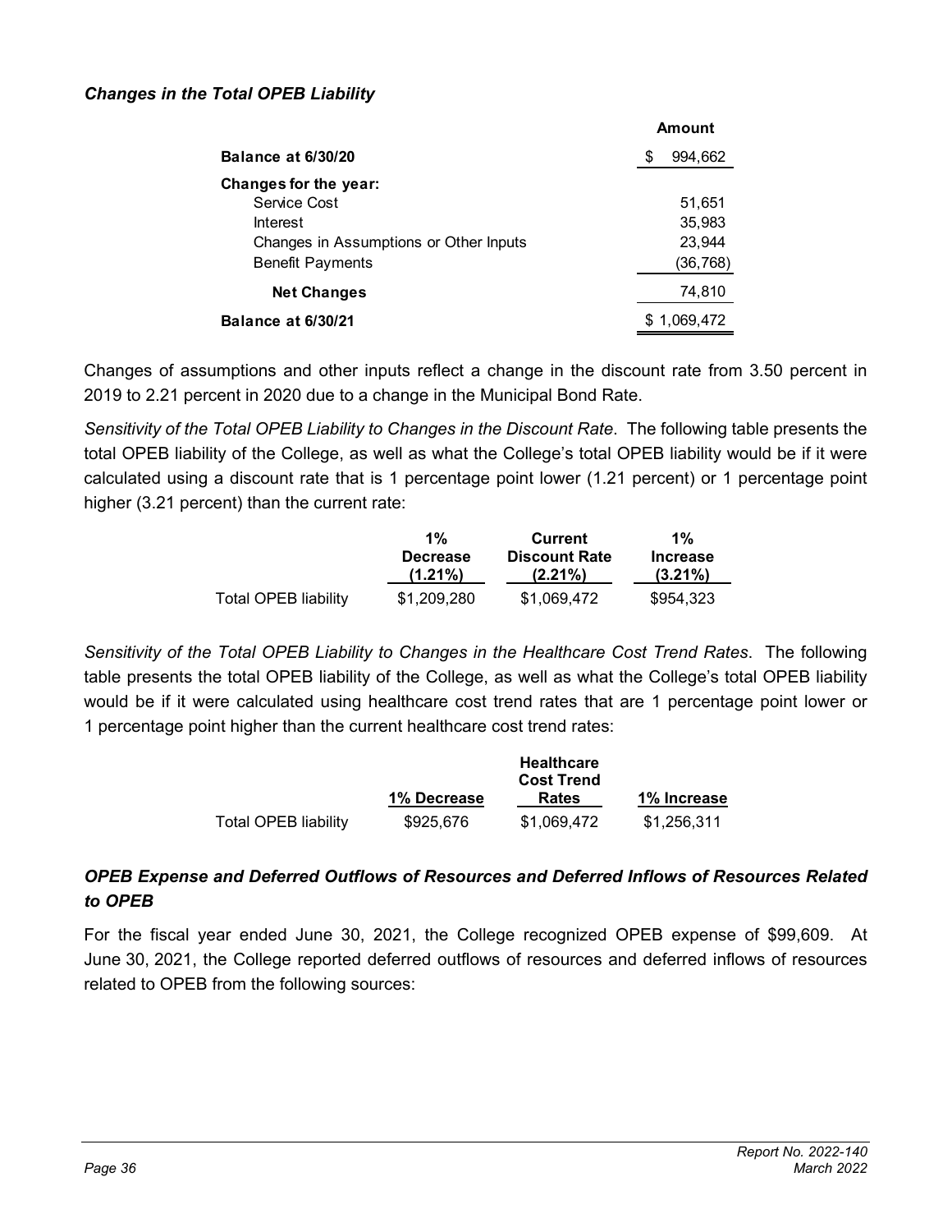### *Changes in the Total OPEB Liability*

| | Amount |
|---|---|
| **Balance at 6/30/20** | $ 994,662 |
| **Changes for the year:** | |
| Service Cost | 51,651 |
| Interest | 35,983 |
| Changes in Assumptions or Other Inputs | 23,944 |
| Benefit Payments | (36,768) |
| **Net Changes** | 74,810 |
| **Balance at 6/30/21** | $ 1,069,472 |

Changes of assumptions and other inputs reflect a change in the discount rate from 3.50 percent in 2019 to 2.21 percent in 2020 due to a change in the Municipal Bond Rate.

*Sensitivity of the Total OPEB Liability to Changes in the Discount Rate*. The following table presents the total OPEB liability of the College, as well as what the College's total OPEB liability would be if it were calculated using a discount rate that is 1 percentage point lower (1.21 percent) or 1 percentage point higher (3.21 percent) than the current rate:

| | 1% Decrease (1.21%) | Current Discount Rate (2.21%) | 1% Increase (3.21%) |
|---|---|---|---|
| Total OPEB liability | $1,209,280 | $1,069,472 | $954,323 |

*Sensitivity of the Total OPEB Liability to Changes in the Healthcare Cost Trend Rates*. The following table presents the total OPEB liability of the College, as well as what the College's total OPEB liability would be if it were calculated using healthcare cost trend rates that are 1 percentage point lower or 1 percentage point higher than the current healthcare cost trend rates:

| | 1% Decrease | Healthcare Cost Trend Rates | 1% Increase |
|---|---|---|---|
| Total OPEB liability | $925,676 | $1,069,472 | $1,256,311 |

### *OPEB Expense and Deferred Outflows of Resources and Deferred Inflows of Resources Related to OPEB*

For the fiscal year ended June 30, 2021, the College recognized OPEB expense of $99,609. At June 30, 2021, the College reported deferred outflows of resources and deferred inflows of resources related to OPEB from the following sources: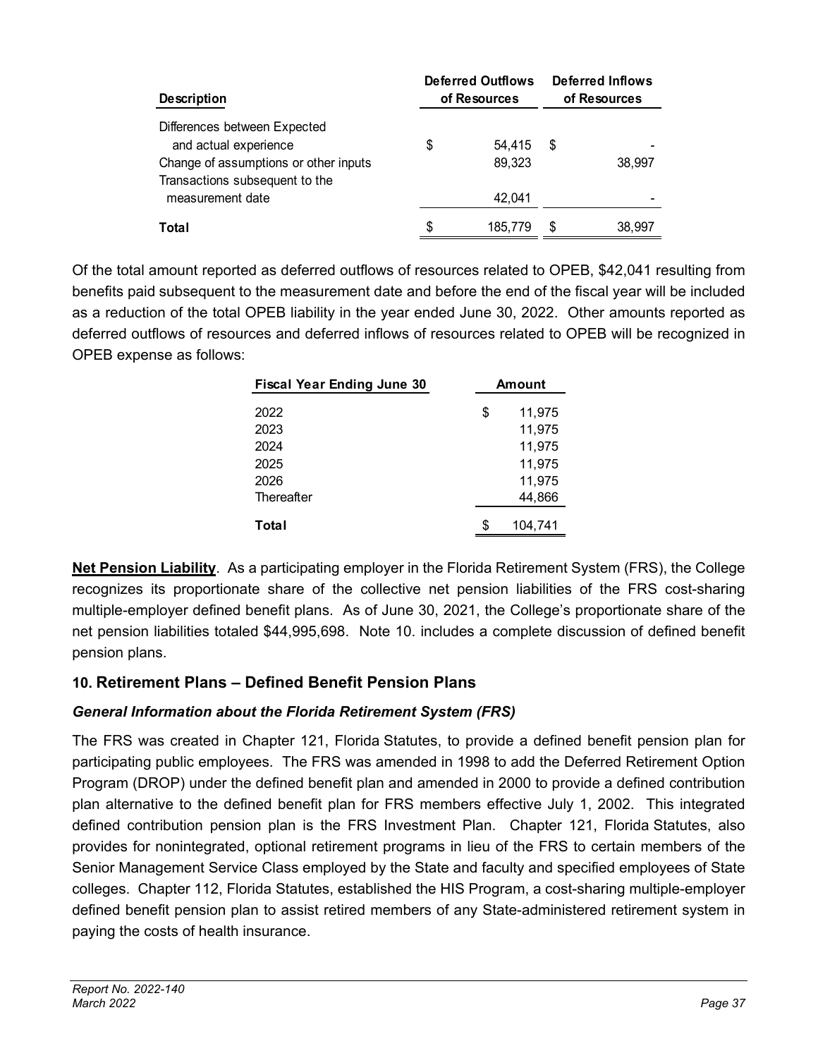| Description | Deferred Outflows of Resources | Deferred Inflows of Resources |
|---|---|---|
| Differences between Expected and actual experience | $ 54,415 | $ - |
| Change of assumptions or other inputs | 89,323 | 38,997 |
| Transactions subsequent to the measurement date | 42,041 | - |
| **Total** | $ 185,779 | $ 38,997 |

Of the total amount reported as deferred outflows of resources related to OPEB, $42,041 resulting from benefits paid subsequent to the measurement date and before the end of the fiscal year will be included as a reduction of the total OPEB liability in the year ended June 30, 2022. Other amounts reported as deferred outflows of resources and deferred inflows of resources related to OPEB will be recognized in OPEB expense as follows:

| Fiscal Year Ending June 30 | Amount |
|---|---|
| 2022 | $ 11,975 |
| 2023 | 11,975 |
| 2024 | 11,975 |
| 2025 | 11,975 |
| 2026 | 11,975 |
| Thereafter | 44,866 |
| **Total** | $ 104,741 |

**Net Pension Liability**. As a participating employer in the Florida Retirement System (FRS), the College recognizes its proportionate share of the collective net pension liabilities of the FRS cost-sharing multiple-employer defined benefit plans. As of June 30, 2021, the College's proportionate share of the net pension liabilities totaled $44,995,698. Note 10. includes a complete discussion of defined benefit pension plans.

## 10. Retirement Plans – Defined Benefit Pension Plans

### *General Information about the Florida Retirement System (FRS)*

The FRS was created in Chapter 121, Florida Statutes, to provide a defined benefit pension plan for participating public employees. The FRS was amended in 1998 to add the Deferred Retirement Option Program (DROP) under the defined benefit plan and amended in 2000 to provide a defined contribution plan alternative to the defined benefit plan for FRS members effective July 1, 2002. This integrated defined contribution pension plan is the FRS Investment Plan. Chapter 121, Florida Statutes, also provides for nonintegrated, optional retirement programs in lieu of the FRS to certain members of the Senior Management Service Class employed by the State and faculty and specified employees of State colleges. Chapter 112, Florida Statutes, established the HIS Program, a cost-sharing multiple-employer defined benefit pension plan to assist retired members of any State-administered retirement system in paying the costs of health insurance.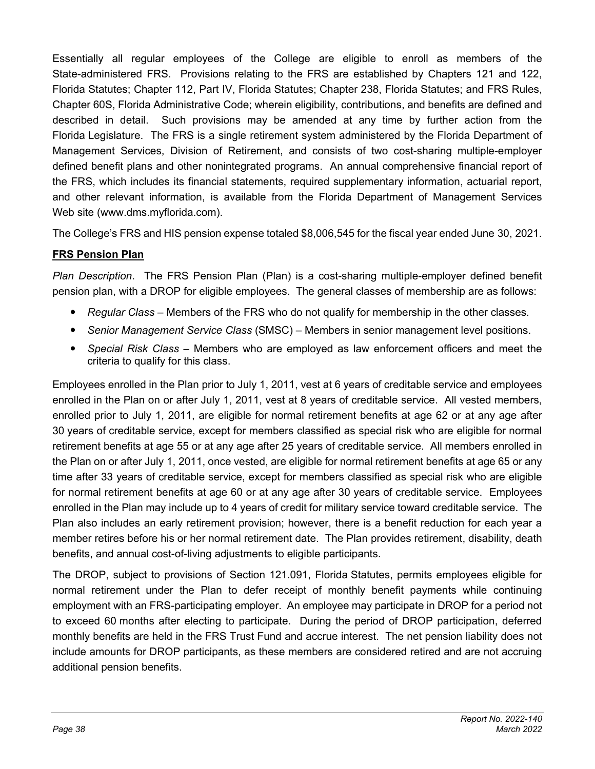Essentially all regular employees of the College are eligible to enroll as members of the State-administered FRS. Provisions relating to the FRS are established by Chapters 121 and 122, Florida Statutes; Chapter 112, Part IV, Florida Statutes; Chapter 238, Florida Statutes; and FRS Rules, Chapter 60S, Florida Administrative Code; wherein eligibility, contributions, and benefits are defined and described in detail. Such provisions may be amended at any time by further action from the Florida Legislature. The FRS is a single retirement system administered by the Florida Department of Management Services, Division of Retirement, and consists of two cost-sharing multiple-employer defined benefit plans and other nonintegrated programs. An annual comprehensive financial report of the FRS, which includes its financial statements, required supplementary information, actuarial report, and other relevant information, is available from the Florida Department of Management Services Web site (www.dms.myflorida.com).

The College's FRS and HIS pension expense totaled $8,006,545 for the fiscal year ended June 30, 2021.

**FRS Pension Plan**

*Plan Description*. The FRS Pension Plan (Plan) is a cost-sharing multiple-employer defined benefit pension plan, with a DROP for eligible employees. The general classes of membership are as follows:

- *Regular Class* – Members of the FRS who do not qualify for membership in the other classes.
- *Senior Management Service Class* (SMSC) – Members in senior management level positions.
- *Special Risk Class* – Members who are employed as law enforcement officers and meet the criteria to qualify for this class.

Employees enrolled in the Plan prior to July 1, 2011, vest at 6 years of creditable service and employees enrolled in the Plan on or after July 1, 2011, vest at 8 years of creditable service. All vested members, enrolled prior to July 1, 2011, are eligible for normal retirement benefits at age 62 or at any age after 30 years of creditable service, except for members classified as special risk who are eligible for normal retirement benefits at age 55 or at any age after 25 years of creditable service. All members enrolled in the Plan on or after July 1, 2011, once vested, are eligible for normal retirement benefits at age 65 or any time after 33 years of creditable service, except for members classified as special risk who are eligible for normal retirement benefits at age 60 or at any age after 30 years of creditable service. Employees enrolled in the Plan may include up to 4 years of credit for military service toward creditable service. The Plan also includes an early retirement provision; however, there is a benefit reduction for each year a member retires before his or her normal retirement date. The Plan provides retirement, disability, death benefits, and annual cost-of-living adjustments to eligible participants.

The DROP, subject to provisions of Section 121.091, Florida Statutes, permits employees eligible for normal retirement under the Plan to defer receipt of monthly benefit payments while continuing employment with an FRS-participating employer. An employee may participate in DROP for a period not to exceed 60 months after electing to participate. During the period of DROP participation, deferred monthly benefits are held in the FRS Trust Fund and accrue interest. The net pension liability does not include amounts for DROP participants, as these members are considered retired and are not accruing additional pension benefits.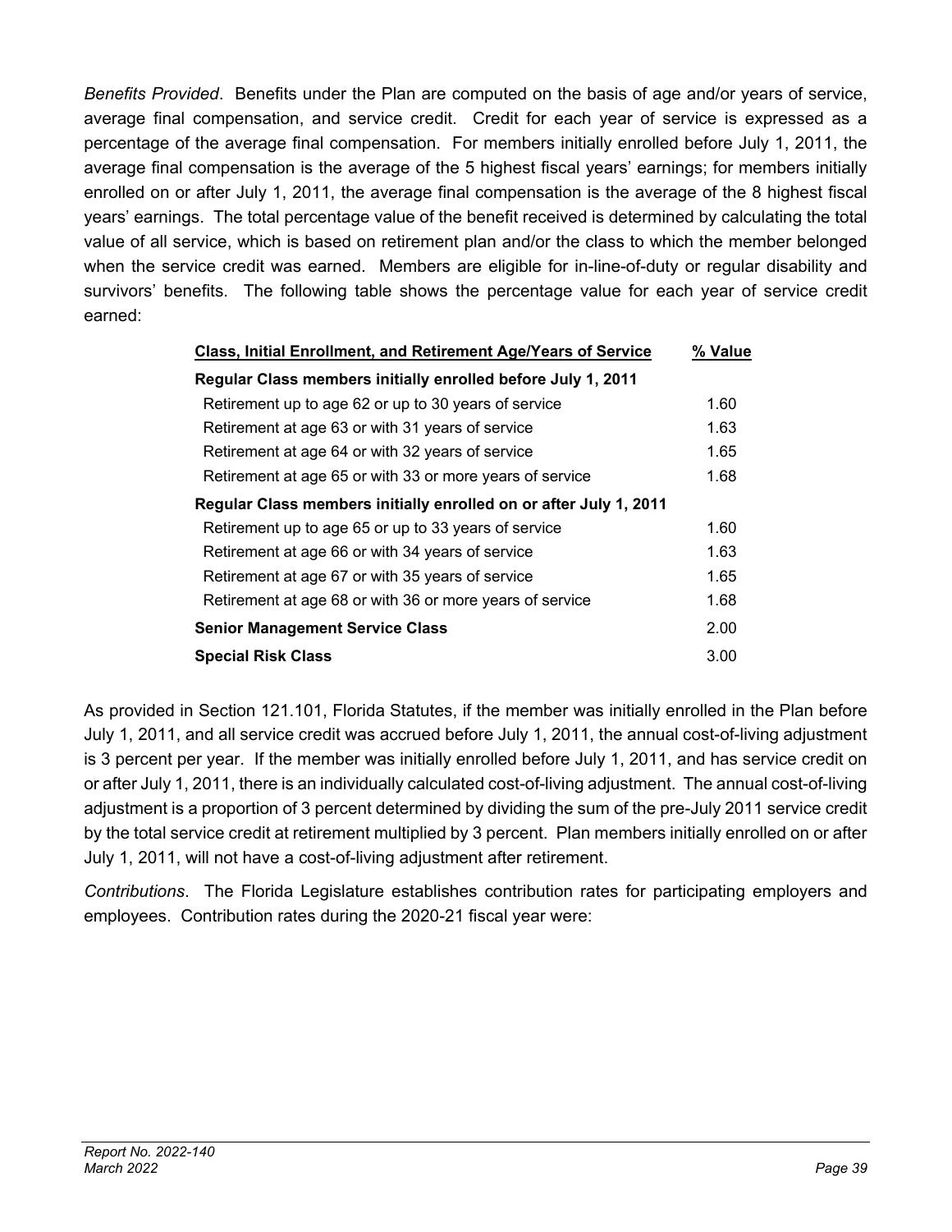*Benefits Provided*. Benefits under the Plan are computed on the basis of age and/or years of service, average final compensation, and service credit. Credit for each year of service is expressed as a percentage of the average final compensation. For members initially enrolled before July 1, 2011, the average final compensation is the average of the 5 highest fiscal years' earnings; for members initially enrolled on or after July 1, 2011, the average final compensation is the average of the 8 highest fiscal years' earnings. The total percentage value of the benefit received is determined by calculating the total value of all service, which is based on retirement plan and/or the class to which the member belonged when the service credit was earned. Members are eligible for in-line-of-duty or regular disability and survivors' benefits. The following table shows the percentage value for each year of service credit earned:

| Class, Initial Enrollment, and Retirement Age/Years of Service | % Value |
|---|---|
| **Regular Class members initially enrolled before July 1, 2011** | |
| Retirement up to age 62 or up to 30 years of service | 1.60 |
| Retirement at age 63 or with 31 years of service | 1.63 |
| Retirement at age 64 or with 32 years of service | 1.65 |
| Retirement at age 65 or with 33 or more years of service | 1.68 |
| **Regular Class members initially enrolled on or after July 1, 2011** | |
| Retirement up to age 65 or up to 33 years of service | 1.60 |
| Retirement at age 66 or with 34 years of service | 1.63 |
| Retirement at age 67 or with 35 years of service | 1.65 |
| Retirement at age 68 or with 36 or more years of service | 1.68 |
| **Senior Management Service Class** | 2.00 |
| **Special Risk Class** | 3.00 |

As provided in Section 121.101, Florida Statutes, if the member was initially enrolled in the Plan before July 1, 2011, and all service credit was accrued before July 1, 2011, the annual cost-of-living adjustment is 3 percent per year. If the member was initially enrolled before July 1, 2011, and has service credit on or after July 1, 2011, there is an individually calculated cost-of-living adjustment. The annual cost-of-living adjustment is a proportion of 3 percent determined by dividing the sum of the pre-July 2011 service credit by the total service credit at retirement multiplied by 3 percent. Plan members initially enrolled on or after July 1, 2011, will not have a cost-of-living adjustment after retirement.

*Contributions*. The Florida Legislature establishes contribution rates for participating employers and employees. Contribution rates during the 2020-21 fiscal year were: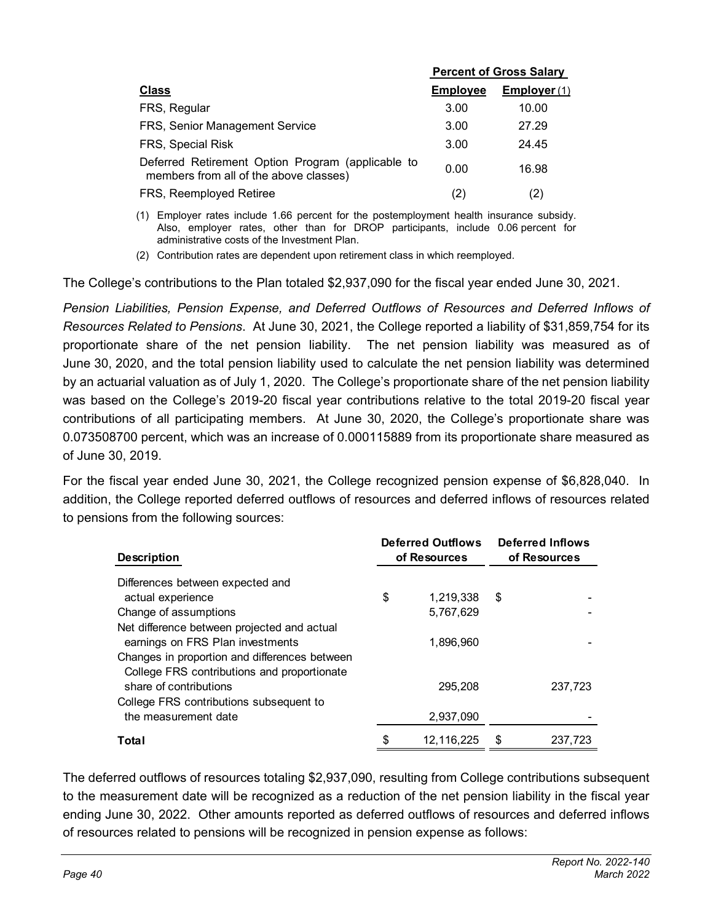| Class | Percent of Gross Salary | |
|---|---|---|
| | **Employee** | **Employer** (1) |
| FRS, Regular | 3.00 | 10.00 |
| FRS, Senior Management Service | 3.00 | 27.29 |
| FRS, Special Risk | 3.00 | 24.45 |
| Deferred Retirement Option Program (applicable to members from all of the above classes) | 0.00 | 16.98 |
| FRS, Reemployed Retiree | (2) | (2) |

(1) Employer rates include 1.66 percent for the postemployment health insurance subsidy. Also, employer rates, other than for DROP participants, include 0.06 percent for administrative costs of the Investment Plan.

(2) Contribution rates are dependent upon retirement class in which reemployed.

The College's contributions to the Plan totaled $2,937,090 for the fiscal year ended June 30, 2021.

*Pension Liabilities, Pension Expense, and Deferred Outflows of Resources and Deferred Inflows of Resources Related to Pensions*. At June 30, 2021, the College reported a liability of $31,859,754 for its proportionate share of the net pension liability. The net pension liability was measured as of June 30, 2020, and the total pension liability used to calculate the net pension liability was determined by an actuarial valuation as of July 1, 2020. The College's proportionate share of the net pension liability was based on the College's 2019-20 fiscal year contributions relative to the total 2019-20 fiscal year contributions of all participating members. At June 30, 2020, the College's proportionate share was 0.073508700 percent, which was an increase of 0.000115889 from its proportionate share measured as of June 30, 2019.

For the fiscal year ended June 30, 2021, the College recognized pension expense of $6,828,040. In addition, the College reported deferred outflows of resources and deferred inflows of resources related to pensions from the following sources:

| Description | Deferred Outflows of Resources | Deferred Inflows of Resources |
|---|---|---|
| Differences between expected and actual experience | $ 1,219,338 | $ - |
| Change of assumptions | 5,767,629 | - |
| Net difference between projected and actual earnings on FRS Plan investments | 1,896,960 | - |
| Changes in proportion and differences between College FRS contributions and proportionate share of contributions | 295,208 | 237,723 |
| College FRS contributions subsequent to the measurement date | 2,937,090 | - |
| **Total** | $ 12,116,225 | $ 237,723 |

The deferred outflows of resources totaling $2,937,090, resulting from College contributions subsequent to the measurement date will be recognized as a reduction of the net pension liability in the fiscal year ending June 30, 2022. Other amounts reported as deferred outflows of resources and deferred inflows of resources related to pensions will be recognized in pension expense as follows: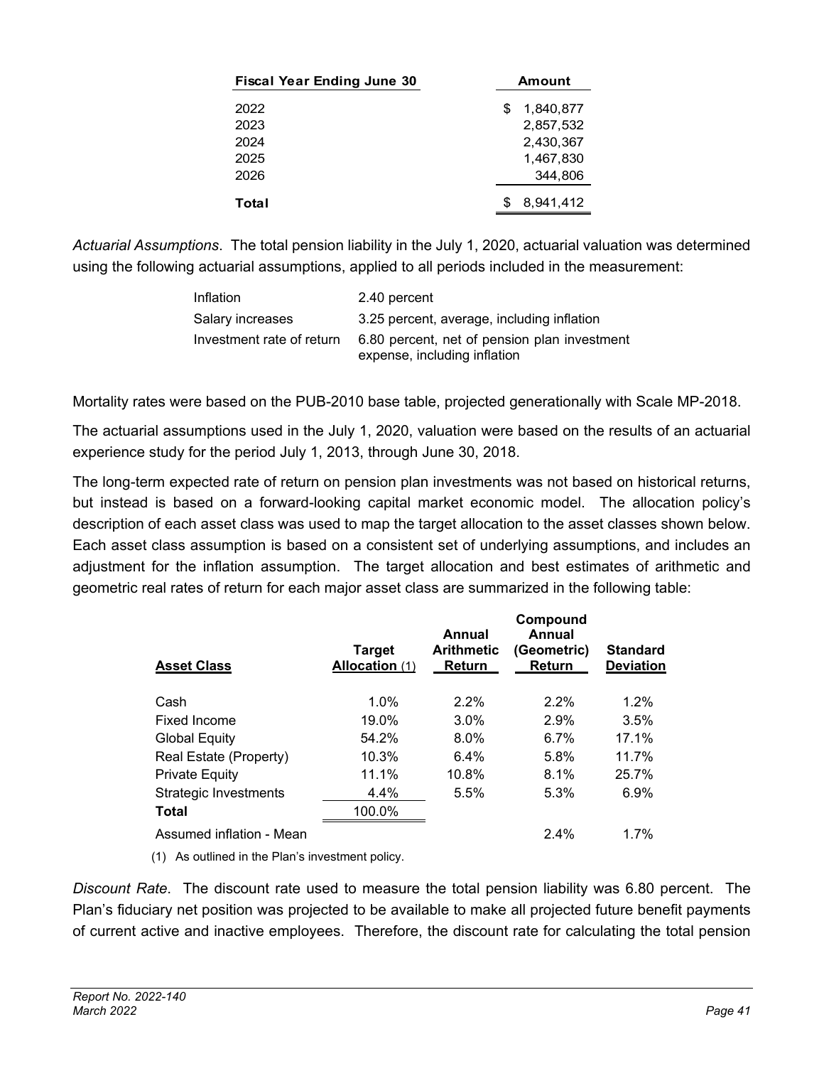| Fiscal Year Ending June 30 | Amount |
|---|---|
| 2022 | $ 1,840,877 |
| 2023 | 2,857,532 |
| 2024 | 2,430,367 |
| 2025 | 1,467,830 |
| 2026 | 344,806 |
| **Total** | $ 8,941,412 |

*Actuarial Assumptions*. The total pension liability in the July 1, 2020, actuarial valuation was determined using the following actuarial assumptions, applied to all periods included in the measurement:

| | |
|---|---|
| Inflation | 2.40 percent |
| Salary increases | 3.25 percent, average, including inflation |
| Investment rate of return | 6.80 percent, net of pension plan investment expense, including inflation |

Mortality rates were based on the PUB-2010 base table, projected generationally with Scale MP-2018.

The actuarial assumptions used in the July 1, 2020, valuation were based on the results of an actuarial experience study for the period July 1, 2013, through June 30, 2018.

The long-term expected rate of return on pension plan investments was not based on historical returns, but instead is based on a forward-looking capital market economic model. The allocation policy's description of each asset class was used to map the target allocation to the asset classes shown below. Each asset class assumption is based on a consistent set of underlying assumptions, and includes an adjustment for the inflation assumption. The target allocation and best estimates of arithmetic and geometric real rates of return for each major asset class are summarized in the following table:

| Asset Class | Target Allocation (1) | Annual Arithmetic Return | Compound Annual (Geometric) Return | Standard Deviation |
|---|---|---|---|---|
| Cash | 1.0% | 2.2% | 2.2% | 1.2% |
| Fixed Income | 19.0% | 3.0% | 2.9% | 3.5% |
| Global Equity | 54.2% | 8.0% | 6.7% | 17.1% |
| Real Estate (Property) | 10.3% | 6.4% | 5.8% | 11.7% |
| Private Equity | 11.1% | 10.8% | 8.1% | 25.7% |
| Strategic Investments | 4.4% | 5.5% | 5.3% | 6.9% |
| **Total** | 100.0% | | | |
| Assumed inflation - Mean | | | 2.4% | 1.7% |

(1) As outlined in the Plan's investment policy.

*Discount Rate*. The discount rate used to measure the total pension liability was 6.80 percent. The Plan's fiduciary net position was projected to be available to make all projected future benefit payments of current active and inactive employees. Therefore, the discount rate for calculating the total pension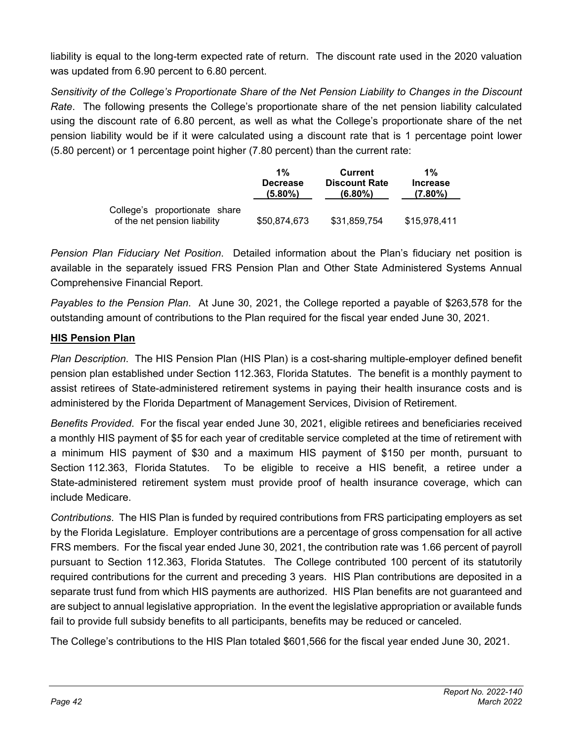liability is equal to the long-term expected rate of return. The discount rate used in the 2020 valuation was updated from 6.90 percent to 6.80 percent.

*Sensitivity of the College's Proportionate Share of the Net Pension Liability to Changes in the Discount Rate*. The following presents the College's proportionate share of the net pension liability calculated using the discount rate of 6.80 percent, as well as what the College's proportionate share of the net pension liability would be if it were calculated using a discount rate that is 1 percentage point lower (5.80 percent) or 1 percentage point higher (7.80 percent) than the current rate:

| | 1% Decrease (5.80%) | Current Discount Rate (6.80%) | 1% Increase (7.80%) |
|---|---|---|---|
| College's proportionate share of the net pension liability | $50,874,673 | $31,859,754 | $15,978,411 |

*Pension Plan Fiduciary Net Position*. Detailed information about the Plan's fiduciary net position is available in the separately issued FRS Pension Plan and Other State Administered Systems Annual Comprehensive Financial Report.

*Payables to the Pension Plan*. At June 30, 2021, the College reported a payable of $263,578 for the outstanding amount of contributions to the Plan required for the fiscal year ended June 30, 2021.

**HIS Pension Plan**

*Plan Description*. The HIS Pension Plan (HIS Plan) is a cost-sharing multiple-employer defined benefit pension plan established under Section 112.363, Florida Statutes. The benefit is a monthly payment to assist retirees of State-administered retirement systems in paying their health insurance costs and is administered by the Florida Department of Management Services, Division of Retirement.

*Benefits Provided*. For the fiscal year ended June 30, 2021, eligible retirees and beneficiaries received a monthly HIS payment of $5 for each year of creditable service completed at the time of retirement with a minimum HIS payment of $30 and a maximum HIS payment of $150 per month, pursuant to Section 112.363, Florida Statutes. To be eligible to receive a HIS benefit, a retiree under a State-administered retirement system must provide proof of health insurance coverage, which can include Medicare.

*Contributions*. The HIS Plan is funded by required contributions from FRS participating employers as set by the Florida Legislature. Employer contributions are a percentage of gross compensation for all active FRS members. For the fiscal year ended June 30, 2021, the contribution rate was 1.66 percent of payroll pursuant to Section 112.363, Florida Statutes. The College contributed 100 percent of its statutorily required contributions for the current and preceding 3 years. HIS Plan contributions are deposited in a separate trust fund from which HIS payments are authorized. HIS Plan benefits are not guaranteed and are subject to annual legislative appropriation. In the event the legislative appropriation or available funds fail to provide full subsidy benefits to all participants, benefits may be reduced or canceled.

The College's contributions to the HIS Plan totaled $601,566 for the fiscal year ended June 30, 2021.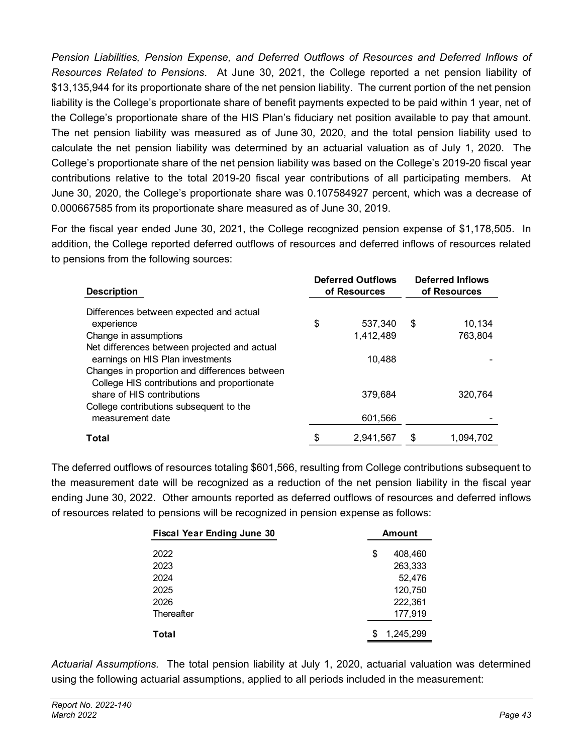*Pension Liabilities, Pension Expense, and Deferred Outflows of Resources and Deferred Inflows of Resources Related to Pensions*. At June 30, 2021, the College reported a net pension liability of $13,135,944 for its proportionate share of the net pension liability. The current portion of the net pension liability is the College's proportionate share of benefit payments expected to be paid within 1 year, net of the College's proportionate share of the HIS Plan's fiduciary net position available to pay that amount. The net pension liability was measured as of June 30, 2020, and the total pension liability used to calculate the net pension liability was determined by an actuarial valuation as of July 1, 2020. The College's proportionate share of the net pension liability was based on the College's 2019-20 fiscal year contributions relative to the total 2019-20 fiscal year contributions of all participating members. At June 30, 2020, the College's proportionate share was 0.107584927 percent, which was a decrease of 0.000667585 from its proportionate share measured as of June 30, 2019.

For the fiscal year ended June 30, 2021, the College recognized pension expense of $1,178,505. In addition, the College reported deferred outflows of resources and deferred inflows of resources related to pensions from the following sources:

| Description | Deferred Outflows of Resources | Deferred Inflows of Resources |
|---|---|---|
| Differences between expected and actual experience | $ 537,340 | $ 10,134 |
| Change in assumptions | 1,412,489 | 763,804 |
| Net differences between projected and actual earnings on HIS Plan investments | 10,488 | - |
| Changes in proportion and differences between College HIS contributions and proportionate share of HIS contributions | 379,684 | 320,764 |
| College contributions subsequent to the measurement date | 601,566 | - |
| **Total** | $ 2,941,567 | $ 1,094,702 |

The deferred outflows of resources totaling $601,566, resulting from College contributions subsequent to the measurement date will be recognized as a reduction of the net pension liability in the fiscal year ending June 30, 2022. Other amounts reported as deferred outflows of resources and deferred inflows of resources related to pensions will be recognized in pension expense as follows:

| Fiscal Year Ending June 30 | Amount |
|---|---|
| 2022 | $ 408,460 |
| 2023 | 263,333 |
| 2024 | 52,476 |
| 2025 | 120,750 |
| 2026 | 222,361 |
| Thereafter | 177,919 |
| **Total** | $ 1,245,299 |

*Actuarial Assumptions.* The total pension liability at July 1, 2020, actuarial valuation was determined using the following actuarial assumptions, applied to all periods included in the measurement: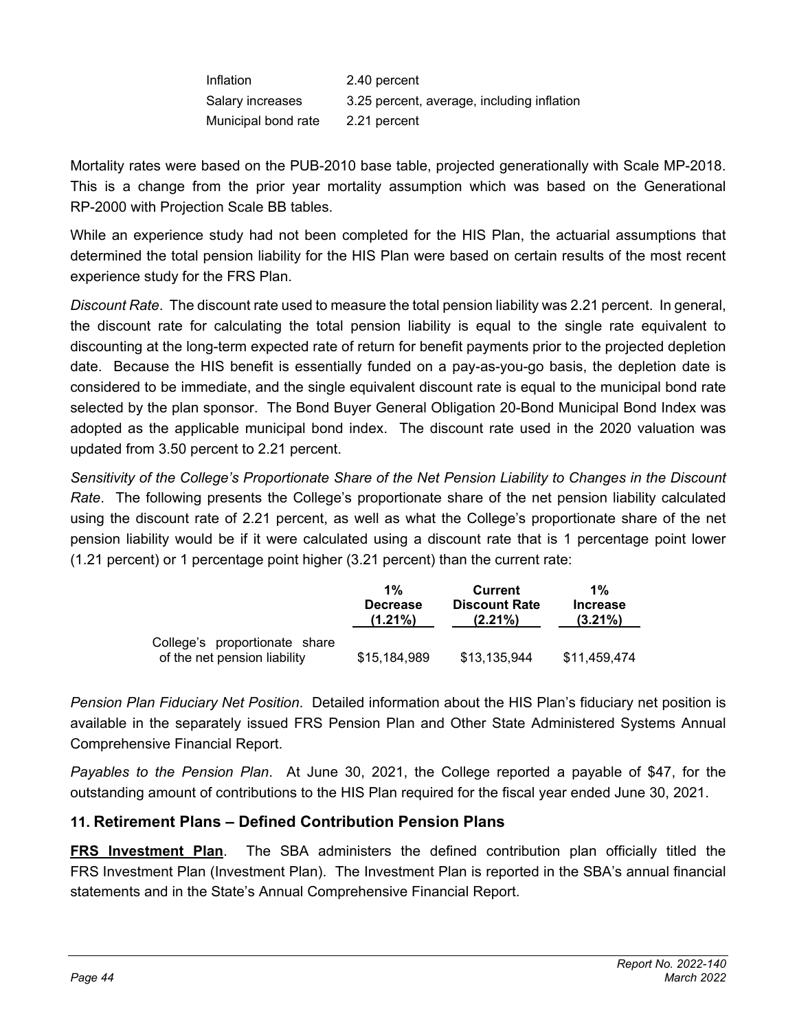| | |
|---|---|
| Inflation | 2.40 percent |
| Salary increases | 3.25 percent, average, including inflation |
| Municipal bond rate | 2.21 percent |

Mortality rates were based on the PUB-2010 base table, projected generationally with Scale MP-2018. This is a change from the prior year mortality assumption which was based on the Generational RP-2000 with Projection Scale BB tables.

While an experience study had not been completed for the HIS Plan, the actuarial assumptions that determined the total pension liability for the HIS Plan were based on certain results of the most recent experience study for the FRS Plan.

*Discount Rate*. The discount rate used to measure the total pension liability was 2.21 percent. In general, the discount rate for calculating the total pension liability is equal to the single rate equivalent to discounting at the long-term expected rate of return for benefit payments prior to the projected depletion date. Because the HIS benefit is essentially funded on a pay-as-you-go basis, the depletion date is considered to be immediate, and the single equivalent discount rate is equal to the municipal bond rate selected by the plan sponsor. The Bond Buyer General Obligation 20-Bond Municipal Bond Index was adopted as the applicable municipal bond index. The discount rate used in the 2020 valuation was updated from 3.50 percent to 2.21 percent.

*Sensitivity of the College's Proportionate Share of the Net Pension Liability to Changes in the Discount Rate*. The following presents the College's proportionate share of the net pension liability calculated using the discount rate of 2.21 percent, as well as what the College's proportionate share of the net pension liability would be if it were calculated using a discount rate that is 1 percentage point lower (1.21 percent) or 1 percentage point higher (3.21 percent) than the current rate:

| | 1% Decrease (1.21%) | Current Discount Rate (2.21%) | 1% Increase (3.21%) |
|---|---|---|---|
| College's proportionate share of the net pension liability | $15,184,989 | $13,135,944 | $11,459,474 |

*Pension Plan Fiduciary Net Position*. Detailed information about the HIS Plan's fiduciary net position is available in the separately issued FRS Pension Plan and Other State Administered Systems Annual Comprehensive Financial Report.

*Payables to the Pension Plan*. At June 30, 2021, the College reported a payable of $47, for the outstanding amount of contributions to the HIS Plan required for the fiscal year ended June 30, 2021.

## 11. Retirement Plans – Defined Contribution Pension Plans

**FRS Investment Plan**. The SBA administers the defined contribution plan officially titled the FRS Investment Plan (Investment Plan). The Investment Plan is reported in the SBA's annual financial statements and in the State's Annual Comprehensive Financial Report.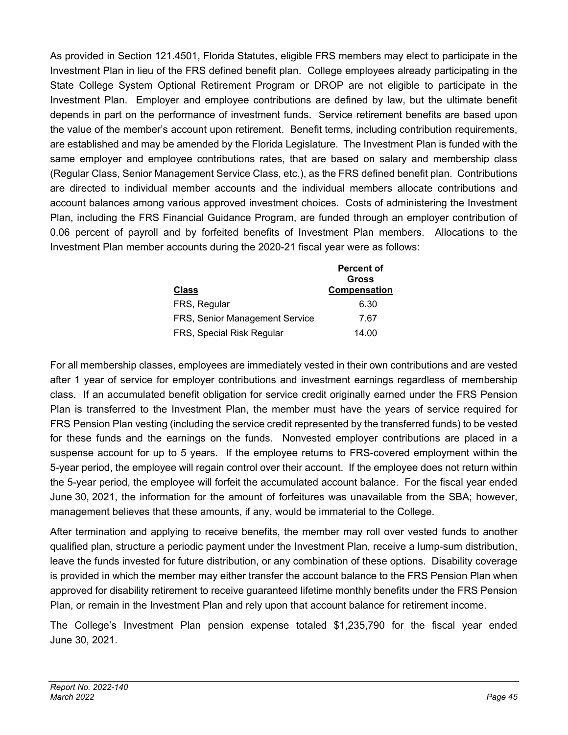As provided in Section 121.4501, Florida Statutes, eligible FRS members may elect to participate in the Investment Plan in lieu of the FRS defined benefit plan. College employees already participating in the State College System Optional Retirement Program or DROP are not eligible to participate in the Investment Plan. Employer and employee contributions are defined by law, but the ultimate benefit depends in part on the performance of investment funds. Service retirement benefits are based upon the value of the member's account upon retirement. Benefit terms, including contribution requirements, are established and may be amended by the Florida Legislature. The Investment Plan is funded with the same employer and employee contributions rates, that are based on salary and membership class (Regular Class, Senior Management Service Class, etc.), as the FRS defined benefit plan. Contributions are directed to individual member accounts and the individual members allocate contributions and account balances among various approved investment choices. Costs of administering the Investment Plan, including the FRS Financial Guidance Program, are funded through an employer contribution of 0.06 percent of payroll and by forfeited benefits of Investment Plan members. Allocations to the Investment Plan member accounts during the 2020-21 fiscal year were as follows:

| Class | Percent of Gross Compensation |
|---|---|
| FRS, Regular | 6.30 |
| FRS, Senior Management Service | 7.67 |
| FRS, Special Risk Regular | 14.00 |

For all membership classes, employees are immediately vested in their own contributions and are vested after 1 year of service for employer contributions and investment earnings regardless of membership class. If an accumulated benefit obligation for service credit originally earned under the FRS Pension Plan is transferred to the Investment Plan, the member must have the years of service required for FRS Pension Plan vesting (including the service credit represented by the transferred funds) to be vested for these funds and the earnings on the funds. Nonvested employer contributions are placed in a suspense account for up to 5 years. If the employee returns to FRS-covered employment within the 5-year period, the employee will regain control over their account. If the employee does not return within the 5-year period, the employee will forfeit the accumulated account balance. For the fiscal year ended June 30, 2021, the information for the amount of forfeitures was unavailable from the SBA; however, management believes that these amounts, if any, would be immaterial to the College.

After termination and applying to receive benefits, the member may roll over vested funds to another qualified plan, structure a periodic payment under the Investment Plan, receive a lump-sum distribution, leave the funds invested for future distribution, or any combination of these options. Disability coverage is provided in which the member may either transfer the account balance to the FRS Pension Plan when approved for disability retirement to receive guaranteed lifetime monthly benefits under the FRS Pension Plan, or remain in the Investment Plan and rely upon that account balance for retirement income.

The College's Investment Plan pension expense totaled $1,235,790 for the fiscal year ended June 30, 2021.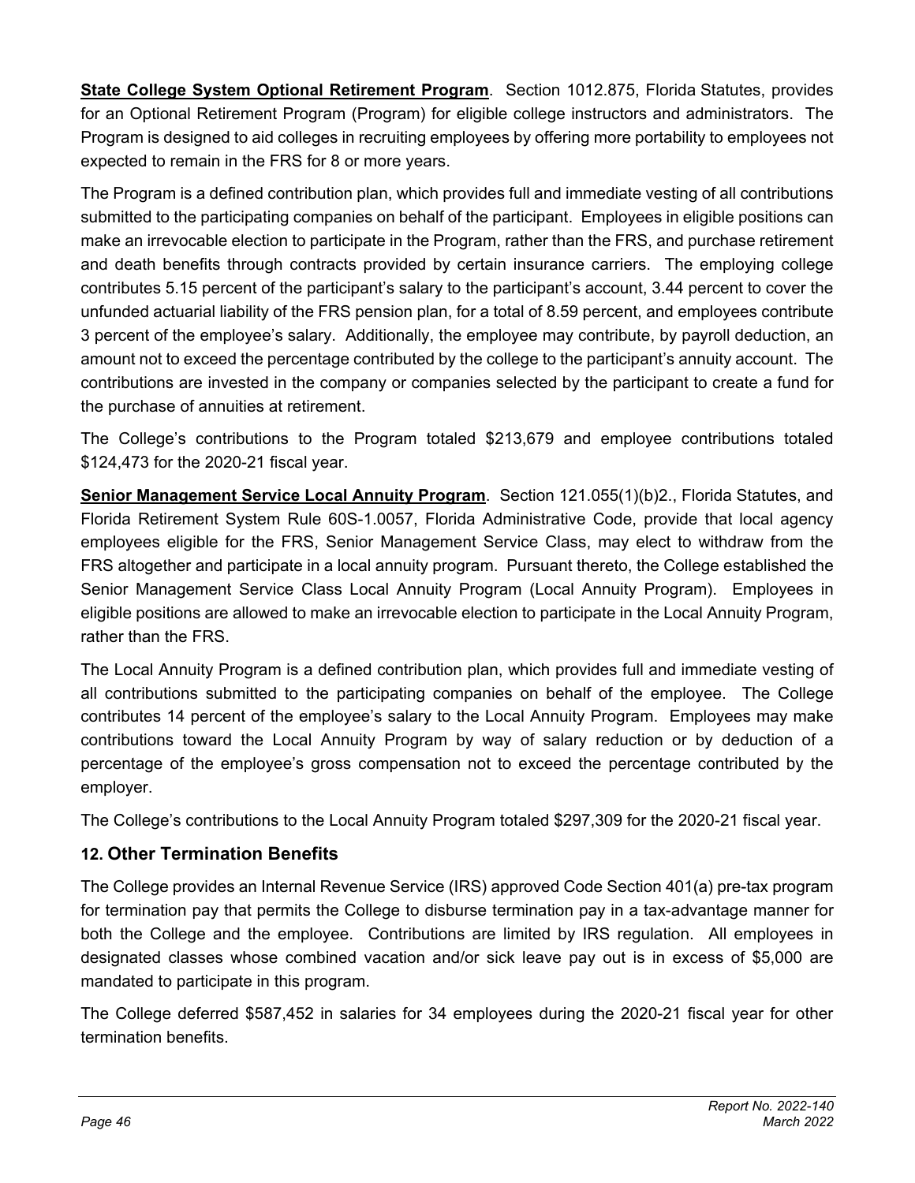**State College System Optional Retirement Program**. Section 1012.875, Florida Statutes, provides for an Optional Retirement Program (Program) for eligible college instructors and administrators. The Program is designed to aid colleges in recruiting employees by offering more portability to employees not expected to remain in the FRS for 8 or more years.

The Program is a defined contribution plan, which provides full and immediate vesting of all contributions submitted to the participating companies on behalf of the participant. Employees in eligible positions can make an irrevocable election to participate in the Program, rather than the FRS, and purchase retirement and death benefits through contracts provided by certain insurance carriers. The employing college contributes 5.15 percent of the participant's salary to the participant's account, 3.44 percent to cover the unfunded actuarial liability of the FRS pension plan, for a total of 8.59 percent, and employees contribute 3 percent of the employee's salary. Additionally, the employee may contribute, by payroll deduction, an amount not to exceed the percentage contributed by the college to the participant's annuity account. The contributions are invested in the company or companies selected by the participant to create a fund for the purchase of annuities at retirement.

The College's contributions to the Program totaled $213,679 and employee contributions totaled $124,473 for the 2020-21 fiscal year.

**Senior Management Service Local Annuity Program**. Section 121.055(1)(b)2., Florida Statutes, and Florida Retirement System Rule 60S-1.0057, Florida Administrative Code, provide that local agency employees eligible for the FRS, Senior Management Service Class, may elect to withdraw from the FRS altogether and participate in a local annuity program. Pursuant thereto, the College established the Senior Management Service Class Local Annuity Program (Local Annuity Program). Employees in eligible positions are allowed to make an irrevocable election to participate in the Local Annuity Program, rather than the FRS.

The Local Annuity Program is a defined contribution plan, which provides full and immediate vesting of all contributions submitted to the participating companies on behalf of the employee. The College contributes 14 percent of the employee's salary to the Local Annuity Program. Employees may make contributions toward the Local Annuity Program by way of salary reduction or by deduction of a percentage of the employee's gross compensation not to exceed the percentage contributed by the employer.

The College's contributions to the Local Annuity Program totaled $297,309 for the 2020-21 fiscal year.

## 12. Other Termination Benefits

The College provides an Internal Revenue Service (IRS) approved Code Section 401(a) pre-tax program for termination pay that permits the College to disburse termination pay in a tax-advantage manner for both the College and the employee. Contributions are limited by IRS regulation. All employees in designated classes whose combined vacation and/or sick leave pay out is in excess of $5,000 are mandated to participate in this program.

The College deferred $587,452 in salaries for 34 employees during the 2020-21 fiscal year for other termination benefits.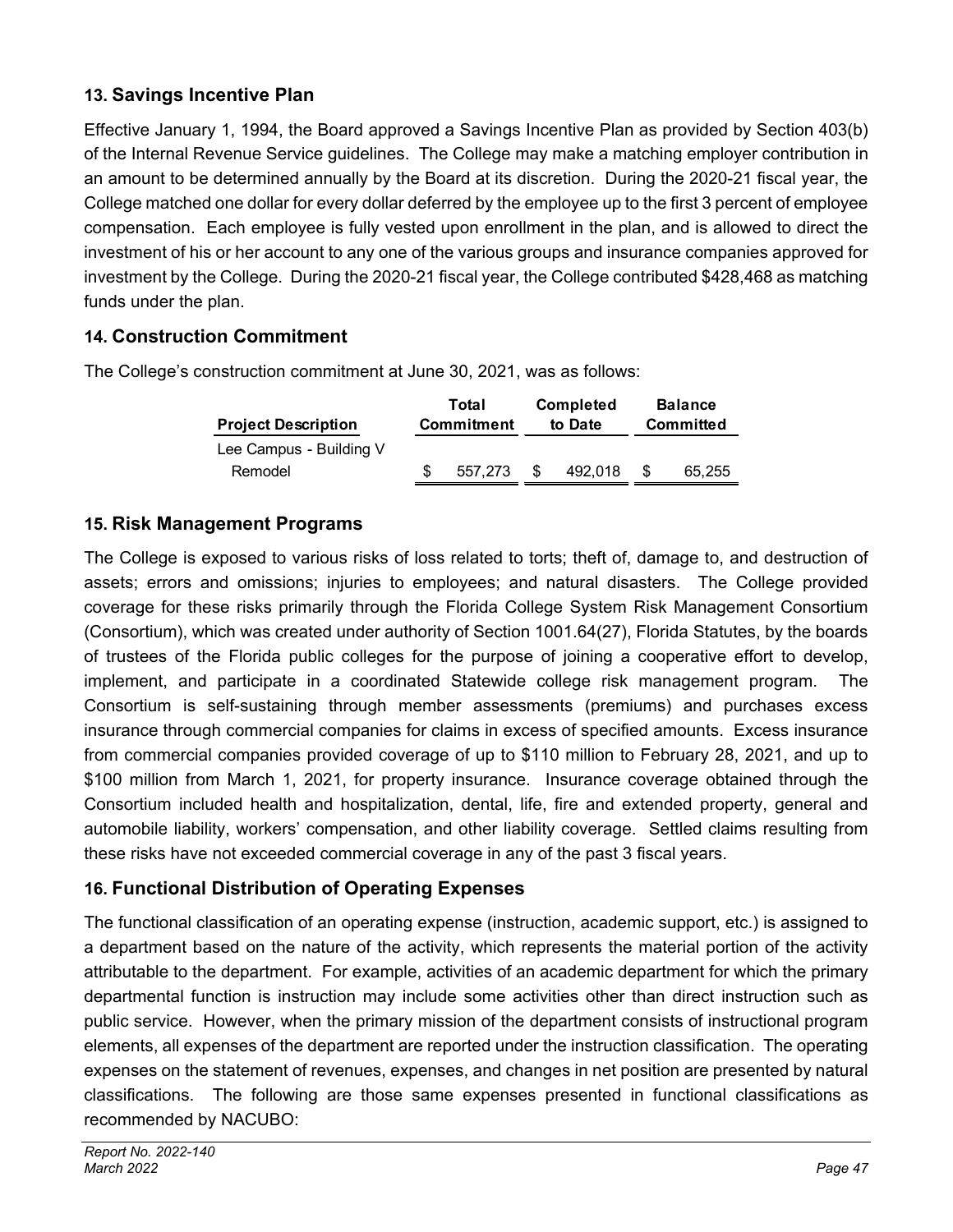## 13. Savings Incentive Plan

Effective January 1, 1994, the Board approved a Savings Incentive Plan as provided by Section 403(b) of the Internal Revenue Service guidelines. The College may make a matching employer contribution in an amount to be determined annually by the Board at its discretion. During the 2020-21 fiscal year, the College matched one dollar for every dollar deferred by the employee up to the first 3 percent of employee compensation. Each employee is fully vested upon enrollment in the plan, and is allowed to direct the investment of his or her account to any one of the various groups and insurance companies approved for investment by the College. During the 2020-21 fiscal year, the College contributed $428,468 as matching funds under the plan.

## 14. Construction Commitment

The College's construction commitment at June 30, 2021, was as follows:

| Project Description | Total Commitment | Completed to Date | Balance Committed |
|---|---|---|---|
| Lee Campus - Building V Remodel | $ 557,273 | $ 492,018 | $ 65,255 |

## 15. Risk Management Programs

The College is exposed to various risks of loss related to torts; theft of, damage to, and destruction of assets; errors and omissions; injuries to employees; and natural disasters. The College provided coverage for these risks primarily through the Florida College System Risk Management Consortium (Consortium), which was created under authority of Section 1001.64(27), Florida Statutes, by the boards of trustees of the Florida public colleges for the purpose of joining a cooperative effort to develop, implement, and participate in a coordinated Statewide college risk management program. The Consortium is self-sustaining through member assessments (premiums) and purchases excess insurance through commercial companies for claims in excess of specified amounts. Excess insurance from commercial companies provided coverage of up to $110 million to February 28, 2021, and up to $100 million from March 1, 2021, for property insurance. Insurance coverage obtained through the Consortium included health and hospitalization, dental, life, fire and extended property, general and automobile liability, workers' compensation, and other liability coverage. Settled claims resulting from these risks have not exceeded commercial coverage in any of the past 3 fiscal years.

## 16. Functional Distribution of Operating Expenses

The functional classification of an operating expense (instruction, academic support, etc.) is assigned to a department based on the nature of the activity, which represents the material portion of the activity attributable to the department. For example, activities of an academic department for which the primary departmental function is instruction may include some activities other than direct instruction such as public service. However, when the primary mission of the department consists of instructional program elements, all expenses of the department are reported under the instruction classification. The operating expenses on the statement of revenues, expenses, and changes in net position are presented by natural classifications. The following are those same expenses presented in functional classifications as recommended by NACUBO: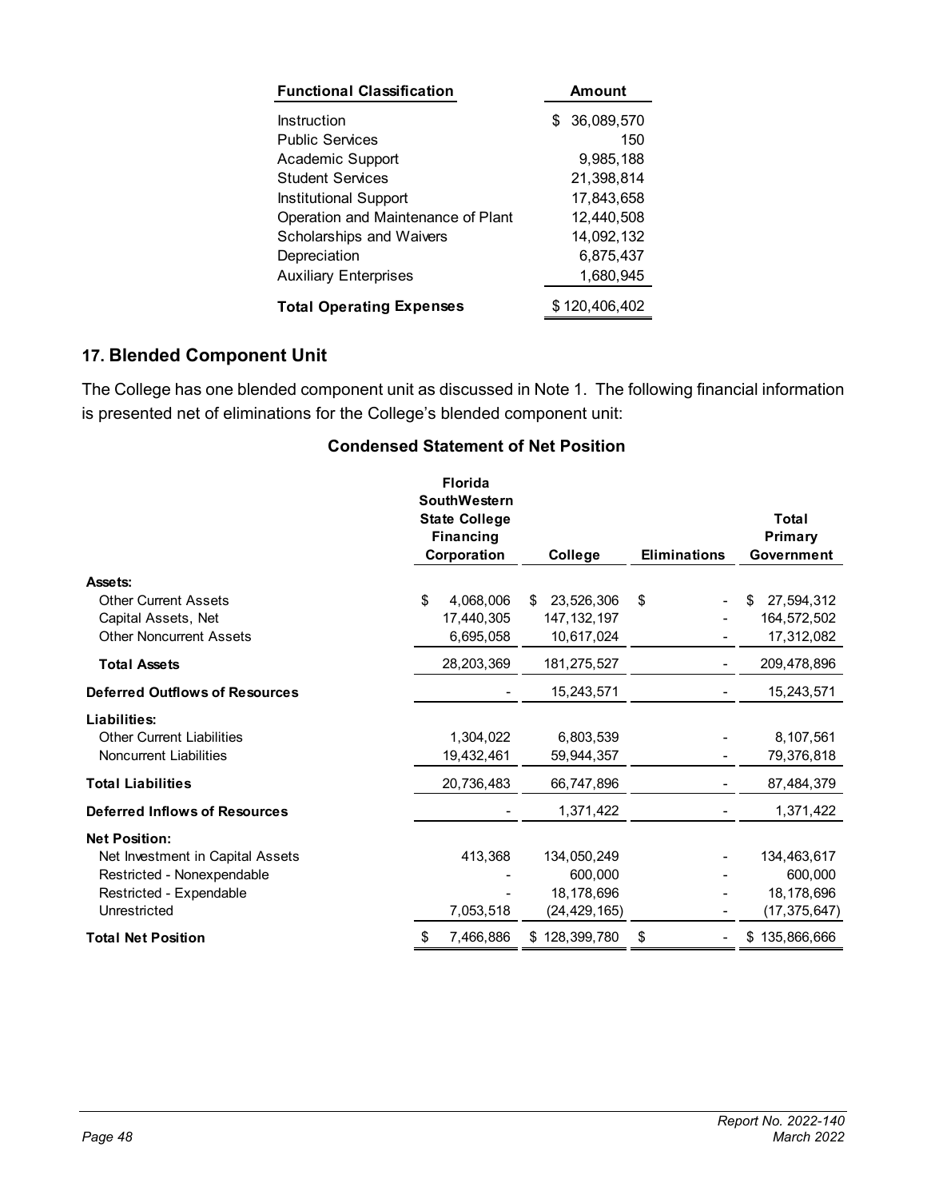| Functional Classification | Amount |
|---|---|
| Instruction | $ 36,089,570 |
| Public Services | 150 |
| Academic Support | 9,985,188 |
| Student Services | 21,398,814 |
| Institutional Support | 17,843,658 |
| Operation and Maintenance of Plant | 12,440,508 |
| Scholarships and Waivers | 14,092,132 |
| Depreciation | 6,875,437 |
| Auxiliary Enterprises | 1,680,945 |
| **Total Operating Expenses** | $ 120,406,402 |

## 17. Blended Component Unit

The College has one blended component unit as discussed in Note 1. The following financial information is presented net of eliminations for the College's blended component unit:

### Condensed Statement of Net Position

| | Florida SouthWestern State College Financing Corporation | College | Eliminations | Total Primary Government |
|---|---|---|---|---|
| **Assets:** | | | | |
| Other Current Assets | $ 4,068,006 | $ 23,526,306 | $ - | $ 27,594,312 |
| Capital Assets, Net | 17,440,305 | 147,132,197 | - | 164,572,502 |
| Other Noncurrent Assets | 6,695,058 | 10,617,024 | - | 17,312,082 |
| **Total Assets** | 28,203,369 | 181,275,527 | - | 209,478,896 |
| **Deferred Outflows of Resources** | - | 15,243,571 | - | 15,243,571 |
| **Liabilities:** | | | | |
| Other Current Liabilities | 1,304,022 | 6,803,539 | - | 8,107,561 |
| Noncurrent Liabilities | 19,432,461 | 59,944,357 | - | 79,376,818 |
| **Total Liabilities** | 20,736,483 | 66,747,896 | - | 87,484,379 |
| **Deferred Inflows of Resources** | - | 1,371,422 | - | 1,371,422 |
| **Net Position:** | | | | |
| Net Investment in Capital Assets | 413,368 | 134,050,249 | - | 134,463,617 |
| Restricted - Nonexpendable | - | 600,000 | - | 600,000 |
| Restricted - Expendable | - | 18,178,696 | - | 18,178,696 |
| Unrestricted | 7,053,518 | (24,429,165) | - | (17,375,647) |
| **Total Net Position** | $ 7,466,886 | $ 128,399,780 | $ - | $ 135,866,666 |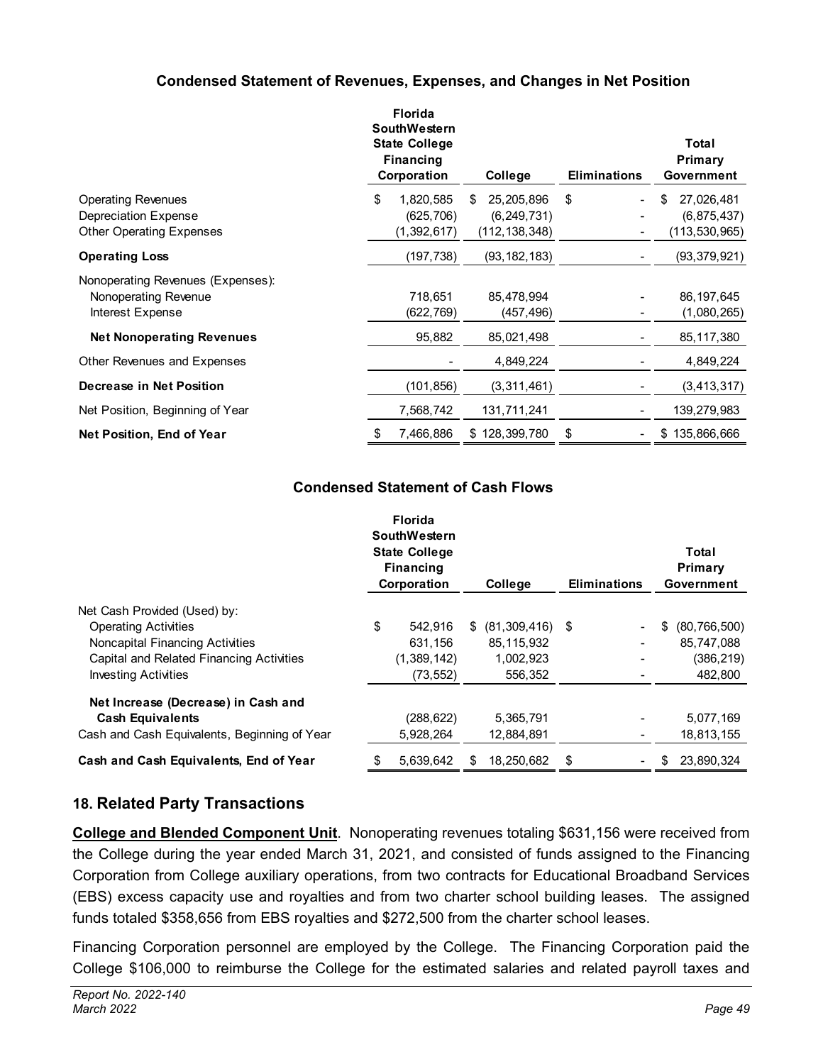**Condensed Statement of Revenues, Expenses, and Changes in Net Position**

| | Florida SouthWestern State College Financing Corporation | College | Eliminations | Total Primary Government |
|---|---|---|---|---|
| Operating Revenues | $ 1,820,585 | $ 25,205,896 | $ - | $ 27,026,481 |
| Depreciation Expense | (625,706) | (6,249,731) | - | (6,875,437) |
| Other Operating Expenses | (1,392,617) | (112,138,348) | - | (113,530,965) |
| **Operating Loss** | (197,738) | (93,182,183) | - | (93,379,921) |
| Nonoperating Revenues (Expenses): | | | | |
| Nonoperating Revenue | 718,651 | 85,478,994 | - | 86,197,645 |
| Interest Expense | (622,769) | (457,496) | - | (1,080,265) |
| **Net Nonoperating Revenues** | 95,882 | 85,021,498 | - | 85,117,380 |
| Other Revenues and Expenses | - | 4,849,224 | - | 4,849,224 |
| **Decrease in Net Position** | (101,856) | (3,311,461) | - | (3,413,317) |
| Net Position, Beginning of Year | 7,568,742 | 131,711,241 | - | 139,279,983 |
| **Net Position, End of Year** | $ 7,466,886 | $ 128,399,780 | $ - | $ 135,866,666 |

**Condensed Statement of Cash Flows**

| | Florida SouthWestern State College Financing Corporation | College | Eliminations | Total Primary Government |
|---|---|---|---|---|
| Net Cash Provided (Used) by: | | | | |
| Operating Activities | $ 542,916 | $ (81,309,416) | $ - | $ (80,766,500) |
| Noncapital Financing Activities | 631,156 | 85,115,932 | - | 85,747,088 |
| Capital and Related Financing Activities | (1,389,142) | 1,002,923 | - | (386,219) |
| Investing Activities | (73,552) | 556,352 | - | 482,800 |
| **Net Increase (Decrease) in Cash and Cash Equivalents** | (288,622) | 5,365,791 | - | 5,077,169 |
| Cash and Cash Equivalents, Beginning of Year | 5,928,264 | 12,884,891 | - | 18,813,155 |
| **Cash and Cash Equivalents, End of Year** | $ 5,639,642 | $ 18,250,682 | $ - | $ 23,890,324 |

## 18. Related Party Transactions

**College and Blended Component Unit**. Nonoperating revenues totaling $631,156 were received from the College during the year ended March 31, 2021, and consisted of funds assigned to the Financing Corporation from College auxiliary operations, from two contracts for Educational Broadband Services (EBS) excess capacity use and royalties and from two charter school building leases. The assigned funds totaled $358,656 from EBS royalties and $272,500 from the charter school leases.

Financing Corporation personnel are employed by the College. The Financing Corporation paid the College $106,000 to reimburse the College for the estimated salaries and related payroll taxes and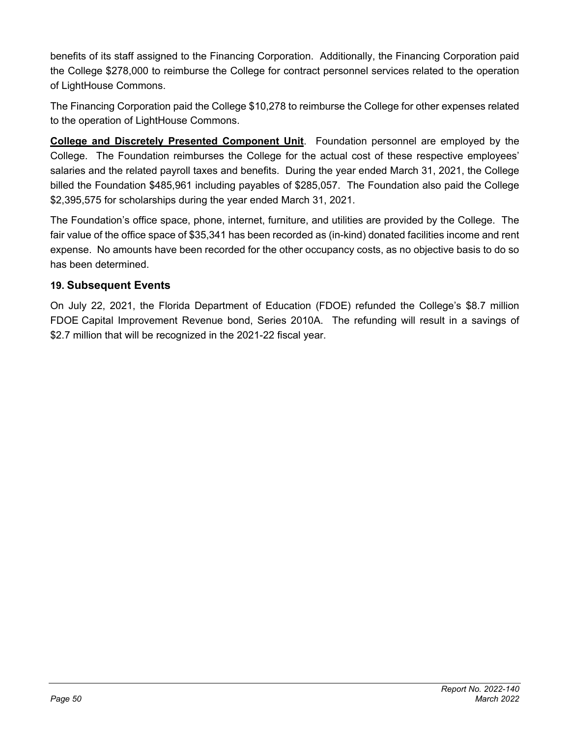benefits of its staff assigned to the Financing Corporation. Additionally, the Financing Corporation paid the College $278,000 to reimburse the College for contract personnel services related to the operation of LightHouse Commons.

The Financing Corporation paid the College $10,278 to reimburse the College for other expenses related to the operation of LightHouse Commons.

**College and Discretely Presented Component Unit**. Foundation personnel are employed by the College. The Foundation reimburses the College for the actual cost of these respective employees' salaries and the related payroll taxes and benefits. During the year ended March 31, 2021, the College billed the Foundation $485,961 including payables of $285,057. The Foundation also paid the College $2,395,575 for scholarships during the year ended March 31, 2021.

The Foundation's office space, phone, internet, furniture, and utilities are provided by the College. The fair value of the office space of $35,341 has been recorded as (in-kind) donated facilities income and rent expense. No amounts have been recorded for the other occupancy costs, as no objective basis to do so has been determined.

### 19. Subsequent Events

On July 22, 2021, the Florida Department of Education (FDOE) refunded the College's $8.7 million FDOE Capital Improvement Revenue bond, Series 2010A. The refunding will result in a savings of $2.7 million that will be recognized in the 2021-22 fiscal year.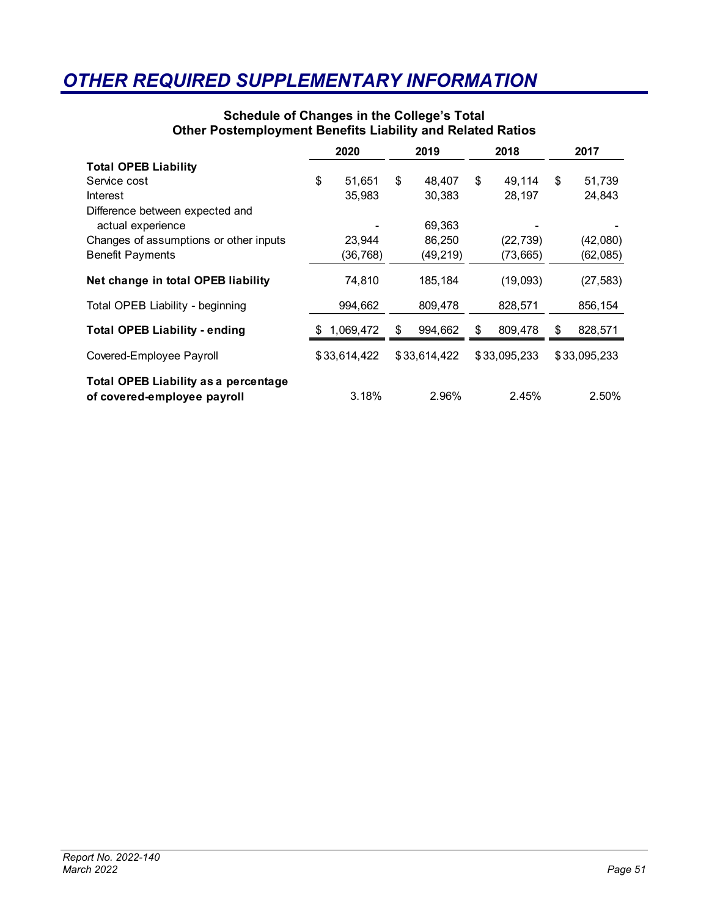# OTHER REQUIRED SUPPLEMENTARY INFORMATION

### Schedule of Changes in the College's Total Other Postemployment Benefits Liability and Related Ratios

| | 2020 | 2019 | 2018 | 2017 |
|---|---|---|---|---|
| **Total OPEB Liability** | | | | |
| Service cost | $ 51,651 | $ 48,407 | $ 49,114 | $ 51,739 |
| Interest | 35,983 | 30,383 | 28,197 | 24,843 |
| Difference between expected and actual experience | - | 69,363 | - | - |
| Changes of assumptions or other inputs | 23,944 | 86,250 | (22,739) | (42,080) |
| Benefit Payments | (36,768) | (49,219) | (73,665) | (62,085) |
| **Net change in total OPEB liability** | 74,810 | 185,184 | (19,093) | (27,583) |
| Total OPEB Liability - beginning | 994,662 | 809,478 | 828,571 | 856,154 |
| **Total OPEB Liability - ending** | $ 1,069,472 | $ 994,662 | $ 809,478 | $ 828,571 |
| Covered-Employee Payroll | $ 33,614,422 | $ 33,614,422 | $ 33,095,233 | $ 33,095,233 |
| **Total OPEB Liability as a percentage of covered-employee payroll** | 3.18% | 2.96% | 2.45% | 2.50% |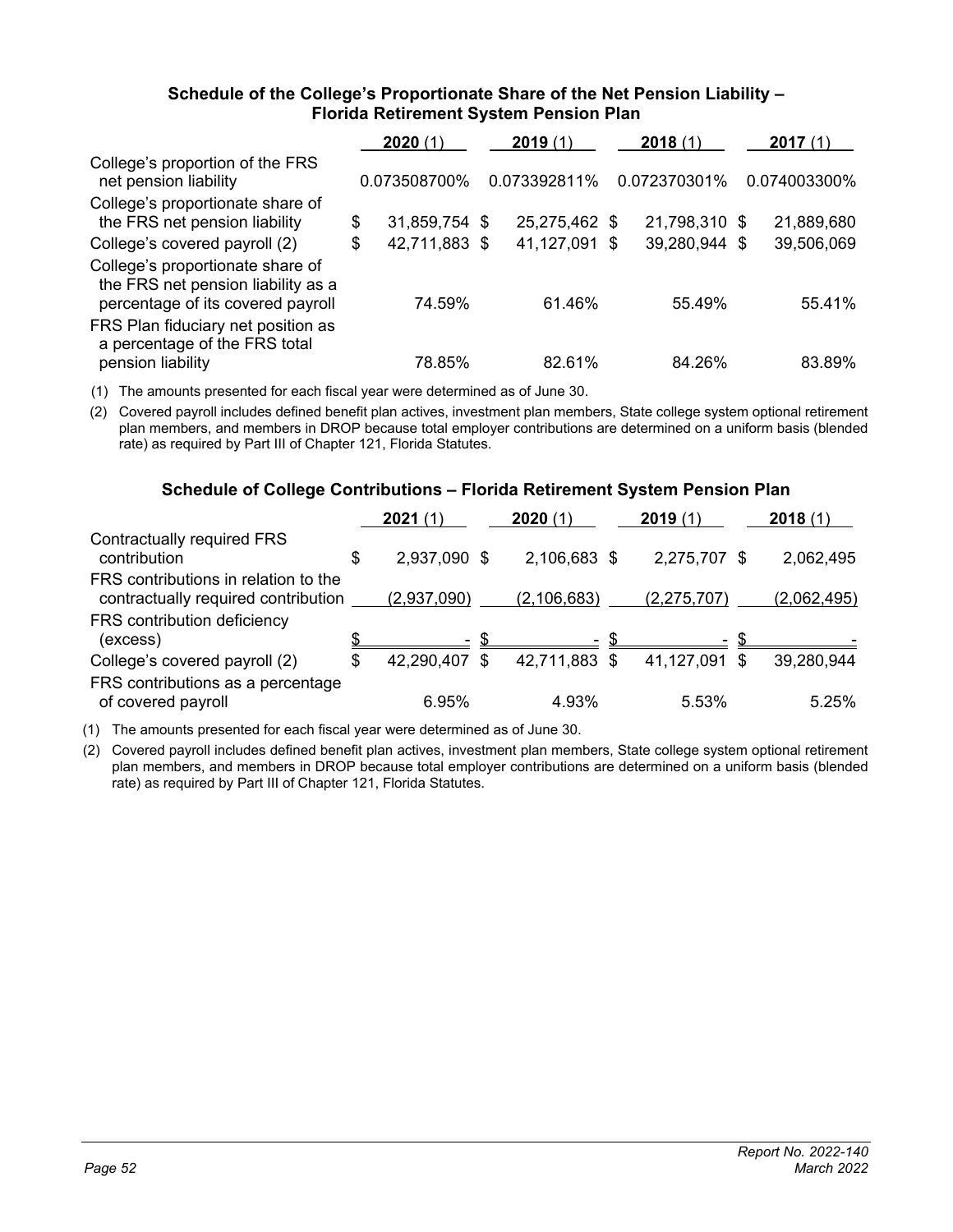### Schedule of the College's Proportionate Share of the Net Pension Liability – Florida Retirement System Pension Plan

| | 2020 (1) | 2019 (1) | 2018 (1) | 2017 (1) |
|---|---|---|---|---|
| College's proportion of the FRS net pension liability | 0.073508700% | 0.073392811% | 0.072370301% | 0.074003300% |
| College's proportionate share of the FRS net pension liability | $ 31,859,754 | $ 25,275,462 | $ 21,798,310 | $ 21,889,680 |
| College's covered payroll (2) | $ 42,711,883 | $ 41,127,091 | $ 39,280,944 | $ 39,506,069 |
| College's proportionate share of the FRS net pension liability as a percentage of its covered payroll | 74.59% | 61.46% | 55.49% | 55.41% |
| FRS Plan fiduciary net position as a percentage of the FRS total pension liability | 78.85% | 82.61% | 84.26% | 83.89% |

(1) The amounts presented for each fiscal year were determined as of June 30.

(2) Covered payroll includes defined benefit plan actives, investment plan members, State college system optional retirement plan members, and members in DROP because total employer contributions are determined on a uniform basis (blended rate) as required by Part III of Chapter 121, Florida Statutes.

### Schedule of College Contributions – Florida Retirement System Pension Plan

| | 2021 (1) | 2020 (1) | 2019 (1) | 2018 (1) |
|---|---|---|---|---|
| Contractually required FRS contribution | $ 2,937,090 | $ 2,106,683 | $ 2,275,707 | $ 2,062,495 |
| FRS contributions in relation to the contractually required contribution | (2,937,090) | (2,106,683) | (2,275,707) | (2,062,495) |
| FRS contribution deficiency (excess) | $ - | $ - | $ - | $ - |
| College's covered payroll (2) | $ 42,290,407 | $ 42,711,883 | $ 41,127,091 | $ 39,280,944 |
| FRS contributions as a percentage of covered payroll | 6.95% | 4.93% | 5.53% | 5.25% |

(1) The amounts presented for each fiscal year were determined as of June 30.

(2) Covered payroll includes defined benefit plan actives, investment plan members, State college system optional retirement plan members, and members in DROP because total employer contributions are determined on a uniform basis (blended rate) as required by Part III of Chapter 121, Florida Statutes.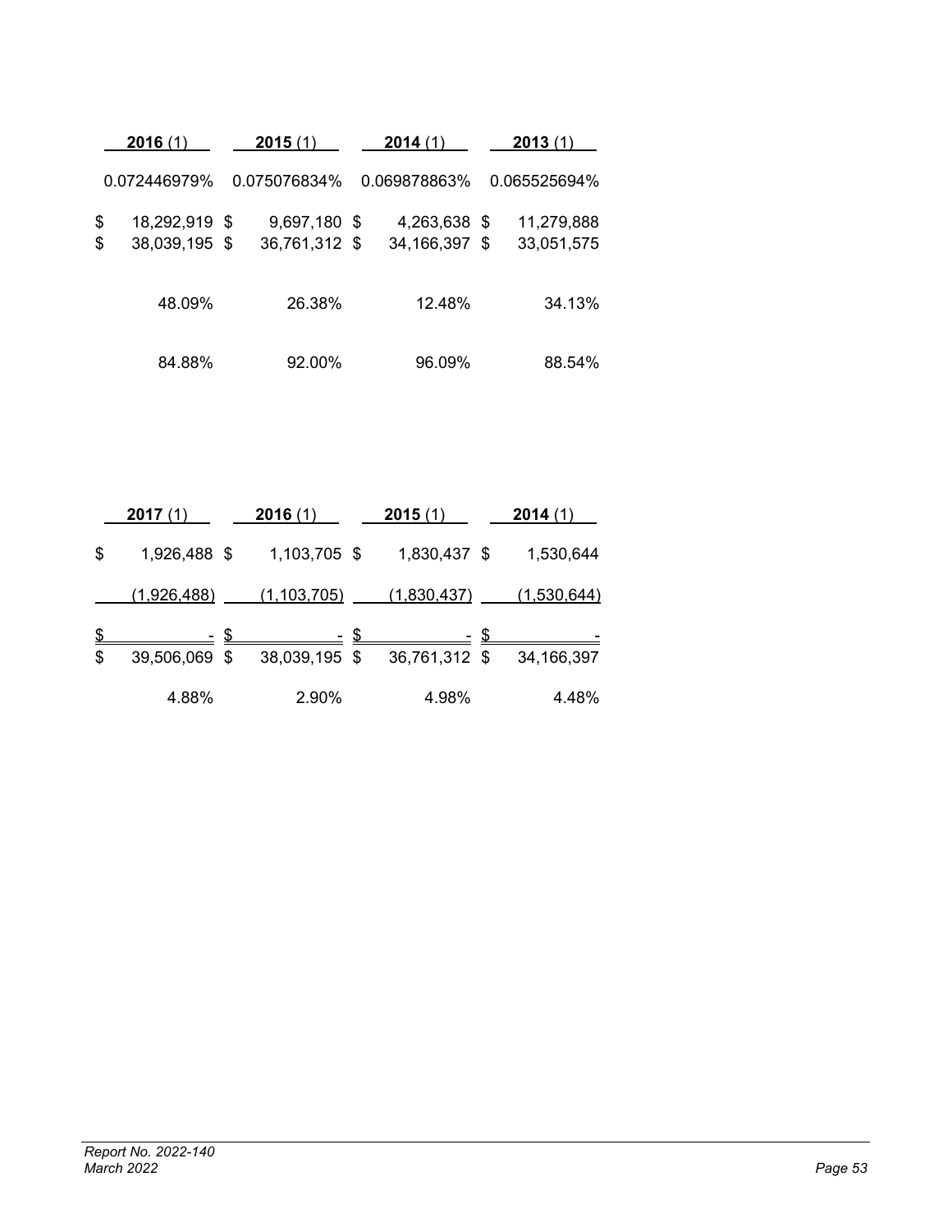| 2016 (1) | 2015 (1) | 2014 (1) | 2013 (1) |
|---|---|---|---|
| 0.072446979% | 0.075076834% | 0.069878863% | 0.065525694% |
| $ 18,292,919 | $ 9,697,180 | $ 4,263,638 | $ 11,279,888 |
| $ 38,039,195 | $ 36,761,312 | $ 34,166,397 | $ 33,051,575 |
| 48.09% | 26.38% | 12.48% | 34.13% |
| 84.88% | 92.00% | 96.09% | 88.54% |

| 2017 (1) | 2016 (1) | 2015 (1) | 2014 (1) |
|---|---|---|---|
| $ 1,926,488 | $ 1,103,705 | $ 1,830,437 | $ 1,530,644 |
| (1,926,488) | (1,103,705) | (1,830,437) | (1,530,644) |
| $ - | $ - | $ - | $ - |
| $ 39,506,069 | $ 38,039,195 | $ 36,761,312 | $ 34,166,397 |
| 4.88% | 2.90% | 4.98% | 4.48% |

Report No. 2022-140
March 2022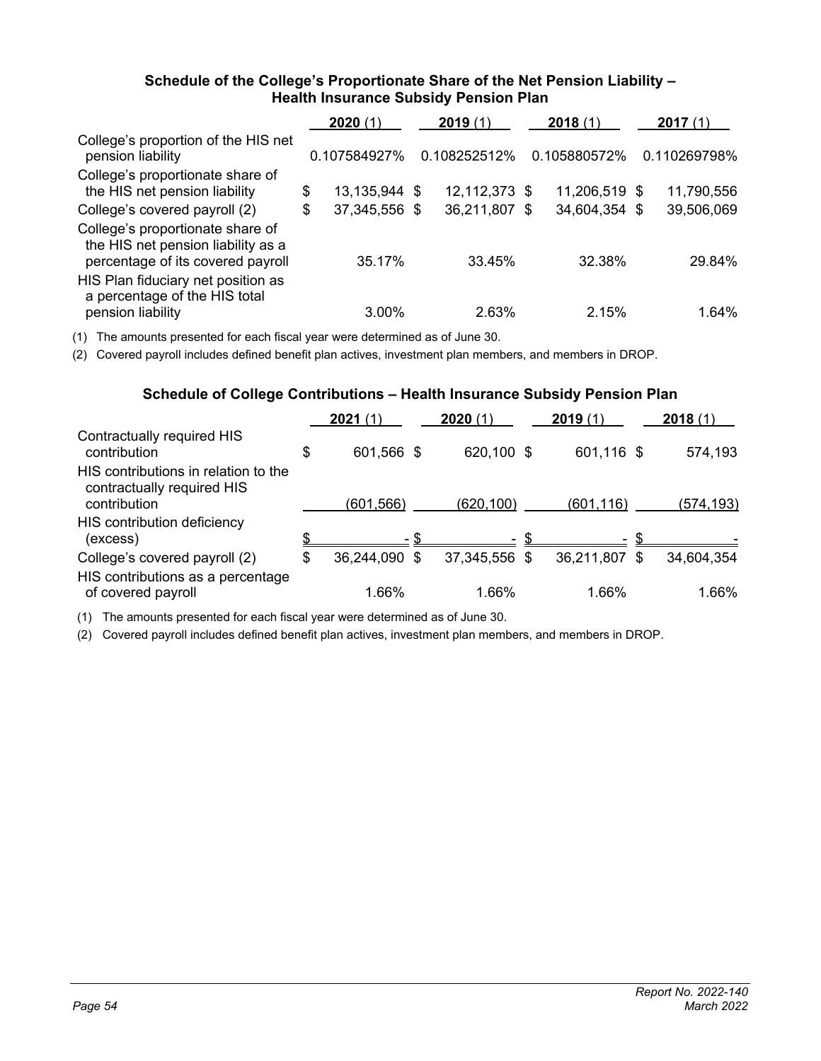### Schedule of the College's Proportionate Share of the Net Pension Liability – Health Insurance Subsidy Pension Plan

| | **2020** (1) | **2019** (1) | **2018** (1) | **2017** (1) |
|---|---|---|---|---|
| College's proportion of the HIS net pension liability | 0.107584927% | 0.108252512% | 0.105880572% | 0.110269798% |
| College's proportionate share of the HIS net pension liability | $ 13,135,944 | $ 12,112,373 | $ 11,206,519 | $ 11,790,556 |
| College's covered payroll (2) | $ 37,345,556 | $ 36,211,807 | $ 34,604,354 | $ 39,506,069 |
| College's proportionate share of the HIS net pension liability as a percentage of its covered payroll | 35.17% | 33.45% | 32.38% | 29.84% |
| HIS Plan fiduciary net position as a percentage of the HIS total pension liability | 3.00% | 2.63% | 2.15% | 1.64% |

(1) The amounts presented for each fiscal year were determined as of June 30.

(2) Covered payroll includes defined benefit plan actives, investment plan members, and members in DROP.

### Schedule of College Contributions – Health Insurance Subsidy Pension Plan

| | **2021** (1) | **2020** (1) | **2019** (1) | **2018** (1) |
|---|---|---|---|---|
| Contractually required HIS contribution | $ 601,566 | $ 620,100 | $ 601,116 | $ 574,193 |
| HIS contributions in relation to the contractually required HIS contribution | (601,566) | (620,100) | (601,116) | (574,193) |
| HIS contribution deficiency (excess) | $ - | $ - | $ - | $ - |
| College's covered payroll (2) | $ 36,244,090 | $ 37,345,556 | $ 36,211,807 | $ 34,604,354 |
| HIS contributions as a percentage of covered payroll | 1.66% | 1.66% | 1.66% | 1.66% |

(1) The amounts presented for each fiscal year were determined as of June 30.

(2) Covered payroll includes defined benefit plan actives, investment plan members, and members in DROP.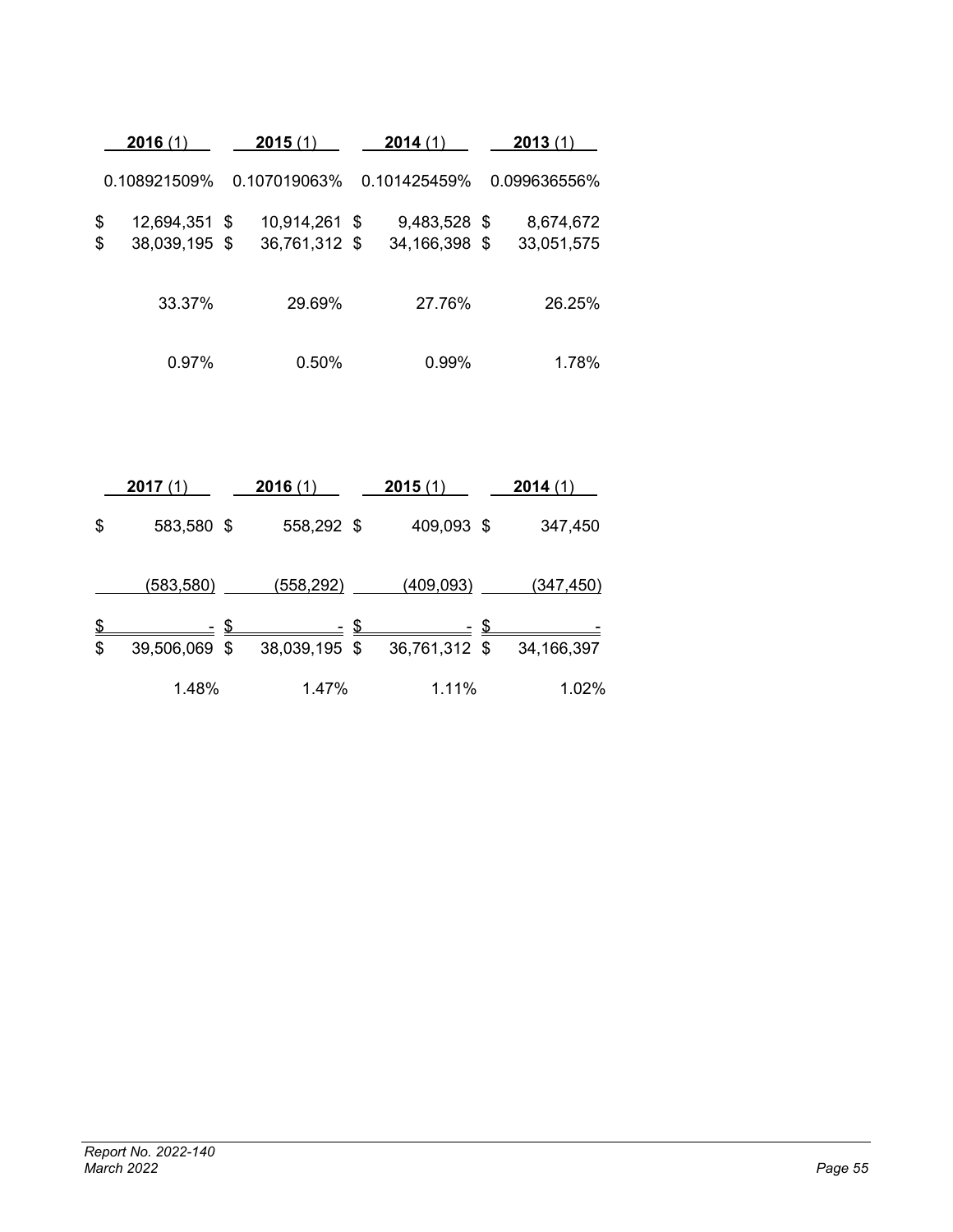| 2016 (1) | 2015 (1) | 2014 (1) | 2013 (1) |
|---|---|---|---|
| 0.108921509% | 0.107019063% | 0.101425459% | 0.099636556% |
| $ 12,694,351 | $ 10,914,261 | $ 9,483,528 | $ 8,674,672 |
| $ 38,039,195 | $ 36,761,312 | $ 34,166,398 | $ 33,051,575 |
| 33.37% | 29.69% | 27.76% | 26.25% |
| 0.97% | 0.50% | 0.99% | 1.78% |

| 2017 (1) | 2016 (1) | 2015 (1) | 2014 (1) |
|---|---|---|---|
| $ 583,580 | $ 558,292 | $ 409,093 | $ 347,450 |
| (583,580) | (558,292) | (409,093) | (347,450) |
| $ - | $ - | $ - | $ - |
| $ 39,506,069 | $ 38,039,195 | $ 36,761,312 | $ 34,166,397 |
| 1.48% | 1.47% | 1.11% | 1.02% |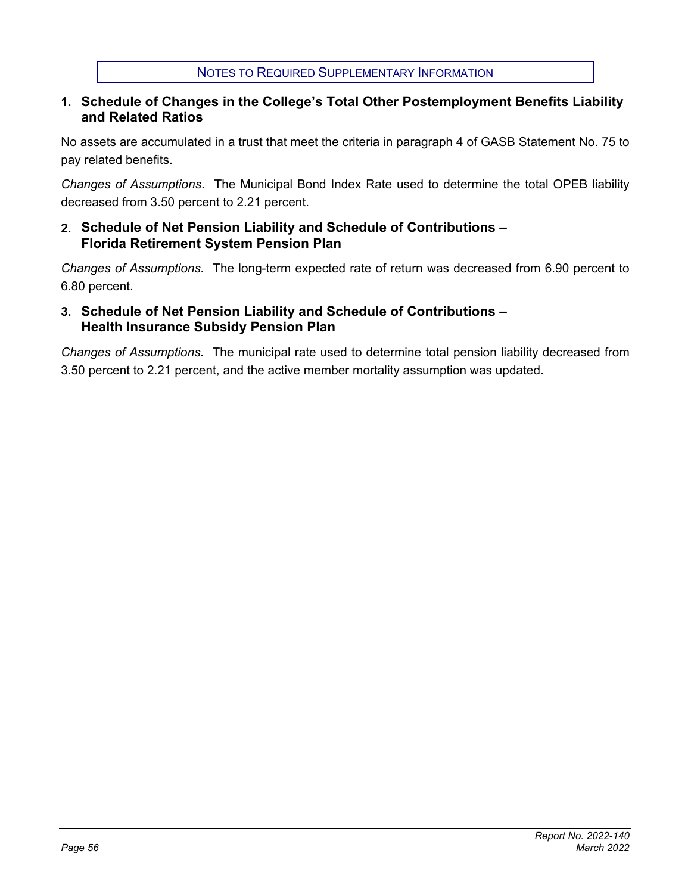## NOTES TO REQUIRED SUPPLEMENTARY INFORMATION

### 1. Schedule of Changes in the College's Total Other Postemployment Benefits Liability and Related Ratios

No assets are accumulated in a trust that meet the criteria in paragraph 4 of GASB Statement No. 75 to pay related benefits.

*Changes of Assumptions*. The Municipal Bond Index Rate used to determine the total OPEB liability decreased from 3.50 percent to 2.21 percent.

### 2. Schedule of Net Pension Liability and Schedule of Contributions – Florida Retirement System Pension Plan

*Changes of Assumptions.* The long-term expected rate of return was decreased from 6.90 percent to 6.80 percent.

### 3. Schedule of Net Pension Liability and Schedule of Contributions – Health Insurance Subsidy Pension Plan

*Changes of Assumptions.* The municipal rate used to determine total pension liability decreased from 3.50 percent to 2.21 percent, and the active member mortality assumption was updated.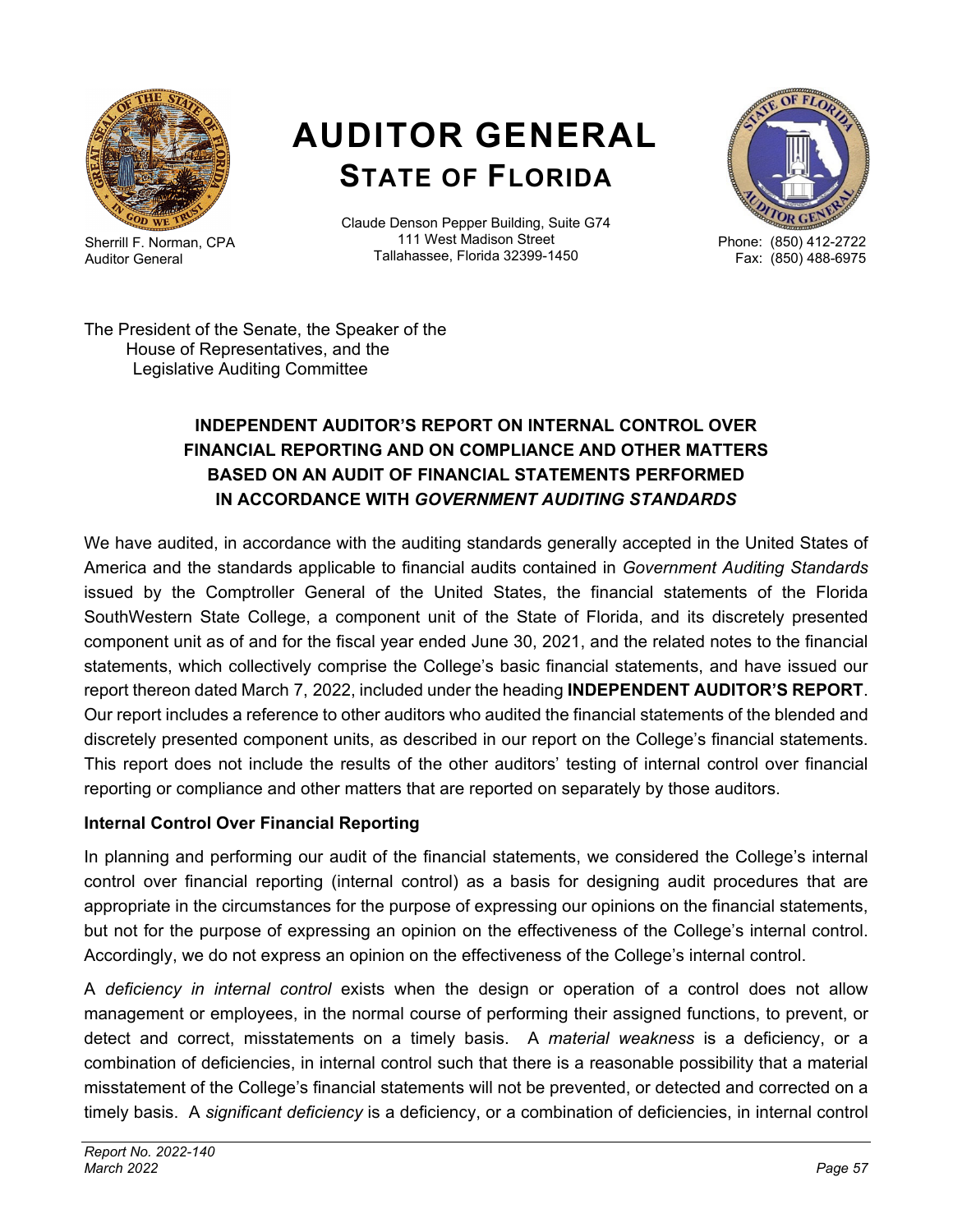# AUDITOR GENERAL
## STATE OF FLORIDA

Sherrill F. Norman, CPA
Auditor General

Claude Denson Pepper Building, Suite G74
111 West Madison Street
Tallahassee, Florida 32399-1450

Phone: (850) 412-2722
Fax: (850) 488-6975

The President of the Senate, the Speaker of the
House of Representatives, and the
Legislative Auditing Committee

### INDEPENDENT AUDITOR'S REPORT ON INTERNAL CONTROL OVER FINANCIAL REPORTING AND ON COMPLIANCE AND OTHER MATTERS BASED ON AN AUDIT OF FINANCIAL STATEMENTS PERFORMED IN ACCORDANCE WITH *GOVERNMENT AUDITING STANDARDS*

We have audited, in accordance with the auditing standards generally accepted in the United States of America and the standards applicable to financial audits contained in *Government Auditing Standards* issued by the Comptroller General of the United States, the financial statements of the Florida SouthWestern State College, a component unit of the State of Florida, and its discretely presented component unit as of and for the fiscal year ended June 30, 2021, and the related notes to the financial statements, which collectively comprise the College's basic financial statements, and have issued our report thereon dated March 7, 2022, included under the heading **INDEPENDENT AUDITOR'S REPORT**. Our report includes a reference to other auditors who audited the financial statements of the blended and discretely presented component units, as described in our report on the College's financial statements. This report does not include the results of the other auditors' testing of internal control over financial reporting or compliance and other matters that are reported on separately by those auditors.

**Internal Control Over Financial Reporting**

In planning and performing our audit of the financial statements, we considered the College's internal control over financial reporting (internal control) as a basis for designing audit procedures that are appropriate in the circumstances for the purpose of expressing our opinions on the financial statements, but not for the purpose of expressing an opinion on the effectiveness of the College's internal control. Accordingly, we do not express an opinion on the effectiveness of the College's internal control.

A *deficiency in internal control* exists when the design or operation of a control does not allow management or employees, in the normal course of performing their assigned functions, to prevent, or detect and correct, misstatements on a timely basis. A *material weakness* is a deficiency, or a combination of deficiencies, in internal control such that there is a reasonable possibility that a material misstatement of the College's financial statements will not be prevented, or detected and corrected on a timely basis. A *significant deficiency* is a deficiency, or a combination of deficiencies, in internal control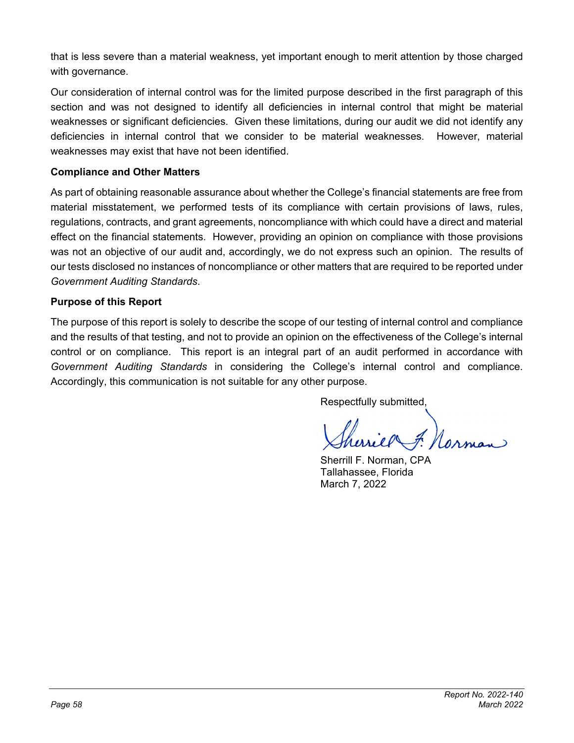that is less severe than a material weakness, yet important enough to merit attention by those charged with governance.

Our consideration of internal control was for the limited purpose described in the first paragraph of this section and was not designed to identify all deficiencies in internal control that might be material weaknesses or significant deficiencies. Given these limitations, during our audit we did not identify any deficiencies in internal control that we consider to be material weaknesses. However, material weaknesses may exist that have not been identified.

**Compliance and Other Matters**

As part of obtaining reasonable assurance about whether the College's financial statements are free from material misstatement, we performed tests of its compliance with certain provisions of laws, rules, regulations, contracts, and grant agreements, noncompliance with which could have a direct and material effect on the financial statements. However, providing an opinion on compliance with those provisions was not an objective of our audit and, accordingly, we do not express such an opinion. The results of our tests disclosed no instances of noncompliance or other matters that are required to be reported under *Government Auditing Standards*.

**Purpose of this Report**

The purpose of this report is solely to describe the scope of our testing of internal control and compliance and the results of that testing, and not to provide an opinion on the effectiveness of the College's internal control or on compliance. This report is an integral part of an audit performed in accordance with *Government Auditing Standards* in considering the College's internal control and compliance. Accordingly, this communication is not suitable for any other purpose.

Respectfully submitted,

Sherrill F. Norman, CPA
Tallahassee, Florida
March 7, 2022